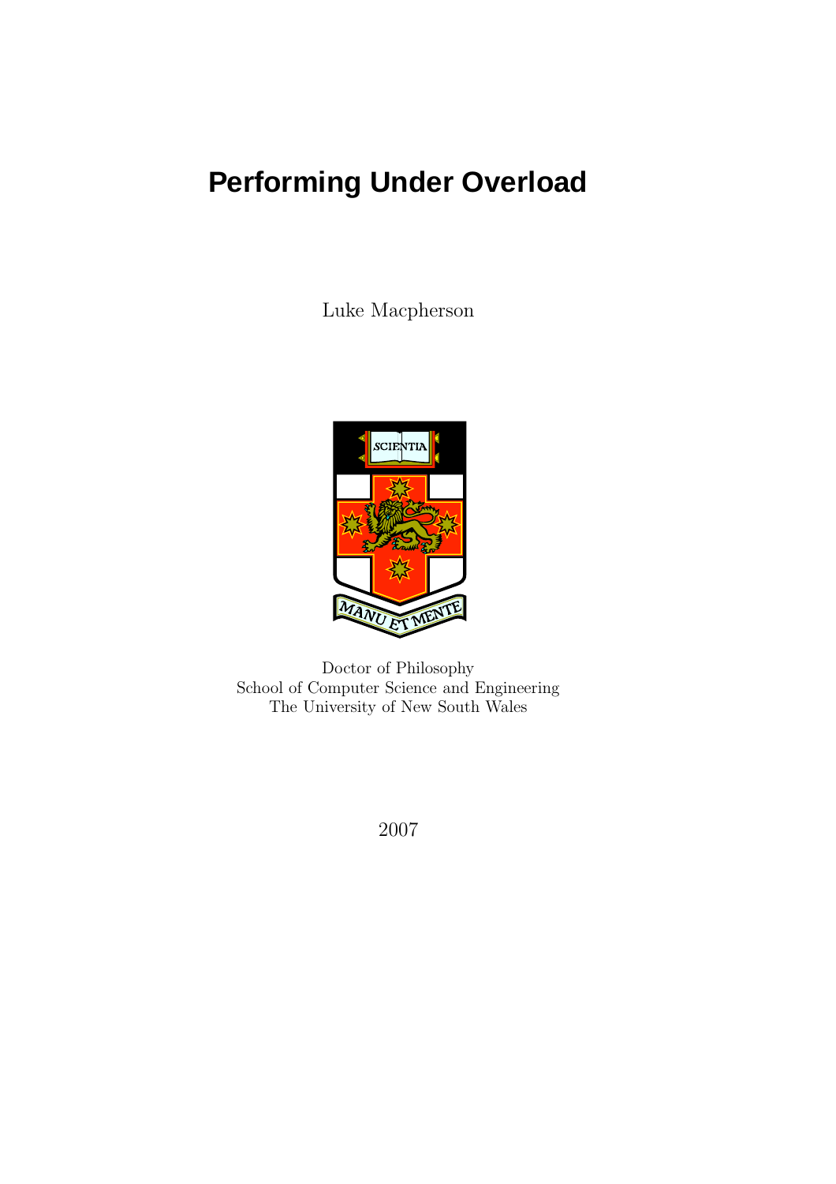# Performing Under Overload

Luke Macpherson

Doctor of Philosophy
School of Computer Science and Engineering
The University of New South Wales

2007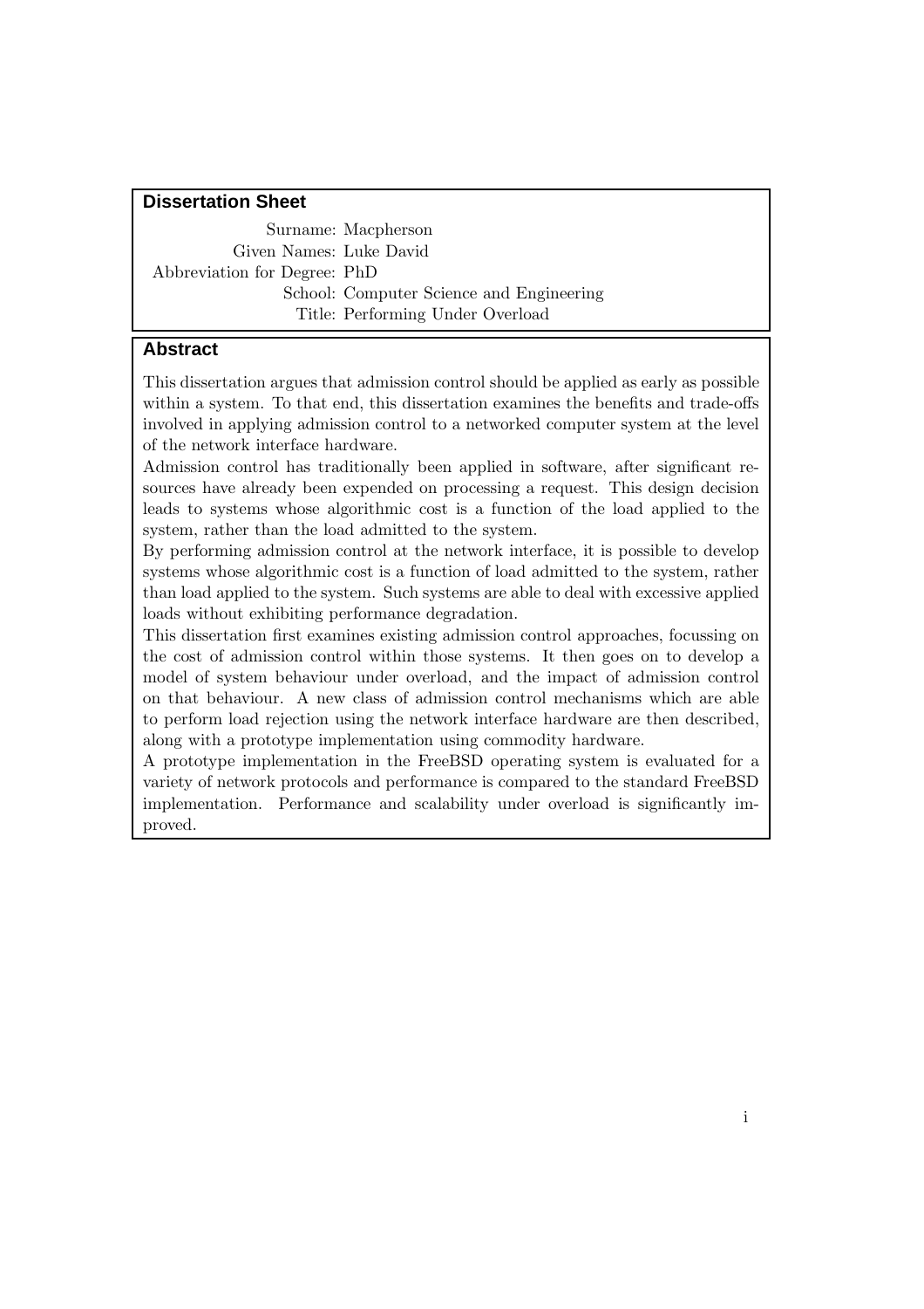## Dissertation Sheet

Surname: Macpherson
Given Names: Luke David
Abbreviation for Degree: PhD
School: Computer Science and Engineering
Title: Performing Under Overload

## Abstract

This dissertation argues that admission control should be applied as early as possible within a system. To that end, this dissertation examines the benefits and trade-offs involved in applying admission control to a networked computer system at the level of the network interface hardware.

Admission control has traditionally been applied in software, after significant resources have already been expended on processing a request. This design decision leads to systems whose algorithmic cost is a function of the load applied to the system, rather than the load admitted to the system.

By performing admission control at the network interface, it is possible to develop systems whose algorithmic cost is a function of load admitted to the system, rather than load applied to the system. Such systems are able to deal with excessive applied loads without exhibiting performance degradation.

This dissertation first examines existing admission control approaches, focussing on the cost of admission control within those systems. It then goes on to develop a model of system behaviour under overload, and the impact of admission control on that behaviour. A new class of admission control mechanisms which are able to perform load rejection using the network interface hardware are then described, along with a prototype implementation using commodity hardware.

A prototype implementation in the FreeBSD operating system is evaluated for a variety of network protocols and performance is compared to the standard FreeBSD implementation. Performance and scalability under overload is significantly improved.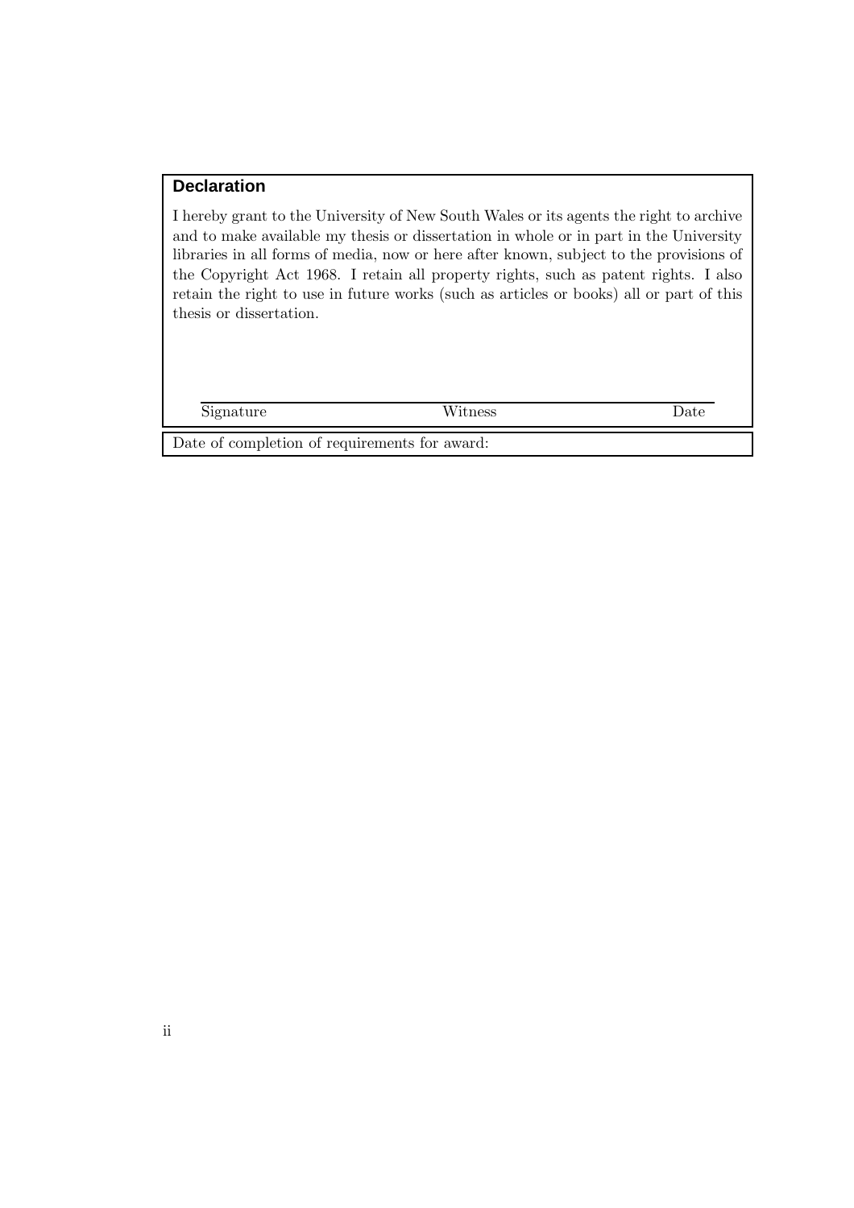## Declaration

I hereby grant to the University of New South Wales or its agents the right to archive and to make available my thesis or dissertation in whole or in part in the University libraries in all forms of media, now or here after known, subject to the provisions of the Copyright Act 1968. I retain all property rights, such as patent rights. I also retain the right to use in future works (such as articles or books) all or part of this thesis or dissertation.

Signature &emsp;&emsp;&emsp;&emsp; Witness &emsp;&emsp;&emsp;&emsp; Date

Date of completion of requirements for award: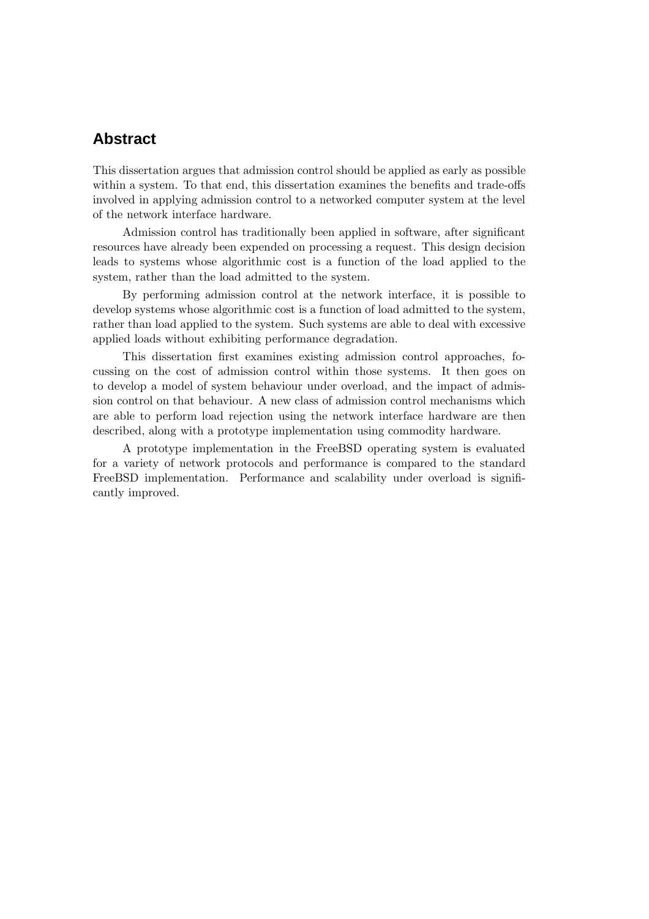## Abstract

This dissertation argues that admission control should be applied as early as possible within a system. To that end, this dissertation examines the benefits and trade-offs involved in applying admission control to a networked computer system at the level of the network interface hardware.

Admission control has traditionally been applied in software, after significant resources have already been expended on processing a request. This design decision leads to systems whose algorithmic cost is a function of the load applied to the system, rather than the load admitted to the system.

By performing admission control at the network interface, it is possible to develop systems whose algorithmic cost is a function of load admitted to the system, rather than load applied to the system. Such systems are able to deal with excessive applied loads without exhibiting performance degradation.

This dissertation first examines existing admission control approaches, focussing on the cost of admission control within those systems. It then goes on to develop a model of system behaviour under overload, and the impact of admission control on that behaviour. A new class of admission control mechanisms which are able to perform load rejection using the network interface hardware are then described, along with a prototype implementation using commodity hardware.

A prototype implementation in the FreeBSD operating system is evaluated for a variety of network protocols and performance is compared to the standard FreeBSD implementation. Performance and scalability under overload is significantly improved.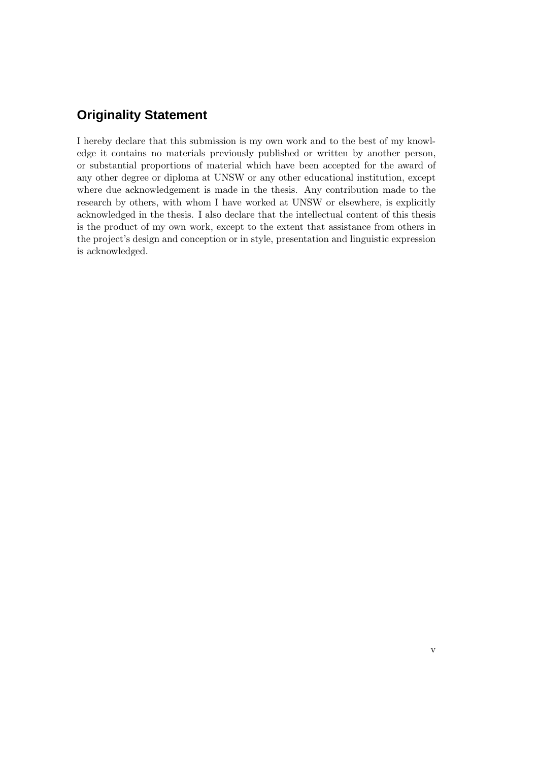## Originality Statement

I hereby declare that this submission is my own work and to the best of my knowledge it contains no materials previously published or written by another person, or substantial proportions of material which have been accepted for the award of any other degree or diploma at UNSW or any other educational institution, except where due acknowledgement is made in the thesis. Any contribution made to the research by others, with whom I have worked at UNSW or elsewhere, is explicitly acknowledged in the thesis. I also declare that the intellectual content of this thesis is the product of my own work, except to the extent that assistance from others in the project's design and conception or in style, presentation and linguistic expression is acknowledged.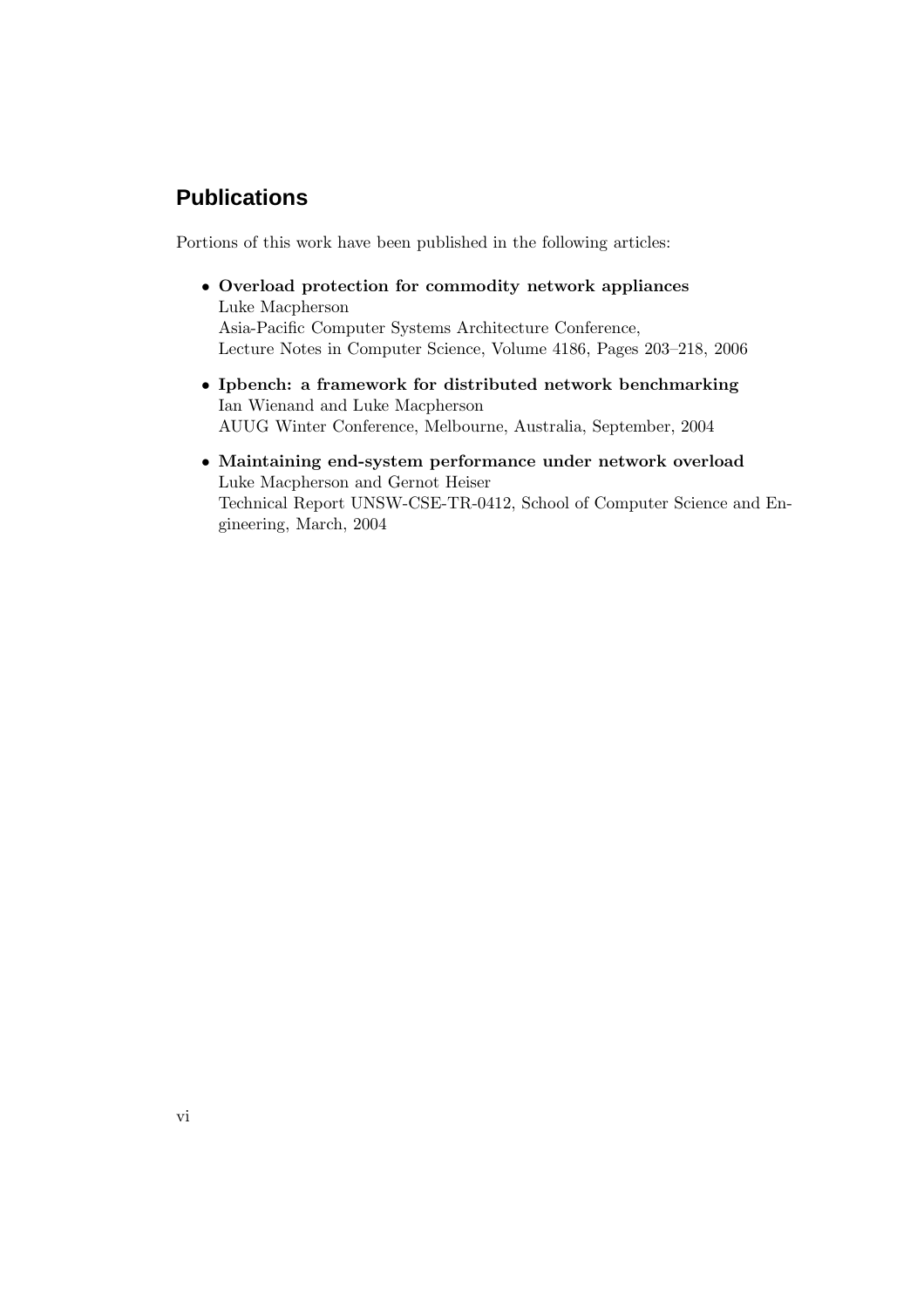## Publications

Portions of this work have been published in the following articles:

- **Overload protection for commodity network appliances**
  Luke Macpherson
  Asia-Pacific Computer Systems Architecture Conference,
  Lecture Notes in Computer Science, Volume 4186, Pages 203–218, 2006

- **Ipbench: a framework for distributed network benchmarking**
  Ian Wienand and Luke Macpherson
  AUUG Winter Conference, Melbourne, Australia, September, 2004

- **Maintaining end-system performance under network overload**
  Luke Macpherson and Gernot Heiser
  Technical Report UNSW-CSE-TR-0412, School of Computer Science and Engineering, March, 2004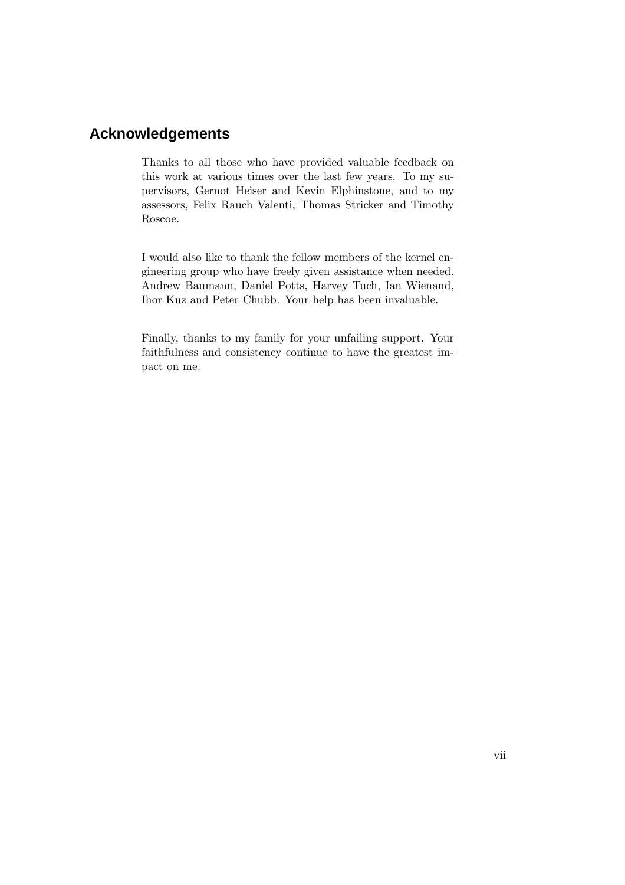## Acknowledgements

Thanks to all those who have provided valuable feedback on this work at various times over the last few years. To my supervisors, Gernot Heiser and Kevin Elphinstone, and to my assessors, Felix Rauch Valenti, Thomas Stricker and Timothy Roscoe.

I would also like to thank the fellow members of the kernel engineering group who have freely given assistance when needed. Andrew Baumann, Daniel Potts, Harvey Tuch, Ian Wienand, Ihor Kuz and Peter Chubb. Your help has been invaluable.

Finally, thanks to my family for your unfailing support. Your faithfulness and consistency continue to have the greatest impact on me.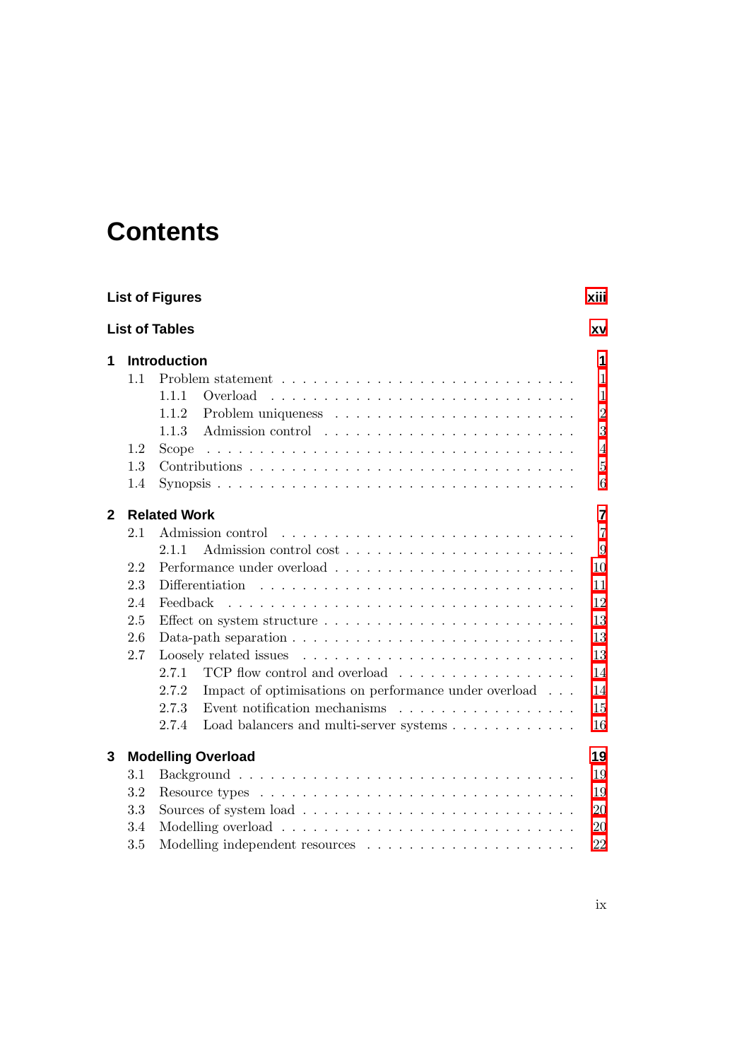# Contents

**List of Figures** xiii

**List of Tables** xv

**1 Introduction** 1

- 1.1 Problem statement . . . 1
  - 1.1.1 Overload . . . 1
  - 1.1.2 Problem uniqueness . . . 2
  - 1.1.3 Admission control . . . 3
- 1.2 Scope . . . 4
- 1.3 Contributions . . . 5
- 1.4 Synopsis . . . 6

**2 Related Work** 7

- 2.1 Admission control . . . 7
  - 2.1.1 Admission control cost . . . 9
- 2.2 Performance under overload . . . 10
- 2.3 Differentiation . . . 11
- 2.4 Feedback . . . 12
- 2.5 Effect on system structure . . . 13
- 2.6 Data-path separation . . . 13
- 2.7 Loosely related issues . . . 13
  - 2.7.1 TCP flow control and overload . . . 14
  - 2.7.2 Impact of optimisations on performance under overload . . . 14
  - 2.7.3 Event notification mechanisms . . . 15
  - 2.7.4 Load balancers and multi-server systems . . . 16

**3 Modelling Overload** 19

- 3.1 Background . . . 19
- 3.2 Resource types . . . 19
- 3.3 Sources of system load . . . 20
- 3.4 Modelling overload . . . 20
- 3.5 Modelling independent resources . . . 22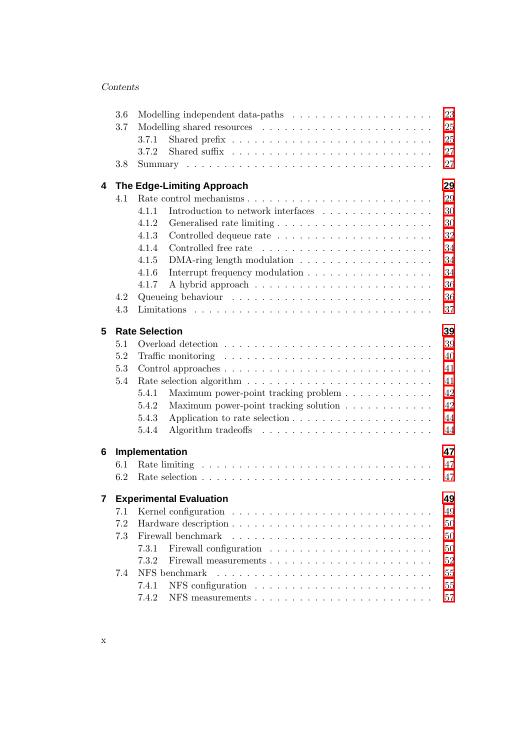3.6 Modelling independent data-paths . . . . . . . . . . . . . . . . . . . 23
3.7 Modelling shared resources . . . . . . . . . . . . . . . . . . . . . . 25
  3.7.1 Shared prefix . . . . . . . . . . . . . . . . . . . . . . . . . 25
  3.7.2 Shared suffix . . . . . . . . . . . . . . . . . . . . . . . . . 27
3.8 Summary . . . . . . . . . . . . . . . . . . . . . . . . . . . . . . . 27

**4 The Edge-Limiting Approach** **29**
4.1 Rate control mechanisms . . . . . . . . . . . . . . . . . . . . . . . 29
  4.1.1 Introduction to network interfaces . . . . . . . . . . . . . . 30
  4.1.2 Generalised rate limiting . . . . . . . . . . . . . . . . . . . 30
  4.1.3 Controlled dequeue rate . . . . . . . . . . . . . . . . . . . . 32
  4.1.4 Controlled free rate . . . . . . . . . . . . . . . . . . . . . 34
  4.1.5 DMA-ring length modulation . . . . . . . . . . . . . . . . . . 34
  4.1.6 Interrupt frequency modulation . . . . . . . . . . . . . . . . 34
  4.1.7 A hybrid approach . . . . . . . . . . . . . . . . . . . . . . . 36
4.2 Queueing behaviour . . . . . . . . . . . . . . . . . . . . . . . . . . 36
4.3 Limitations . . . . . . . . . . . . . . . . . . . . . . . . . . . . . . 37

**5 Rate Selection** **39**
5.1 Overload detection . . . . . . . . . . . . . . . . . . . . . . . . . . 39
5.2 Traffic monitoring . . . . . . . . . . . . . . . . . . . . . . . . . . 40
5.3 Control approaches . . . . . . . . . . . . . . . . . . . . . . . . . . 41
5.4 Rate selection algorithm . . . . . . . . . . . . . . . . . . . . . . . 41
  5.4.1 Maximum power-point tracking problem . . . . . . . . . . . . . 42
  5.4.2 Maximum power-point tracking solution . . . . . . . . . . . . . 42
  5.4.3 Application to rate selection . . . . . . . . . . . . . . . . . 44
  5.4.4 Algorithm tradeoffs . . . . . . . . . . . . . . . . . . . . . . 44

**6 Implementation** **47**
6.1 Rate limiting . . . . . . . . . . . . . . . . . . . . . . . . . . . . . 47
6.2 Rate selection . . . . . . . . . . . . . . . . . . . . . . . . . . . . 47

**7 Experimental Evaluation** **49**
7.1 Kernel configuration . . . . . . . . . . . . . . . . . . . . . . . . . 49
7.2 Hardware description . . . . . . . . . . . . . . . . . . . . . . . . . 50
7.3 Firewall benchmark . . . . . . . . . . . . . . . . . . . . . . . . . . 50
  7.3.1 Firewall configuration . . . . . . . . . . . . . . . . . . . . . 50
  7.3.2 Firewall measurements . . . . . . . . . . . . . . . . . . . . . 52
7.4 NFS benchmark . . . . . . . . . . . . . . . . . . . . . . . . . . . . 55
  7.4.1 NFS configuration . . . . . . . . . . . . . . . . . . . . . . . 55
  7.4.2 NFS measurements . . . . . . . . . . . . . . . . . . . . . . . . 57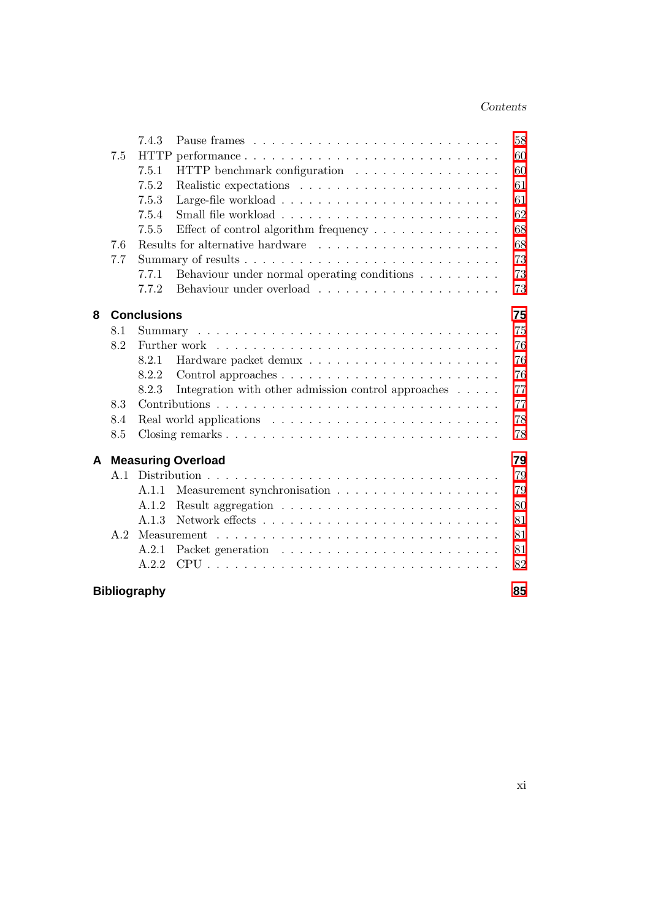- 7.4.3 Pause frames . . . 58
- 7.5 HTTP performance . . . 60
  - 7.5.1 HTTP benchmark configuration . . . 60
  - 7.5.2 Realistic expectations . . . 61
  - 7.5.3 Large-file workload . . . 61
  - 7.5.4 Small file workload . . . 62
  - 7.5.5 Effect of control algorithm frequency . . . 68
- 7.6 Results for alternative hardware . . . 68
- 7.7 Summary of results . . . 73
  - 7.7.1 Behaviour under normal operating conditions . . . 73
  - 7.7.2 Behaviour under overload . . . 73

**8 Conclusions** **75**

- 8.1 Summary . . . 75
- 8.2 Further work . . . 76
  - 8.2.1 Hardware packet demux . . . 76
  - 8.2.2 Control approaches . . . 76
  - 8.2.3 Integration with other admission control approaches . . . 77
- 8.3 Contributions . . . 77
- 8.4 Real world applications . . . 78
- 8.5 Closing remarks . . . 78

**A Measuring Overload** **79**

- A.1 Distribution . . . 79
  - A.1.1 Measurement synchronisation . . . 79
  - A.1.2 Result aggregation . . . 80
  - A.1.3 Network effects . . . 81
- A.2 Measurement . . . 81
  - A.2.1 Packet generation . . . 81
  - A.2.2 CPU . . . 82

**Bibliography** **85**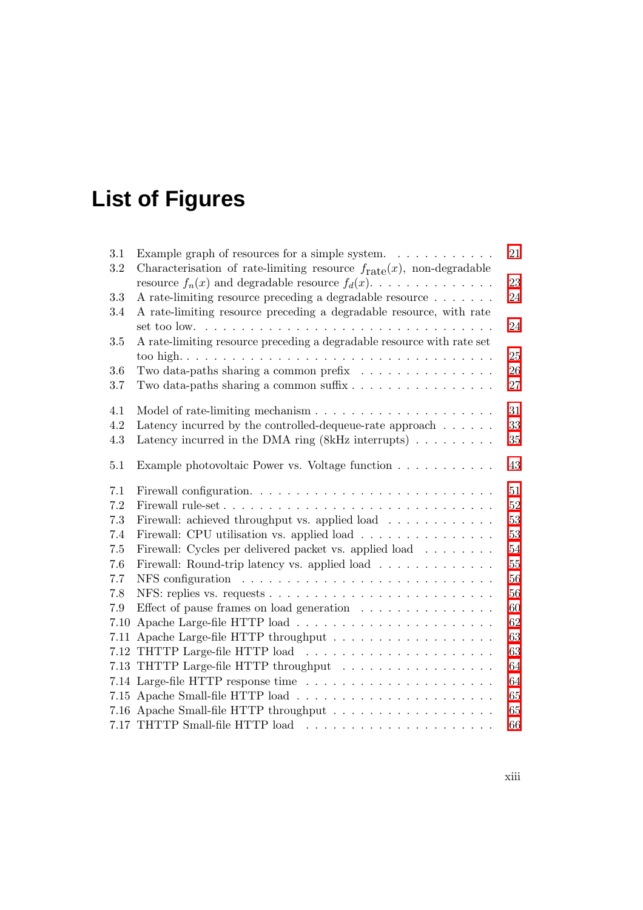# List of Figures

- 3.1 Example graph of resources for a simple system. . . . . . . . . . . . 21
- 3.2 Characterisation of rate-limiting resource $f_{\text{rate}}(x)$, non-degradable resource $f_n(x)$ and degradable resource $f_d(x)$. . . . . . . . . . . . . . 23
- 3.3 A rate-limiting resource preceding a degradable resource . . . . . . . 24
- 3.4 A rate-limiting resource preceding a degradable resource, with rate set too low. . . . . . . . . . . . . . . . . . . . . . . . . . . . . . . . 24
- 3.5 A rate-limiting resource preceding a degradable resource with rate set too high. . . . . . . . . . . . . . . . . . . . . . . . . . . . . . . . . 25
- 3.6 Two data-paths sharing a common prefix . . . . . . . . . . . . . . . 26
- 3.7 Two data-paths sharing a common suffix . . . . . . . . . . . . . . . . 27

- 4.1 Model of rate-limiting mechanism . . . . . . . . . . . . . . . . . . . . 31
- 4.2 Latency incurred by the controlled-dequeue-rate approach . . . . . . 33
- 4.3 Latency incurred in the DMA ring (8kHz interrupts) . . . . . . . . . 35

- 5.1 Example photovoltaic Power vs. Voltage function . . . . . . . . . . . 43

- 7.1 Firewall configuration. . . . . . . . . . . . . . . . . . . . . . . . . . . 51
- 7.2 Firewall rule-set . . . . . . . . . . . . . . . . . . . . . . . . . . . . . 52
- 7.3 Firewall: achieved throughput vs. applied load . . . . . . . . . . . . 53
- 7.4 Firewall: CPU utilisation vs. applied load . . . . . . . . . . . . . . . 53
- 7.5 Firewall: Cycles per delivered packet vs. applied load . . . . . . . . 54
- 7.6 Firewall: Round-trip latency vs. applied load . . . . . . . . . . . . . 55
- 7.7 NFS configuration . . . . . . . . . . . . . . . . . . . . . . . . . . . . 56
- 7.8 NFS: replies vs. requests . . . . . . . . . . . . . . . . . . . . . . . . 56
- 7.9 Effect of pause frames on load generation . . . . . . . . . . . . . . . 60
- 7.10 Apache Large-file HTTP load . . . . . . . . . . . . . . . . . . . . . 62
- 7.11 Apache Large-file HTTP throughput . . . . . . . . . . . . . . . . . . 63
- 7.12 THTTP Large-file HTTP load . . . . . . . . . . . . . . . . . . . . . 63
- 7.13 THTTP Large-file HTTP throughput . . . . . . . . . . . . . . . . . 64
- 7.14 Large-file HTTP response time . . . . . . . . . . . . . . . . . . . . . 64
- 7.15 Apache Small-file HTTP load . . . . . . . . . . . . . . . . . . . . . . 65
- 7.16 Apache Small-file HTTP throughput . . . . . . . . . . . . . . . . . . 65
- 7.17 THTTP Small-file HTTP load . . . . . . . . . . . . . . . . . . . . . 66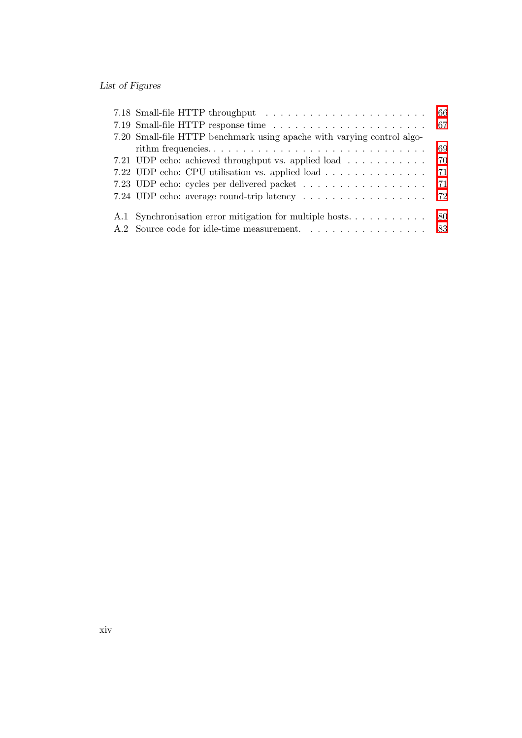- 7.18 Small-file HTTP throughput . . . . . . . . . . . . . . . . . . . . . . 66
- 7.19 Small-file HTTP response time . . . . . . . . . . . . . . . . . . . . . 67
- 7.20 Small-file HTTP benchmark using apache with varying control algorithm frequencies. . . . . . . . . . . . . . . . . . . . . . . . . . . . . . . 69
- 7.21 UDP echo: achieved throughput vs. applied load . . . . . . . . . . . 70
- 7.22 UDP echo: CPU utilisation vs. applied load . . . . . . . . . . . . . . 71
- 7.23 UDP echo: cycles per delivered packet . . . . . . . . . . . . . . . . . 71
- 7.24 UDP echo: average round-trip latency . . . . . . . . . . . . . . . . . 72

- A.1 Synchronisation error mitigation for multiple hosts. . . . . . . . . . . 80
- A.2 Source code for idle-time measurement. . . . . . . . . . . . . . . . . 83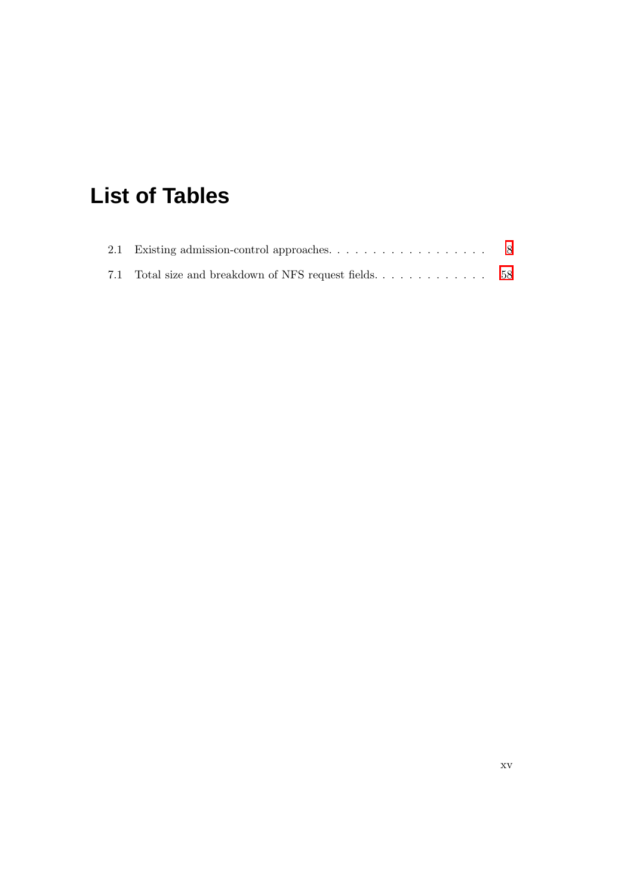# List of Tables

2.1 Existing admission-control approaches. . . . . . . . . . . . . . . . . . . 8

7.1 Total size and breakdown of NFS request fields. . . . . . . . . . . . . 58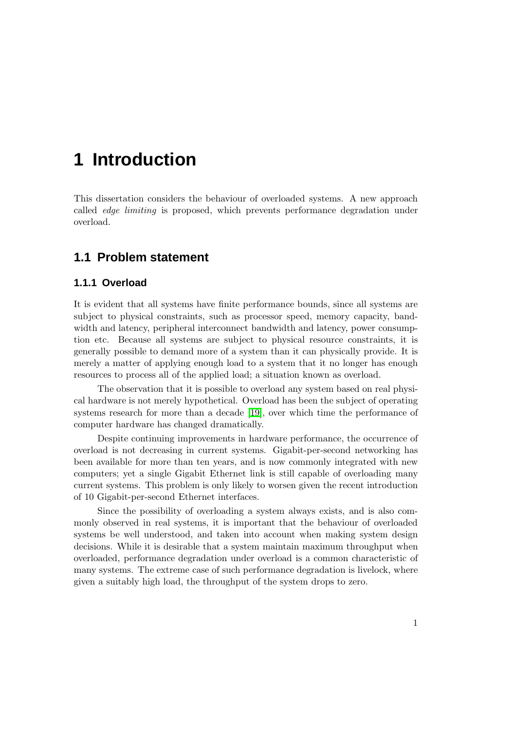# 1 Introduction

This dissertation considers the behaviour of overloaded systems. A new approach called *edge limiting* is proposed, which prevents performance degradation under overload.

## 1.1 Problem statement

### 1.1.1 Overload

It is evident that all systems have finite performance bounds, since all systems are subject to physical constraints, such as processor speed, memory capacity, bandwidth and latency, peripheral interconnect bandwidth and latency, power consumption etc. Because all systems are subject to physical resource constraints, it is generally possible to demand more of a system than it can physically provide. It is merely a matter of applying enough load to a system that it no longer has enough resources to process all of the applied load; a situation known as overload.

The observation that it is possible to overload any system based on real physical hardware is not merely hypothetical. Overload has been the subject of operating systems research for more than a decade [19], over which time the performance of computer hardware has changed dramatically.

Despite continuing improvements in hardware performance, the occurrence of overload is not decreasing in current systems. Gigabit-per-second networking has been available for more than ten years, and is now commonly integrated with new computers; yet a single Gigabit Ethernet link is still capable of overloading many current systems. This problem is only likely to worsen given the recent introduction of 10 Gigabit-per-second Ethernet interfaces.

Since the possibility of overloading a system always exists, and is also commonly observed in real systems, it is important that the behaviour of overloaded systems be well understood, and taken into account when making system design decisions. While it is desirable that a system maintain maximum throughput when overloaded, performance degradation under overload is a common characteristic of many systems. The extreme case of such performance degradation is livelock, where given a suitably high load, the throughput of the system drops to zero.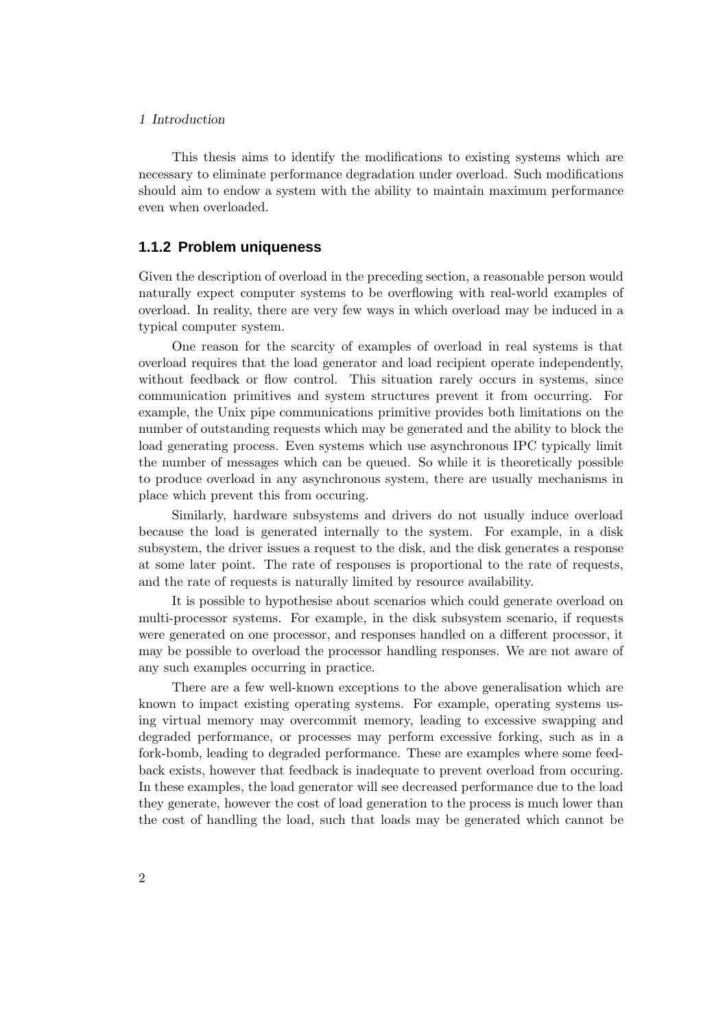This thesis aims to identify the modifications to existing systems which are necessary to eliminate performance degradation under overload. Such modifications should aim to endow a system with the ability to maintain maximum performance even when overloaded.

### 1.1.2 Problem uniqueness

Given the description of overload in the preceding section, a reasonable person would naturally expect computer systems to be overflowing with real-world examples of overload. In reality, there are very few ways in which overload may be induced in a typical computer system.

One reason for the scarcity of examples of overload in real systems is that overload requires that the load generator and load recipient operate independently, without feedback or flow control. This situation rarely occurs in systems, since communication primitives and system structures prevent it from occurring. For example, the Unix pipe communications primitive provides both limitations on the number of outstanding requests which may be generated and the ability to block the load generating process. Even systems which use asynchronous IPC typically limit the number of messages which can be queued. So while it is theoretically possible to produce overload in any asynchronous system, there are usually mechanisms in place which prevent this from occuring.

Similarly, hardware subsystems and drivers do not usually induce overload because the load is generated internally to the system. For example, in a disk subsystem, the driver issues a request to the disk, and the disk generates a response at some later point. The rate of responses is proportional to the rate of requests, and the rate of requests is naturally limited by resource availability.

It is possible to hypothesise about scenarios which could generate overload on multi-processor systems. For example, in the disk subsystem scenario, if requests were generated on one processor, and responses handled on a different processor, it may be possible to overload the processor handling responses. We are not aware of any such examples occurring in practice.

There are a few well-known exceptions to the above generalisation which are known to impact existing operating systems. For example, operating systems using virtual memory may overcommit memory, leading to excessive swapping and degraded performance, or processes may perform excessive forking, such as in a fork-bomb, leading to degraded performance. These are examples where some feedback exists, however that feedback is inadequate to prevent overload from occuring. In these examples, the load generator will see decreased performance due to the load they generate, however the cost of load generation to the process is much lower than the cost of handling the load, such that loads may be generated which cannot be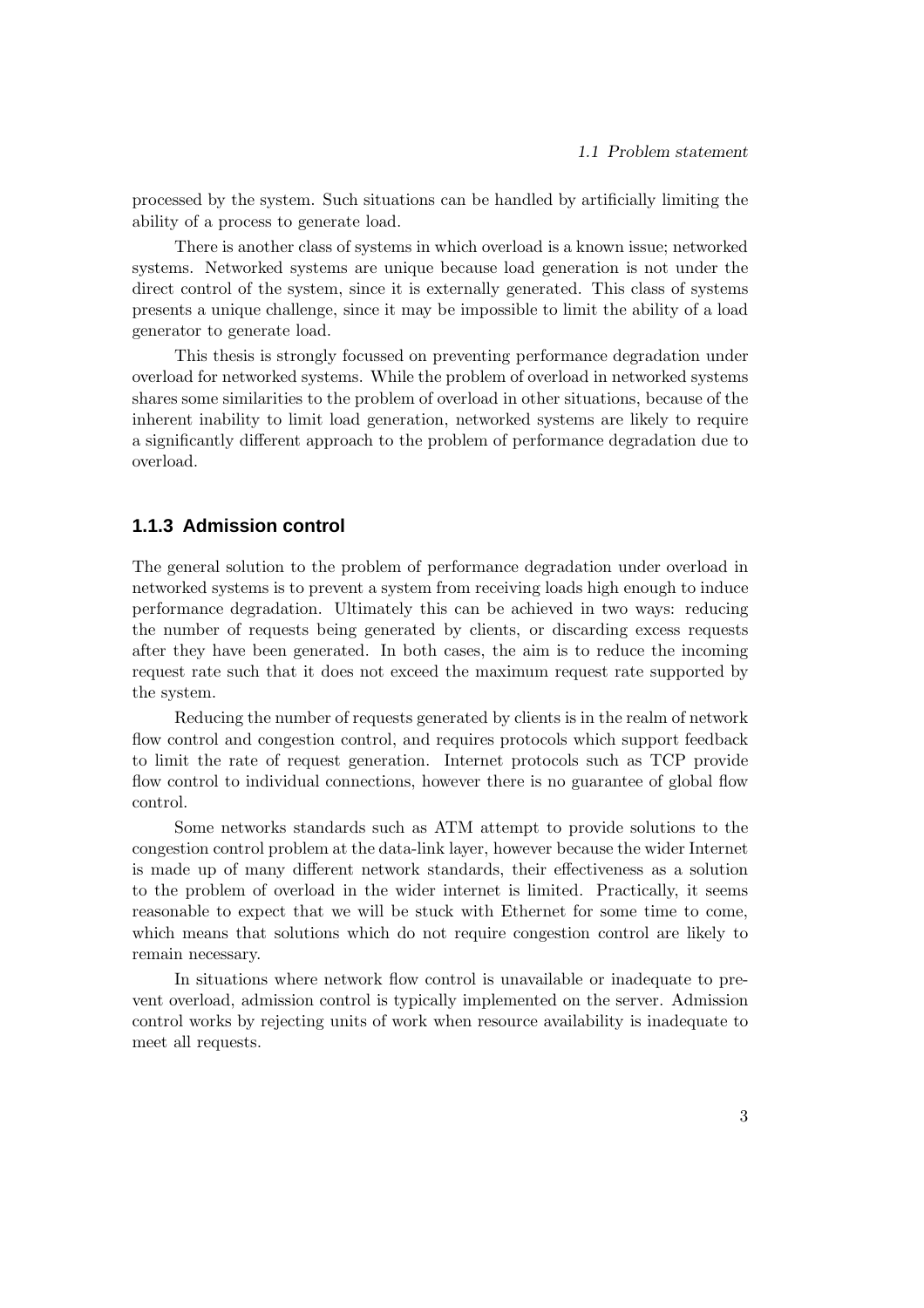processed by the system. Such situations can be handled by artificially limiting the ability of a process to generate load.

There is another class of systems in which overload is a known issue; networked systems. Networked systems are unique because load generation is not under the direct control of the system, since it is externally generated. This class of systems presents a unique challenge, since it may be impossible to limit the ability of a load generator to generate load.

This thesis is strongly focussed on preventing performance degradation under overload for networked systems. While the problem of overload in networked systems shares some similarities to the problem of overload in other situations, because of the inherent inability to limit load generation, networked systems are likely to require a significantly different approach to the problem of performance degradation due to overload.

### 1.1.3 Admission control

The general solution to the problem of performance degradation under overload in networked systems is to prevent a system from receiving loads high enough to induce performance degradation. Ultimately this can be achieved in two ways: reducing the number of requests being generated by clients, or discarding excess requests after they have been generated. In both cases, the aim is to reduce the incoming request rate such that it does not exceed the maximum request rate supported by the system.

Reducing the number of requests generated by clients is in the realm of network flow control and congestion control, and requires protocols which support feedback to limit the rate of request generation. Internet protocols such as TCP provide flow control to individual connections, however there is no guarantee of global flow control.

Some networks standards such as ATM attempt to provide solutions to the congestion control problem at the data-link layer, however because the wider Internet is made up of many different network standards, their effectiveness as a solution to the problem of overload in the wider internet is limited. Practically, it seems reasonable to expect that we will be stuck with Ethernet for some time to come, which means that solutions which do not require congestion control are likely to remain necessary.

In situations where network flow control is unavailable or inadequate to prevent overload, admission control is typically implemented on the server. Admission control works by rejecting units of work when resource availability is inadequate to meet all requests.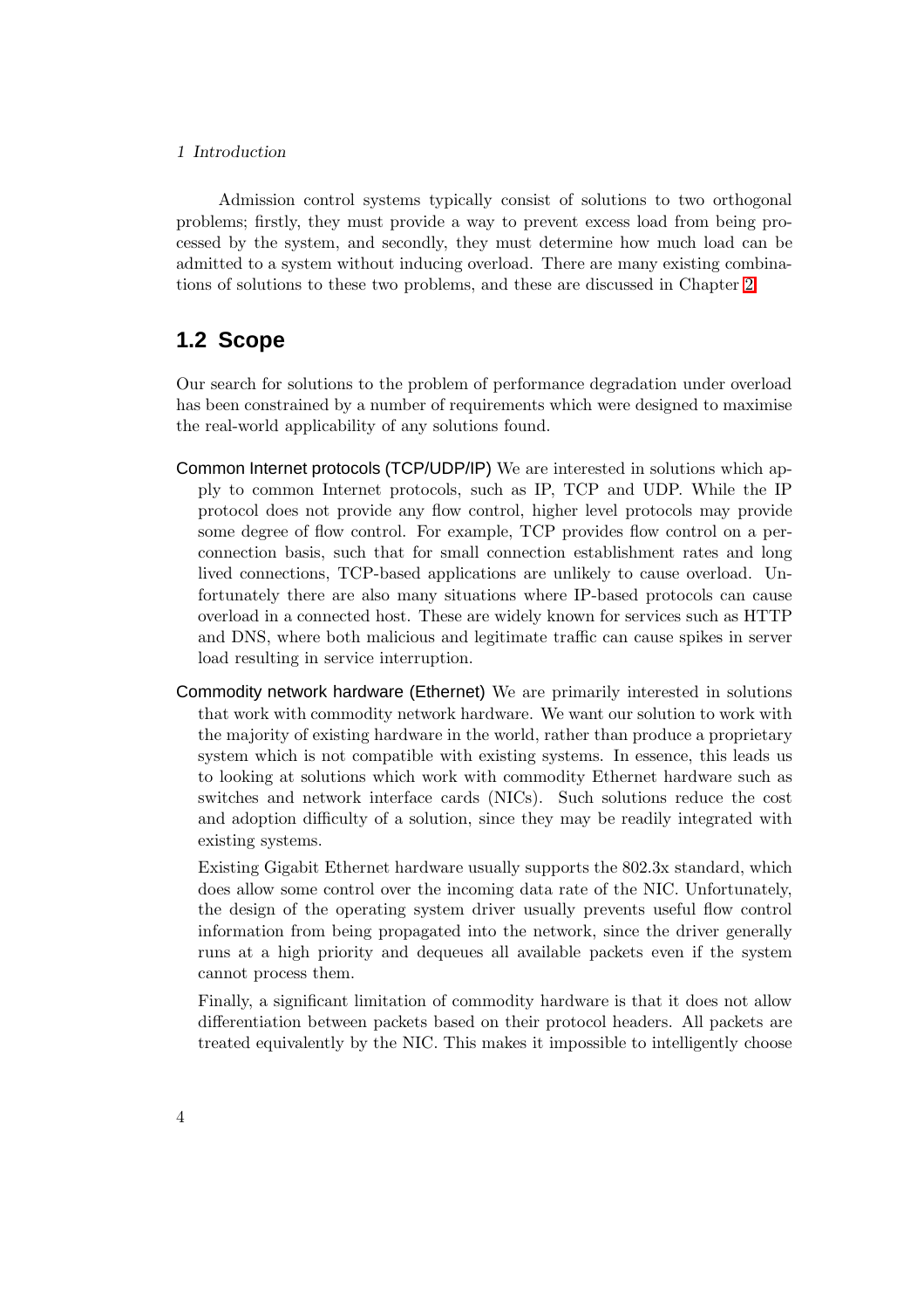Admission control systems typically consist of solutions to two orthogonal problems; firstly, they must provide a way to prevent excess load from being processed by the system, and secondly, they must determine how much load can be admitted to a system without inducing overload. There are many existing combinations of solutions to these two problems, and these are discussed in Chapter 2.

## 1.2 Scope

Our search for solutions to the problem of performance degradation under overload has been constrained by a number of requirements which were designed to maximise the real-world applicability of any solutions found.

**Common Internet protocols (TCP/UDP/IP)** We are interested in solutions which apply to common Internet protocols, such as IP, TCP and UDP. While the IP protocol does not provide any flow control, higher level protocols may provide some degree of flow control. For example, TCP provides flow control on a per-connection basis, such that for small connection establishment rates and long lived connections, TCP-based applications are unlikely to cause overload. Unfortunately there are also many situations where IP-based protocols can cause overload in a connected host. These are widely known for services such as HTTP and DNS, where both malicious and legitimate traffic can cause spikes in server load resulting in service interruption.

**Commodity network hardware (Ethernet)** We are primarily interested in solutions that work with commodity network hardware. We want our solution to work with the majority of existing hardware in the world, rather than produce a proprietary system which is not compatible with existing systems. In essence, this leads us to looking at solutions which work with commodity Ethernet hardware such as switches and network interface cards (NICs). Such solutions reduce the cost and adoption difficulty of a solution, since they may be readily integrated with existing systems.

Existing Gigabit Ethernet hardware usually supports the 802.3x standard, which does allow some control over the incoming data rate of the NIC. Unfortunately, the design of the operating system driver usually prevents useful flow control information from being propagated into the network, since the driver generally runs at a high priority and dequeues all available packets even if the system cannot process them.

Finally, a significant limitation of commodity hardware is that it does not allow differentiation between packets based on their protocol headers. All packets are treated equivalently by the NIC. This makes it impossible to intelligently choose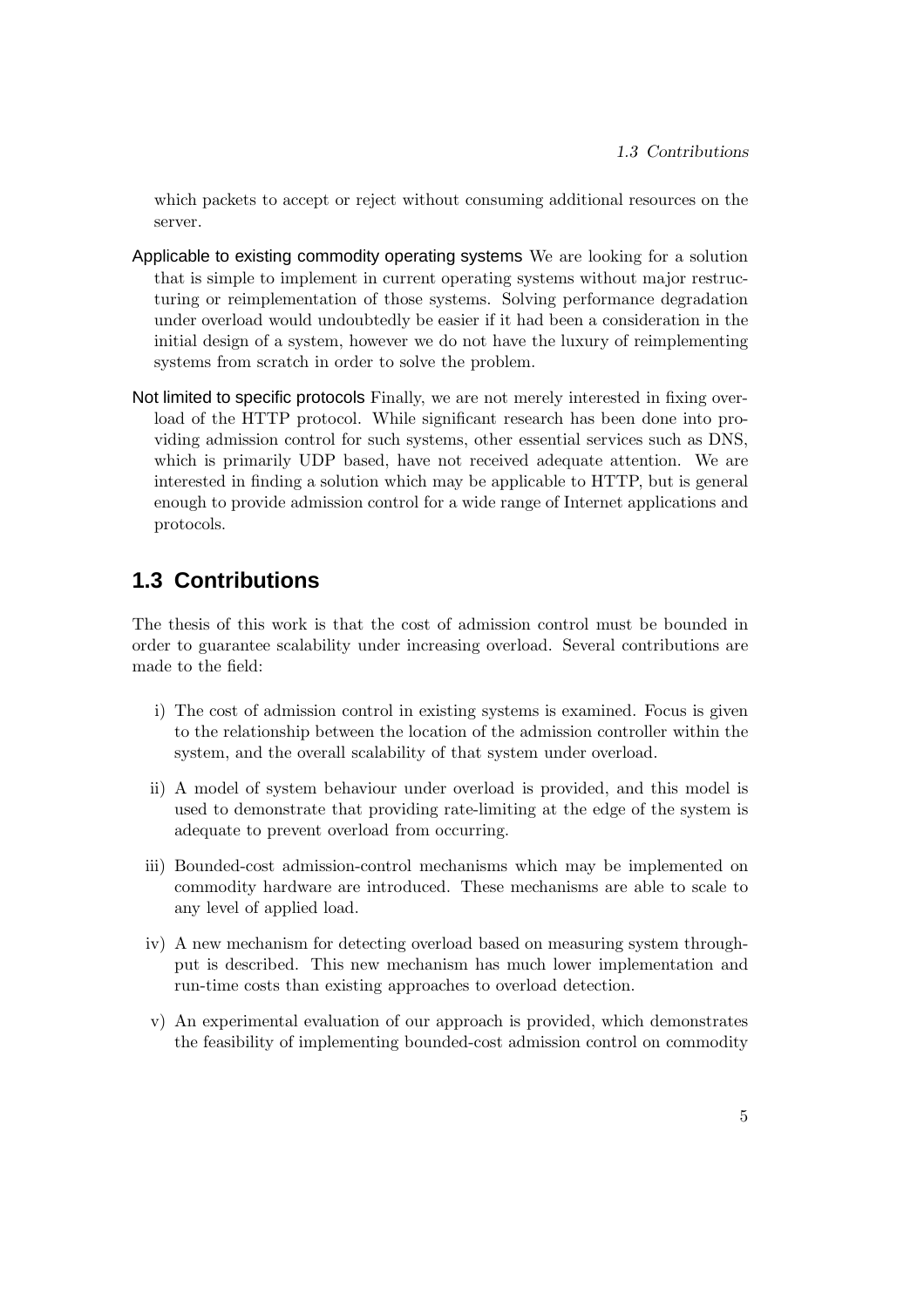which packets to accept or reject without consuming additional resources on the server.

**Applicable to existing commodity operating systems** We are looking for a solution that is simple to implement in current operating systems without major restructuring or reimplementation of those systems. Solving performance degradation under overload would undoubtedly be easier if it had been a consideration in the initial design of a system, however we do not have the luxury of reimplementing systems from scratch in order to solve the problem.

**Not limited to specific protocols** Finally, we are not merely interested in fixing overload of the HTTP protocol. While significant research has been done into providing admission control for such systems, other essential services such as DNS, which is primarily UDP based, have not received adequate attention. We are interested in finding a solution which may be applicable to HTTP, but is general enough to provide admission control for a wide range of Internet applications and protocols.

## 1.3 Contributions

The thesis of this work is that the cost of admission control must be bounded in order to guarantee scalability under increasing overload. Several contributions are made to the field:

i) The cost of admission control in existing systems is examined. Focus is given to the relationship between the location of the admission controller within the system, and the overall scalability of that system under overload.

ii) A model of system behaviour under overload is provided, and this model is used to demonstrate that providing rate-limiting at the edge of the system is adequate to prevent overload from occurring.

iii) Bounded-cost admission-control mechanisms which may be implemented on commodity hardware are introduced. These mechanisms are able to scale to any level of applied load.

iv) A new mechanism for detecting overload based on measuring system throughput is described. This new mechanism has much lower implementation and run-time costs than existing approaches to overload detection.

v) An experimental evaluation of our approach is provided, which demonstrates the feasibility of implementing bounded-cost admission control on commodity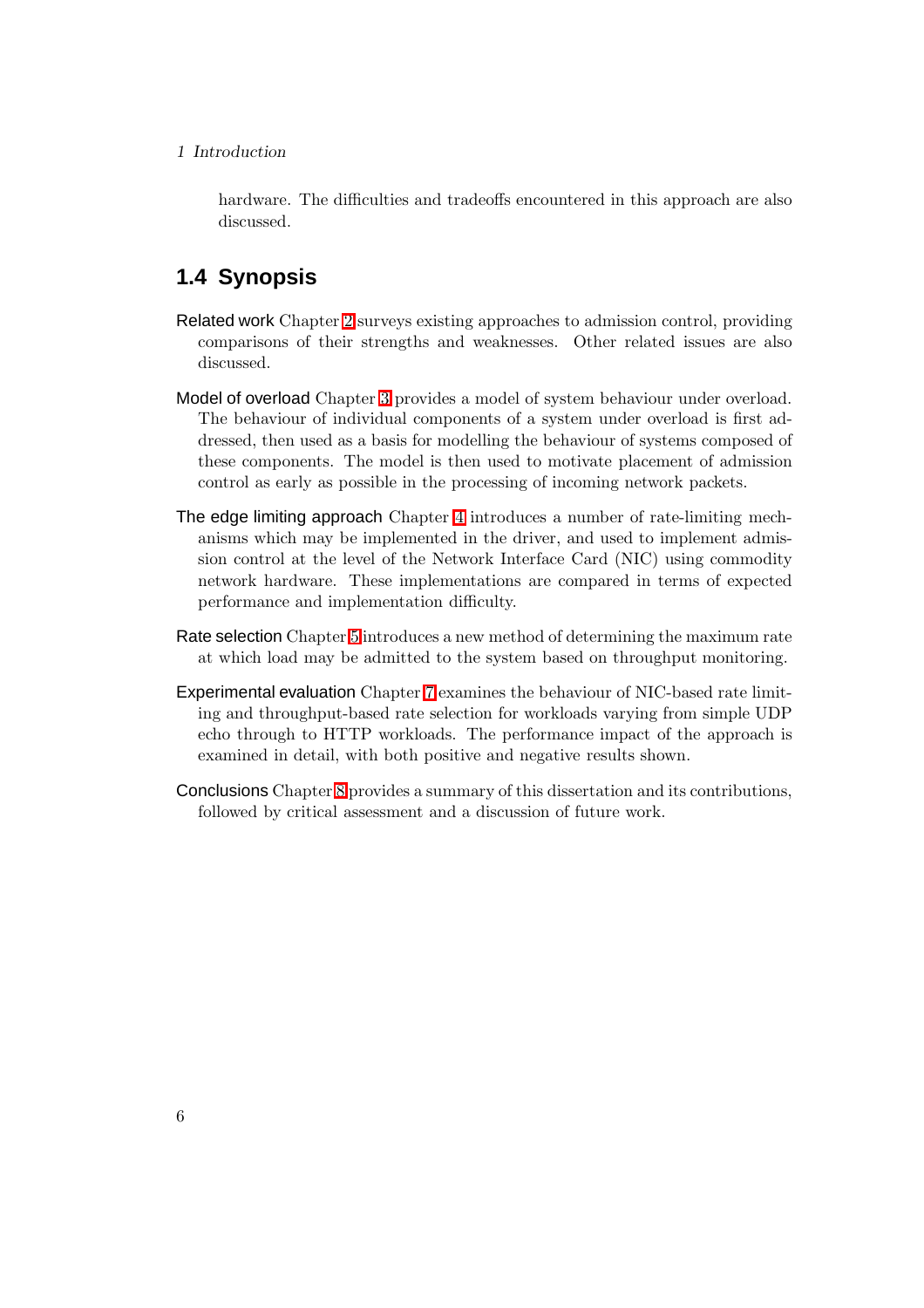hardware. The difficulties and tradeoffs encountered in this approach are also discussed.

## 1.4 Synopsis

**Related work** Chapter 2 surveys existing approaches to admission control, providing comparisons of their strengths and weaknesses. Other related issues are also discussed.

**Model of overload** Chapter 3 provides a model of system behaviour under overload. The behaviour of individual components of a system under overload is first addressed, then used as a basis for modelling the behaviour of systems composed of these components. The model is then used to motivate placement of admission control as early as possible in the processing of incoming network packets.

**The edge limiting approach** Chapter 4 introduces a number of rate-limiting mechanisms which may be implemented in the driver, and used to implement admission control at the level of the Network Interface Card (NIC) using commodity network hardware. These implementations are compared in terms of expected performance and implementation difficulty.

**Rate selection** Chapter 5 introduces a new method of determining the maximum rate at which load may be admitted to the system based on throughput monitoring.

**Experimental evaluation** Chapter 7 examines the behaviour of NIC-based rate limiting and throughput-based rate selection for workloads varying from simple UDP echo through to HTTP workloads. The performance impact of the approach is examined in detail, with both positive and negative results shown.

**Conclusions** Chapter 8 provides a summary of this dissertation and its contributions, followed by critical assessment and a discussion of future work.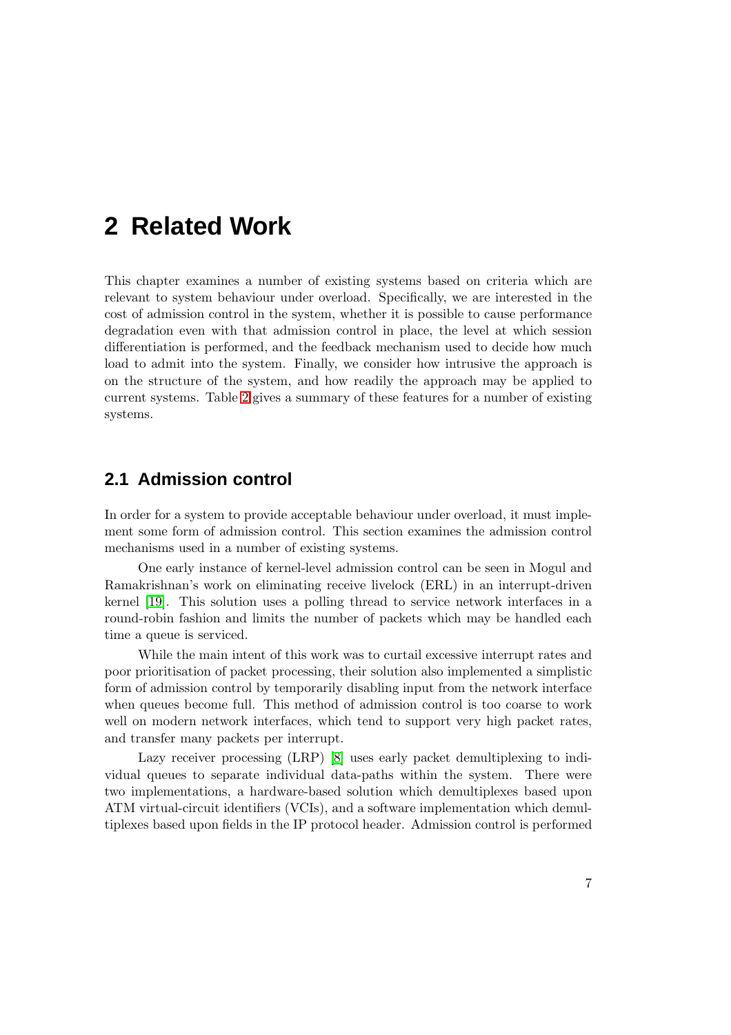# 2 Related Work

This chapter examines a number of existing systems based on criteria which are relevant to system behaviour under overload. Specifically, we are interested in the cost of admission control in the system, whether it is possible to cause performance degradation even with that admission control in place, the level at which session differentiation is performed, and the feedback mechanism used to decide how much load to admit into the system. Finally, we consider how intrusive the approach is on the structure of the system, and how readily the approach may be applied to current systems. Table 2 gives a summary of these features for a number of existing systems.

## 2.1 Admission control

In order for a system to provide acceptable behaviour under overload, it must implement some form of admission control. This section examines the admission control mechanisms used in a number of existing systems.

One early instance of kernel-level admission control can be seen in Mogul and Ramakrishnan's work on eliminating receive livelock (ERL) in an interrupt-driven kernel [19]. This solution uses a polling thread to service network interfaces in a round-robin fashion and limits the number of packets which may be handled each time a queue is serviced.

While the main intent of this work was to curtail excessive interrupt rates and poor prioritisation of packet processing, their solution also implemented a simplistic form of admission control by temporarily disabling input from the network interface when queues become full. This method of admission control is too coarse to work well on modern network interfaces, which tend to support very high packet rates, and transfer many packets per interrupt.

Lazy receiver processing (LRP) [8] uses early packet demultiplexing to individual queues to separate individual data-paths within the system. There were two implementations, a hardware-based solution which demultiplexes based upon ATM virtual-circuit identifiers (VCIs), and a software implementation which demultiplexes based upon fields in the IP protocol header. Admission control is performed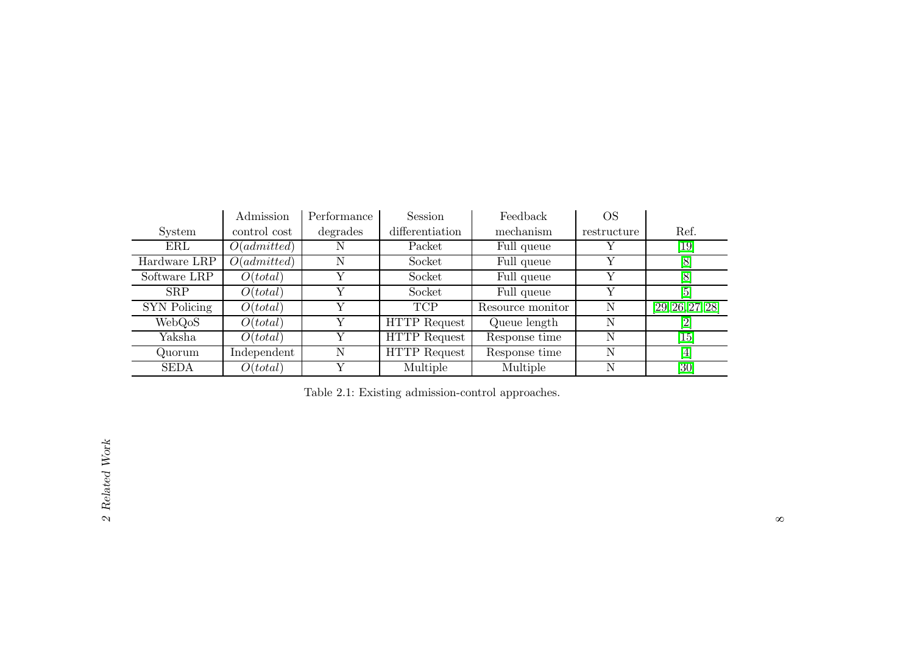| System | Admission control cost | Performance degrades | Session differentiation | Feedback mechanism | OS restructure | Ref. |
|---|---|---|---|---|---|---|
| ERL | $O(admitted)$ | N | Packet | Full queue | Y | [19] |
| Hardware LRP | $O(admitted)$ | N | Socket | Full queue | Y | [8] |
| Software LRP | $O(total)$ | Y | Socket | Full queue | Y | [8] |
| SRP | $O(total)$ | Y | Socket | Full queue | Y | [5] |
| SYN Policing | $O(total)$ | Y | TCP | Resource monitor | N | [29, 26, 27, 28] |
| WebQoS | $O(total)$ | Y | HTTP Request | Queue length | N | [2] |
| Yaksha | $O(total)$ | Y | HTTP Request | Response time | N | [15] |
| Quorum | Independent | N | HTTP Request | Response time | N | [4] |
| SEDA | $O(total)$ | Y | Multiple | Multiple | N | [30] |

Table 2.1: Existing admission-control approaches.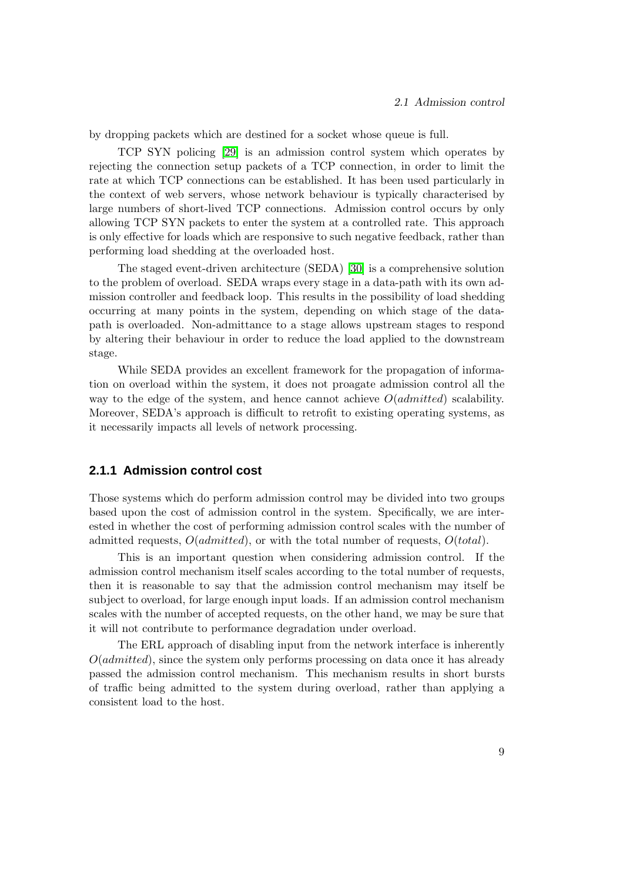by dropping packets which are destined for a socket whose queue is full.

TCP SYN policing [29] is an admission control system which operates by rejecting the connection setup packets of a TCP connection, in order to limit the rate at which TCP connections can be established. It has been used particularly in the context of web servers, whose network behaviour is typically characterised by large numbers of short-lived TCP connections. Admission control occurs by only allowing TCP SYN packets to enter the system at a controlled rate. This approach is only effective for loads which are responsive to such negative feedback, rather than performing load shedding at the overloaded host.

The staged event-driven architecture (SEDA) [30] is a comprehensive solution to the problem of overload. SEDA wraps every stage in a data-path with its own admission controller and feedback loop. This results in the possibility of load shedding occurring at many points in the system, depending on which stage of the datapath is overloaded. Non-admittance to a stage allows upstream stages to respond by altering their behaviour in order to reduce the load applied to the downstream stage.

While SEDA provides an excellent framework for the propagation of information on overload within the system, it does not proagate admission control all the way to the edge of the system, and hence cannot achieve $O(admitted)$ scalability. Moreover, SEDA's approach is difficult to retrofit to existing operating systems, as it necessarily impacts all levels of network processing.

### 2.1.1 Admission control cost

Those systems which do perform admission control may be divided into two groups based upon the cost of admission control in the system. Specifically, we are interested in whether the cost of performing admission control scales with the number of admitted requests, $O(admitted)$, or with the total number of requests, $O(total)$.

This is an important question when considering admission control. If the admission control mechanism itself scales according to the total number of requests, then it is reasonable to say that the admission control mechanism may itself be subject to overload, for large enough input loads. If an admission control mechanism scales with the number of accepted requests, on the other hand, we may be sure that it will not contribute to performance degradation under overload.

The ERL approach of disabling input from the network interface is inherently $O(admitted)$, since the system only performs processing on data once it has already passed the admission control mechanism. This mechanism results in short bursts of traffic being admitted to the system during overload, rather than applying a consistent load to the host.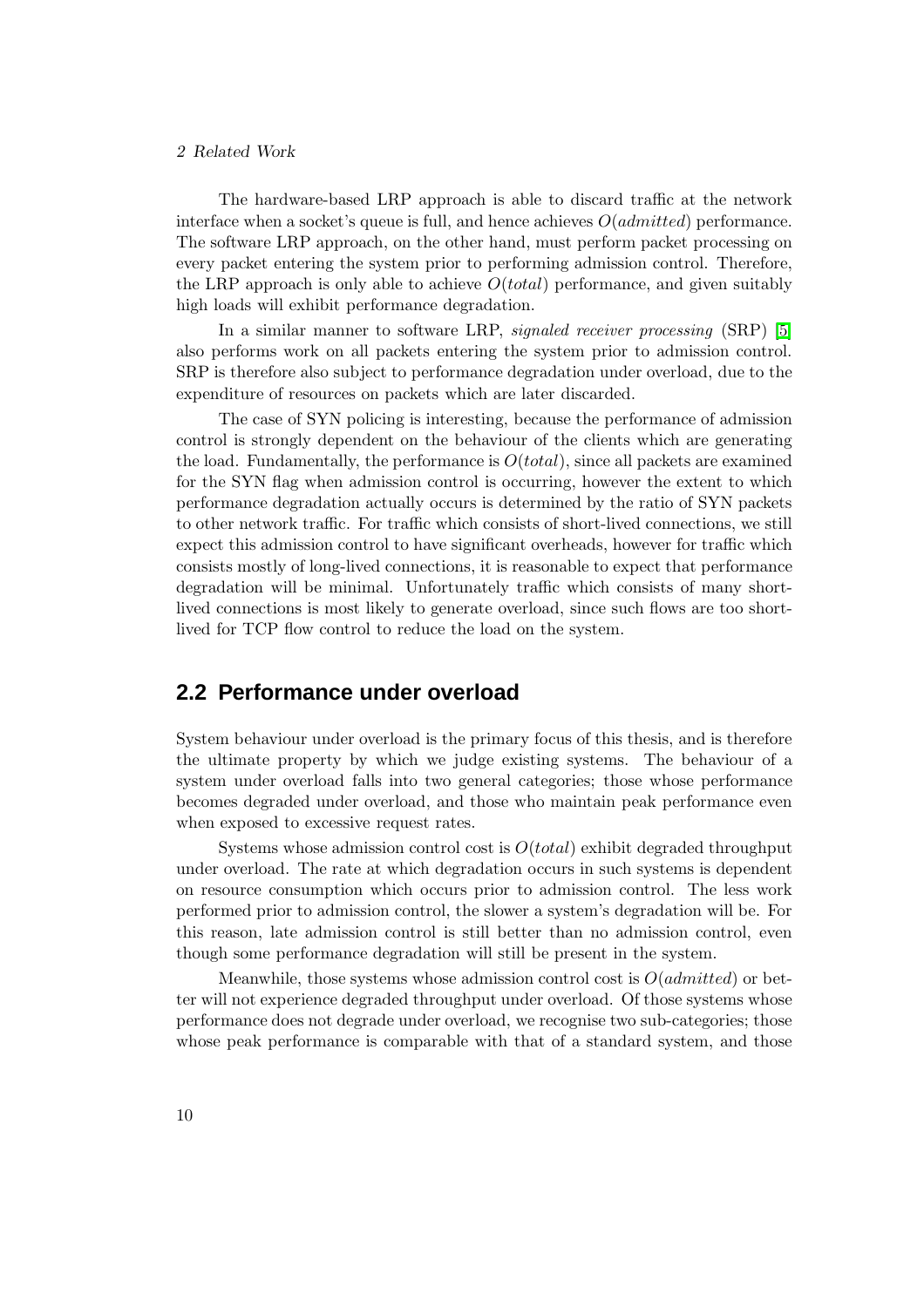The hardware-based LRP approach is able to discard traffic at the network interface when a socket's queue is full, and hence achieves $O(admitted)$ performance. The software LRP approach, on the other hand, must perform packet processing on every packet entering the system prior to performing admission control. Therefore, the LRP approach is only able to achieve $O(total)$ performance, and given suitably high loads will exhibit performance degradation.

In a similar manner to software LRP, *signaled receiver processing* (SRP) [5] also performs work on all packets entering the system prior to admission control. SRP is therefore also subject to performance degradation under overload, due to the expenditure of resources on packets which are later discarded.

The case of SYN policing is interesting, because the performance of admission control is strongly dependent on the behaviour of the clients which are generating the load. Fundamentally, the performance is $O(total)$, since all packets are examined for the SYN flag when admission control is occurring, however the extent to which performance degradation actually occurs is determined by the ratio of SYN packets to other network traffic. For traffic which consists of short-lived connections, we still expect this admission control to have significant overheads, however for traffic which consists mostly of long-lived connections, it is reasonable to expect that performance degradation will be minimal. Unfortunately traffic which consists of many short-lived connections is most likely to generate overload, since such flows are too short-lived for TCP flow control to reduce the load on the system.

## 2.2 Performance under overload

System behaviour under overload is the primary focus of this thesis, and is therefore the ultimate property by which we judge existing systems. The behaviour of a system under overload falls into two general categories; those whose performance becomes degraded under overload, and those who maintain peak performance even when exposed to excessive request rates.

Systems whose admission control cost is $O(total)$ exhibit degraded throughput under overload. The rate at which degradation occurs in such systems is dependent on resource consumption which occurs prior to admission control. The less work performed prior to admission control, the slower a system's degradation will be. For this reason, late admission control is still better than no admission control, even though some performance degradation will still be present in the system.

Meanwhile, those systems whose admission control cost is $O(admitted)$ or better will not experience degraded throughput under overload. Of those systems whose performance does not degrade under overload, we recognise two sub-categories; those whose peak performance is comparable with that of a standard system, and those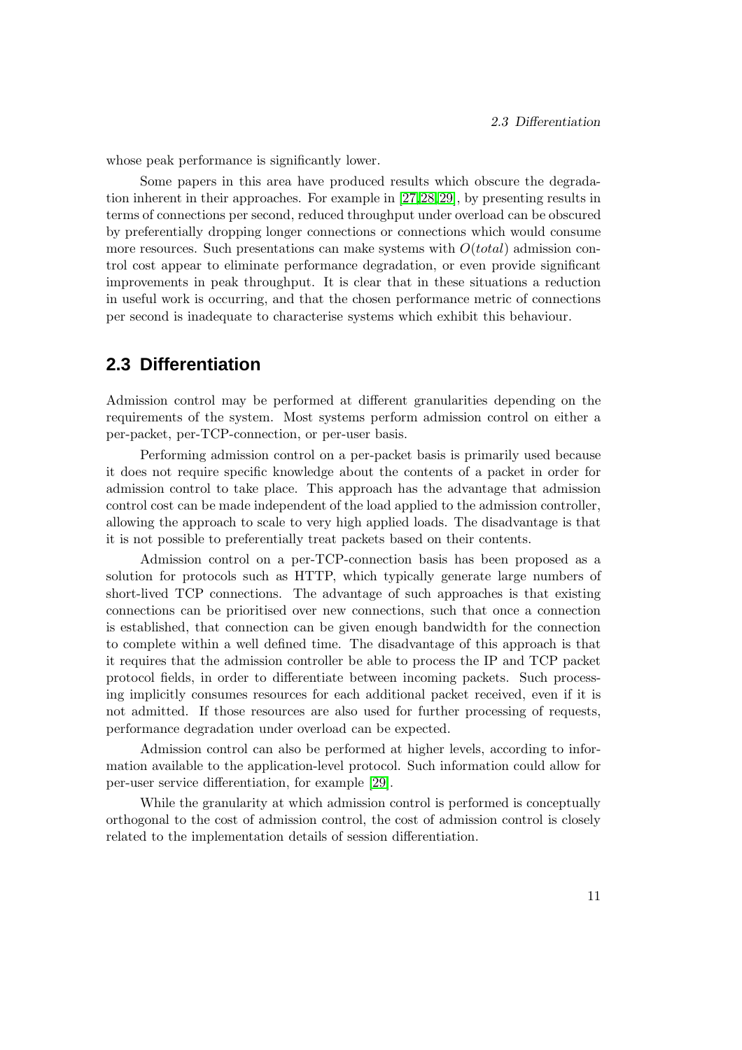whose peak performance is significantly lower.

Some papers in this area have produced results which obscure the degradation inherent in their approaches. For example in [27, 28, 29], by presenting results in terms of connections per second, reduced throughput under overload can be obscured by preferentially dropping longer connections or connections which would consume more resources. Such presentations can make systems with $O(total)$ admission control cost appear to eliminate performance degradation, or even provide significant improvements in peak throughput. It is clear that in these situations a reduction in useful work is occurring, and that the chosen performance metric of connections per second is inadequate to characterise systems which exhibit this behaviour.

## 2.3 Differentiation

Admission control may be performed at different granularities depending on the requirements of the system. Most systems perform admission control on either a per-packet, per-TCP-connection, or per-user basis.

Performing admission control on a per-packet basis is primarily used because it does not require specific knowledge about the contents of a packet in order for admission control to take place. This approach has the advantage that admission control cost can be made independent of the load applied to the admission controller, allowing the approach to scale to very high applied loads. The disadvantage is that it is not possible to preferentially treat packets based on their contents.

Admission control on a per-TCP-connection basis has been proposed as a solution for protocols such as HTTP, which typically generate large numbers of short-lived TCP connections. The advantage of such approaches is that existing connections can be prioritised over new connections, such that once a connection is established, that connection can be given enough bandwidth for the connection to complete within a well defined time. The disadvantage of this approach is that it requires that the admission controller be able to process the IP and TCP packet protocol fields, in order to differentiate between incoming packets. Such processing implicitly consumes resources for each additional packet received, even if it is not admitted. If those resources are also used for further processing of requests, performance degradation under overload can be expected.

Admission control can also be performed at higher levels, according to information available to the application-level protocol. Such information could allow for per-user service differentiation, for example [29].

While the granularity at which admission control is performed is conceptually orthogonal to the cost of admission control, the cost of admission control is closely related to the implementation details of session differentiation.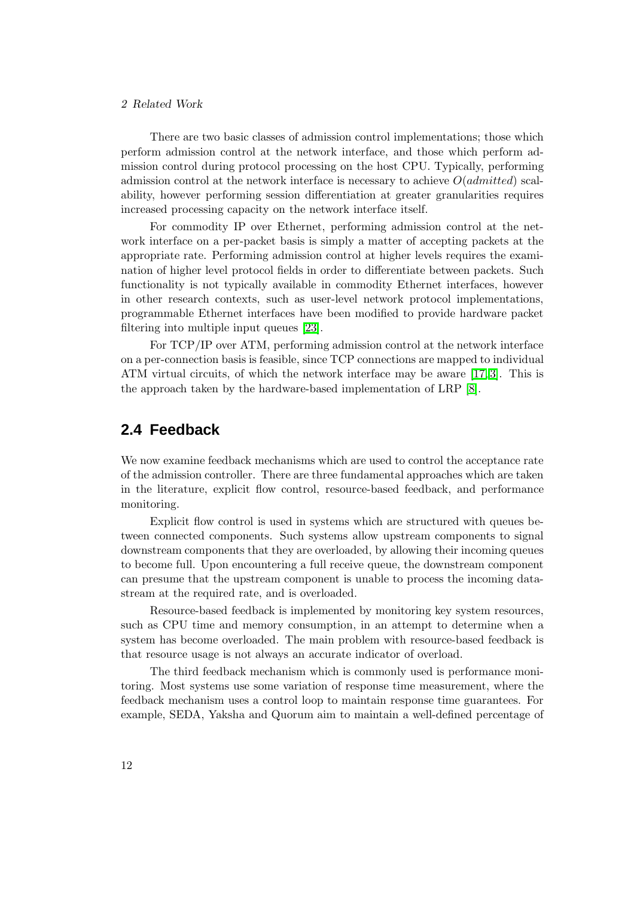There are two basic classes of admission control implementations; those which perform admission control at the network interface, and those which perform admission control during protocol processing on the host CPU. Typically, performing admission control at the network interface is necessary to achieve $O(admitted)$ scalability, however performing session differentiation at greater granularities requires increased processing capacity on the network interface itself.

For commodity IP over Ethernet, performing admission control at the network interface on a per-packet basis is simply a matter of accepting packets at the appropriate rate. Performing admission control at higher levels requires the examination of higher level protocol fields in order to differentiate between packets. Such functionality is not typically available in commodity Ethernet interfaces, however in other research contexts, such as user-level network protocol implementations, programmable Ethernet interfaces have been modified to provide hardware packet filtering into multiple input queues [23].

For TCP/IP over ATM, performing admission control at the network interface on a per-connection basis is feasible, since TCP connections are mapped to individual ATM virtual circuits, of which the network interface may be aware [17,3]. This is the approach taken by the hardware-based implementation of LRP [8].

## 2.4 Feedback

We now examine feedback mechanisms which are used to control the acceptance rate of the admission controller. There are three fundamental approaches which are taken in the literature, explicit flow control, resource-based feedback, and performance monitoring.

Explicit flow control is used in systems which are structured with queues between connected components. Such systems allow upstream components to signal downstream components that they are overloaded, by allowing their incoming queues to become full. Upon encountering a full receive queue, the downstream component can presume that the upstream component is unable to process the incoming datastream at the required rate, and is overloaded.

Resource-based feedback is implemented by monitoring key system resources, such as CPU time and memory consumption, in an attempt to determine when a system has become overloaded. The main problem with resource-based feedback is that resource usage is not always an accurate indicator of overload.

The third feedback mechanism which is commonly used is performance monitoring. Most systems use some variation of response time measurement, where the feedback mechanism uses a control loop to maintain response time guarantees. For example, SEDA, Yaksha and Quorum aim to maintain a well-defined percentage of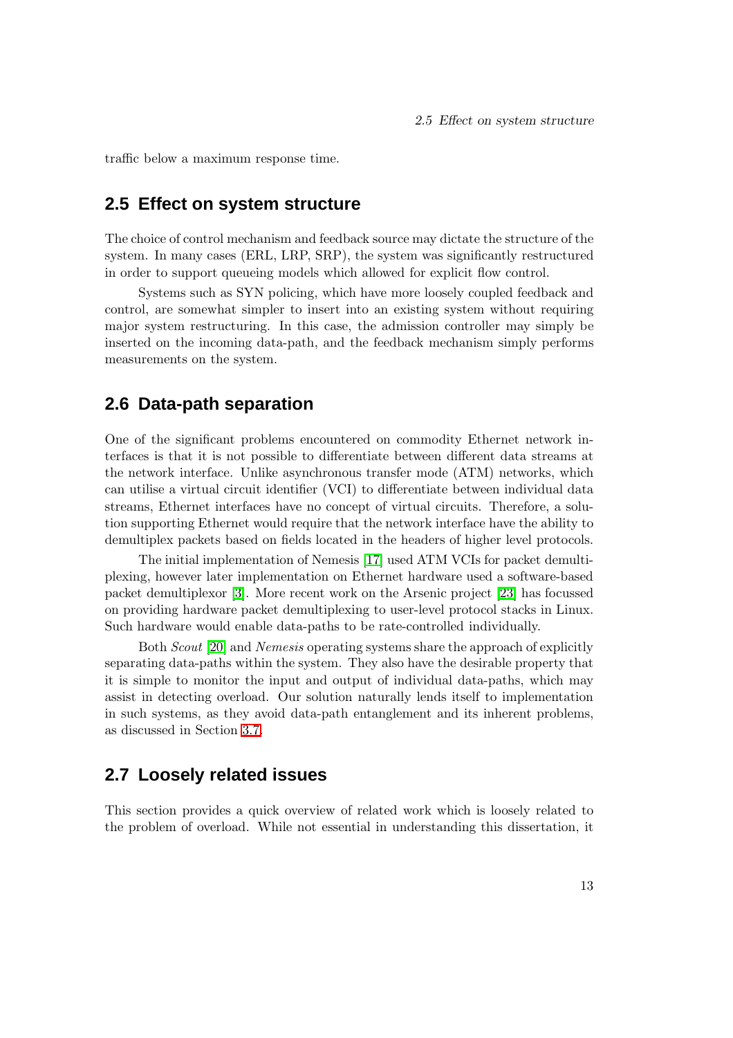traffic below a maximum response time.

## 2.5 Effect on system structure

The choice of control mechanism and feedback source may dictate the structure of the system. In many cases (ERL, LRP, SRP), the system was significantly restructured in order to support queueing models which allowed for explicit flow control.

Systems such as SYN policing, which have more loosely coupled feedback and control, are somewhat simpler to insert into an existing system without requiring major system restructuring. In this case, the admission controller may simply be inserted on the incoming data-path, and the feedback mechanism simply performs measurements on the system.

## 2.6 Data-path separation

One of the significant problems encountered on commodity Ethernet network interfaces is that it is not possible to differentiate between different data streams at the network interface. Unlike asynchronous transfer mode (ATM) networks, which can utilise a virtual circuit identifier (VCI) to differentiate between individual data streams, Ethernet interfaces have no concept of virtual circuits. Therefore, a solution supporting Ethernet would require that the network interface have the ability to demultiplex packets based on fields located in the headers of higher level protocols.

The initial implementation of Nemesis [17] used ATM VCIs for packet demultiplexing, however later implementation on Ethernet hardware used a software-based packet demultiplexor [3]. More recent work on the Arsenic project [23] has focussed on providing hardware packet demultiplexing to user-level protocol stacks in Linux. Such hardware would enable data-paths to be rate-controlled individually.

Both *Scout* [20] and *Nemesis* operating systems share the approach of explicitly separating data-paths within the system. They also have the desirable property that it is simple to monitor the input and output of individual data-paths, which may assist in detecting overload. Our solution naturally lends itself to implementation in such systems, as they avoid data-path entanglement and its inherent problems, as discussed in Section 3.7.

## 2.7 Loosely related issues

This section provides a quick overview of related work which is loosely related to the problem of overload. While not essential in understanding this dissertation, it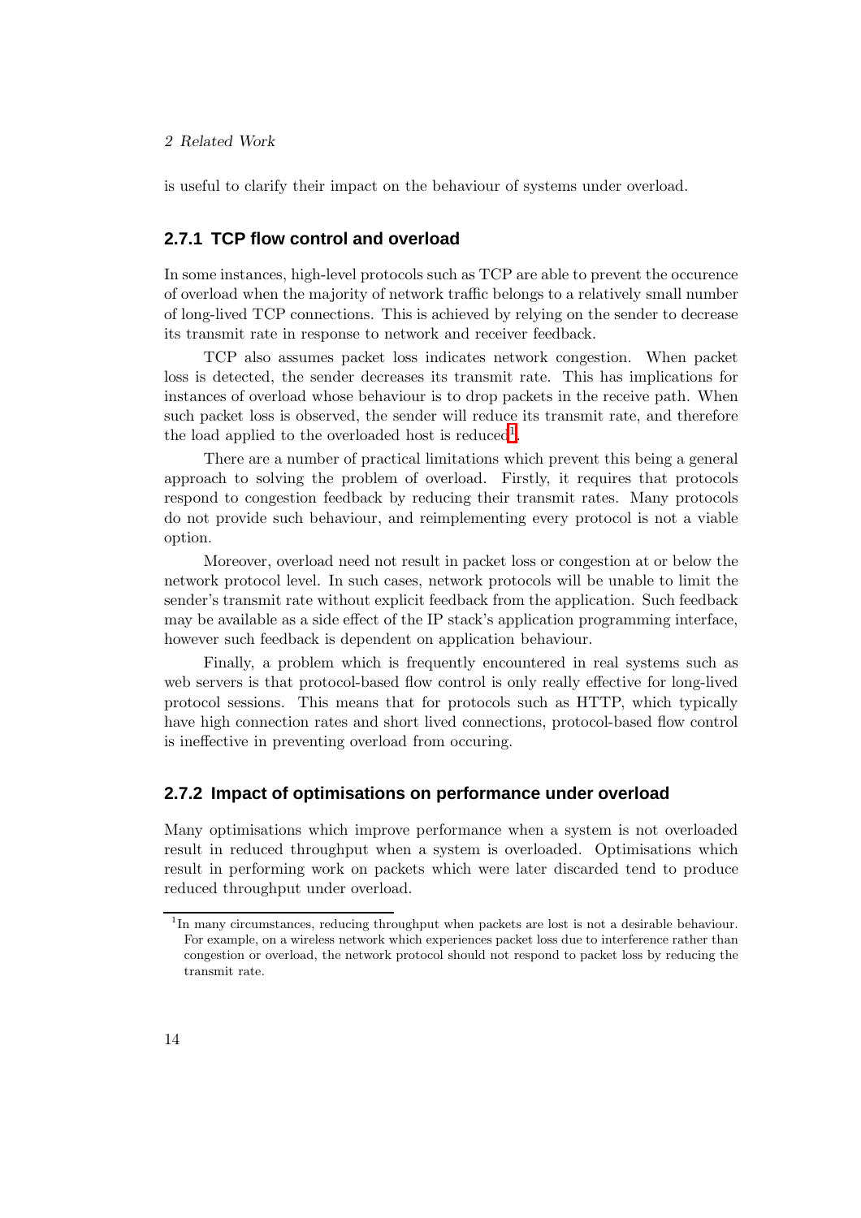is useful to clarify their impact on the behaviour of systems under overload.

### 2.7.1 TCP flow control and overload

In some instances, high-level protocols such as TCP are able to prevent the occurence of overload when the majority of network traffic belongs to a relatively small number of long-lived TCP connections. This is achieved by relying on the sender to decrease its transmit rate in response to network and receiver feedback.

TCP also assumes packet loss indicates network congestion. When packet loss is detected, the sender decreases its transmit rate. This has implications for instances of overload whose behaviour is to drop packets in the receive path. When such packet loss is observed, the sender will reduce its transmit rate, and therefore the load applied to the overloaded host is reduced[1].

There are a number of practical limitations which prevent this being a general approach to solving the problem of overload. Firstly, it requires that protocols respond to congestion feedback by reducing their transmit rates. Many protocols do not provide such behaviour, and reimplementing every protocol is not a viable option.

Moreover, overload need not result in packet loss or congestion at or below the network protocol level. In such cases, network protocols will be unable to limit the sender's transmit rate without explicit feedback from the application. Such feedback may be available as a side effect of the IP stack's application programming interface, however such feedback is dependent on application behaviour.

Finally, a problem which is frequently encountered in real systems such as web servers is that protocol-based flow control is only really effective for long-lived protocol sessions. This means that for protocols such as HTTP, which typically have high connection rates and short lived connections, protocol-based flow control is ineffective in preventing overload from occuring.

### 2.7.2 Impact of optimisations on performance under overload

Many optimisations which improve performance when a system is not overloaded result in reduced throughput when a system is overloaded. Optimisations which result in performing work on packets which were later discarded tend to produce reduced throughput under overload.

[1] In many circumstances, reducing throughput when packets are lost is not a desirable behaviour. For example, on a wireless network which experiences packet loss due to interference rather than congestion or overload, the network protocol should not respond to packet loss by reducing the transmit rate.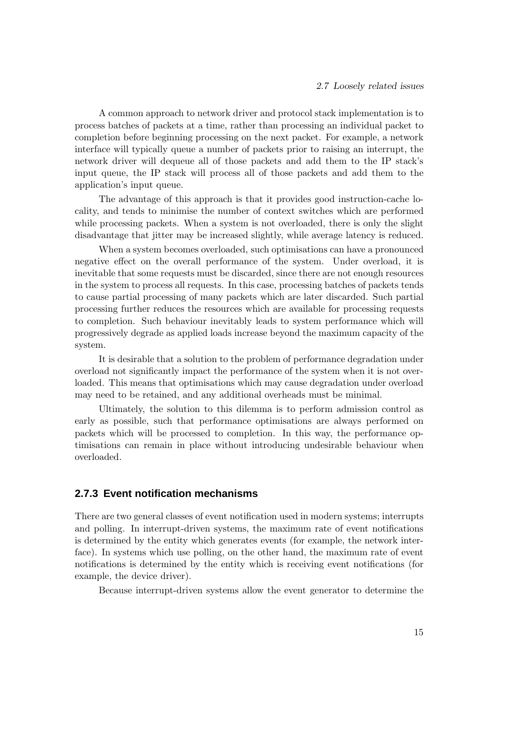A common approach to network driver and protocol stack implementation is to process batches of packets at a time, rather than processing an individual packet to completion before beginning processing on the next packet. For example, a network interface will typically queue a number of packets prior to raising an interrupt, the network driver will dequeue all of those packets and add them to the IP stack's input queue, the IP stack will process all of those packets and add them to the application's input queue.

The advantage of this approach is that it provides good instruction-cache locality, and tends to minimise the number of context switches which are performed while processing packets. When a system is not overloaded, there is only the slight disadvantage that jitter may be increased slightly, while average latency is reduced.

When a system becomes overloaded, such optimisations can have a pronounced negative effect on the overall performance of the system. Under overload, it is inevitable that some requests must be discarded, since there are not enough resources in the system to process all requests. In this case, processing batches of packets tends to cause partial processing of many packets which are later discarded. Such partial processing further reduces the resources which are available for processing requests to completion. Such behaviour inevitably leads to system performance which will progressively degrade as applied loads increase beyond the maximum capacity of the system.

It is desirable that a solution to the problem of performance degradation under overload not significantly impact the performance of the system when it is not overloaded. This means that optimisations which may cause degradation under overload may need to be retained, and any additional overheads must be minimal.

Ultimately, the solution to this dilemma is to perform admission control as early as possible, such that performance optimisations are always performed on packets which will be processed to completion. In this way, the performance optimisations can remain in place without introducing undesirable behaviour when overloaded.

### 2.7.3 Event notification mechanisms

There are two general classes of event notification used in modern systems; interrupts and polling. In interrupt-driven systems, the maximum rate of event notifications is determined by the entity which generates events (for example, the network interface). In systems which use polling, on the other hand, the maximum rate of event notifications is determined by the entity which is receiving event notifications (for example, the device driver).

Because interrupt-driven systems allow the event generator to determine the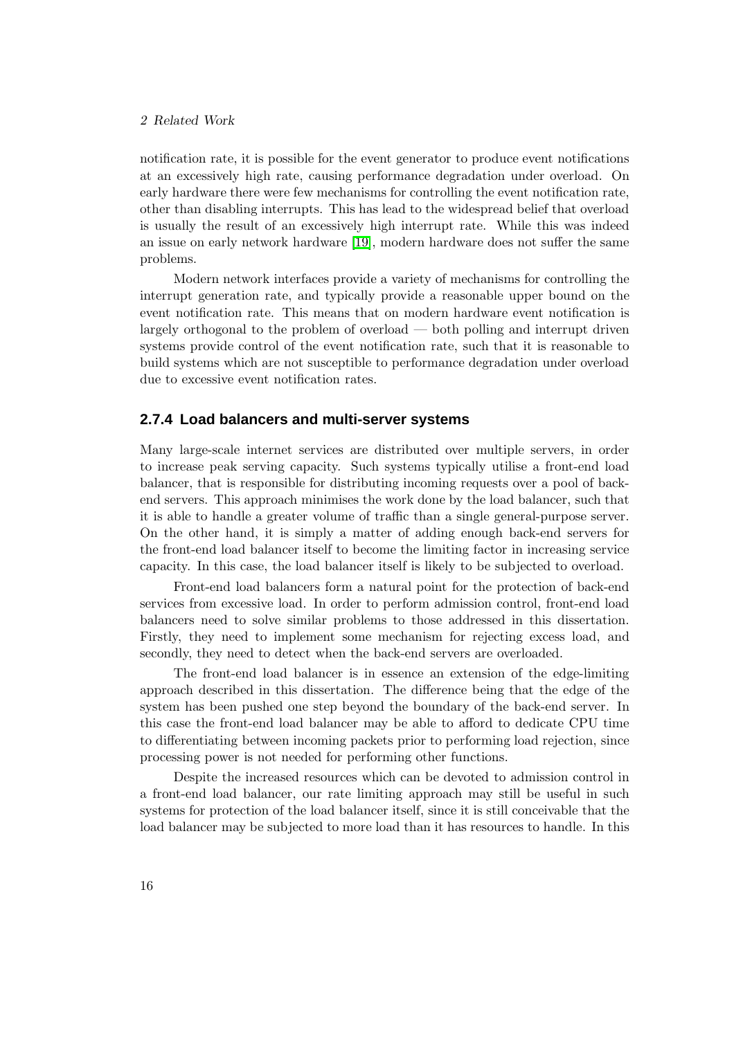notification rate, it is possible for the event generator to produce event notifications at an excessively high rate, causing performance degradation under overload. On early hardware there were few mechanisms for controlling the event notification rate, other than disabling interrupts. This has lead to the widespread belief that overload is usually the result of an excessively high interrupt rate. While this was indeed an issue on early network hardware [19], modern hardware does not suffer the same problems.

Modern network interfaces provide a variety of mechanisms for controlling the interrupt generation rate, and typically provide a reasonable upper bound on the event notification rate. This means that on modern hardware event notification is largely orthogonal to the problem of overload — both polling and interrupt driven systems provide control of the event notification rate, such that it is reasonable to build systems which are not susceptible to performance degradation under overload due to excessive event notification rates.

### 2.7.4 Load balancers and multi-server systems

Many large-scale internet services are distributed over multiple servers, in order to increase peak serving capacity. Such systems typically utilise a front-end load balancer, that is responsible for distributing incoming requests over a pool of back-end servers. This approach minimises the work done by the load balancer, such that it is able to handle a greater volume of traffic than a single general-purpose server. On the other hand, it is simply a matter of adding enough back-end servers for the front-end load balancer itself to become the limiting factor in increasing service capacity. In this case, the load balancer itself is likely to be subjected to overload.

Front-end load balancers form a natural point for the protection of back-end services from excessive load. In order to perform admission control, front-end load balancers need to solve similar problems to those addressed in this dissertation. Firstly, they need to implement some mechanism for rejecting excess load, and secondly, they need to detect when the back-end servers are overloaded.

The front-end load balancer is in essence an extension of the edge-limiting approach described in this dissertation. The difference being that the edge of the system has been pushed one step beyond the boundary of the back-end server. In this case the front-end load balancer may be able to afford to dedicate CPU time to differentiating between incoming packets prior to performing load rejection, since processing power is not needed for performing other functions.

Despite the increased resources which can be devoted to admission control in a front-end load balancer, our rate limiting approach may still be useful in such systems for protection of the load balancer itself, since it is still conceivable that the load balancer may be subjected to more load than it has resources to handle. In this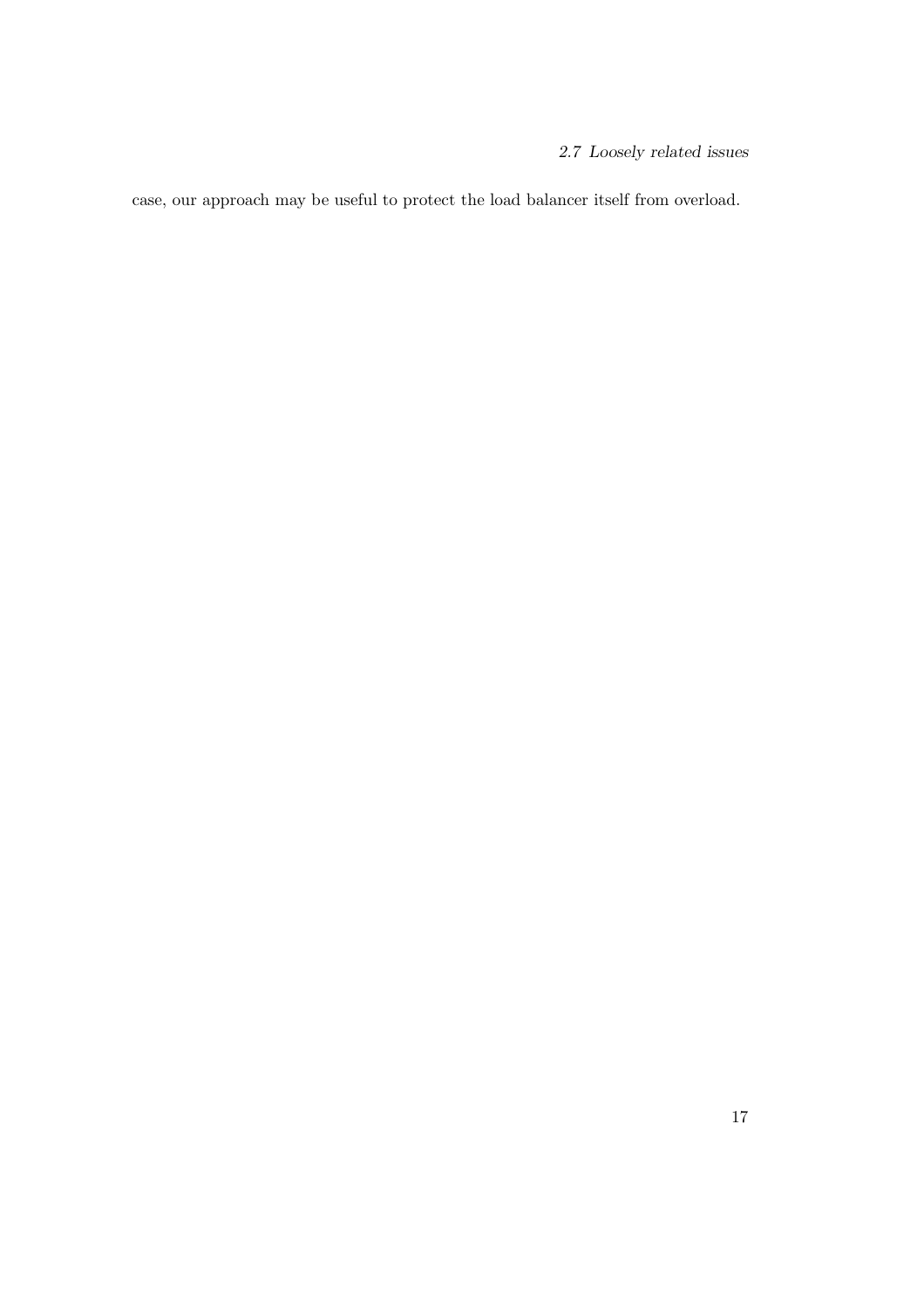case, our approach may be useful to protect the load balancer itself from overload.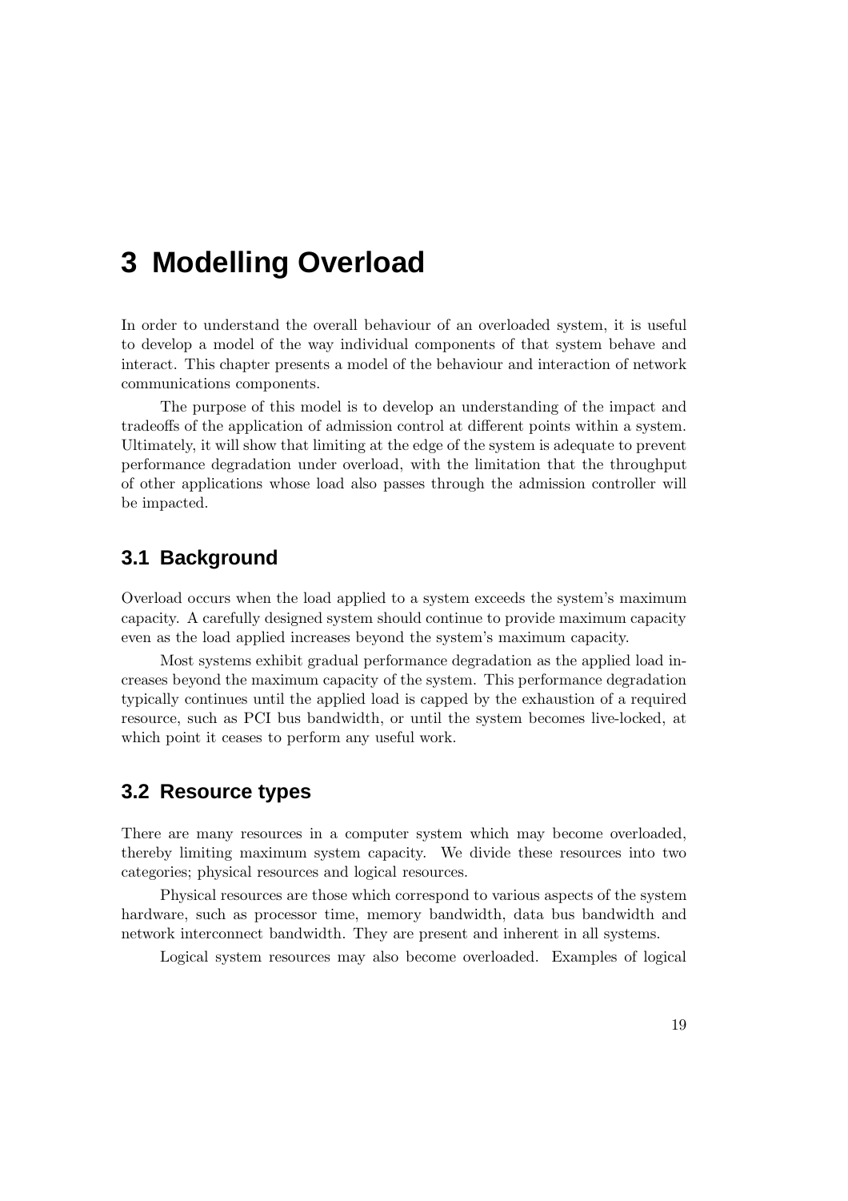# 3 Modelling Overload

In order to understand the overall behaviour of an overloaded system, it is useful to develop a model of the way individual components of that system behave and interact. This chapter presents a model of the behaviour and interaction of network communications components.

The purpose of this model is to develop an understanding of the impact and tradeoffs of the application of admission control at different points within a system. Ultimately, it will show that limiting at the edge of the system is adequate to prevent performance degradation under overload, with the limitation that the throughput of other applications whose load also passes through the admission controller will be impacted.

## 3.1 Background

Overload occurs when the load applied to a system exceeds the system's maximum capacity. A carefully designed system should continue to provide maximum capacity even as the load applied increases beyond the system's maximum capacity.

Most systems exhibit gradual performance degradation as the applied load increases beyond the maximum capacity of the system. This performance degradation typically continues until the applied load is capped by the exhaustion of a required resource, such as PCI bus bandwidth, or until the system becomes live-locked, at which point it ceases to perform any useful work.

## 3.2 Resource types

There are many resources in a computer system which may become overloaded, thereby limiting maximum system capacity. We divide these resources into two categories; physical resources and logical resources.

Physical resources are those which correspond to various aspects of the system hardware, such as processor time, memory bandwidth, data bus bandwidth and network interconnect bandwidth. They are present and inherent in all systems.

Logical system resources may also become overloaded. Examples of logical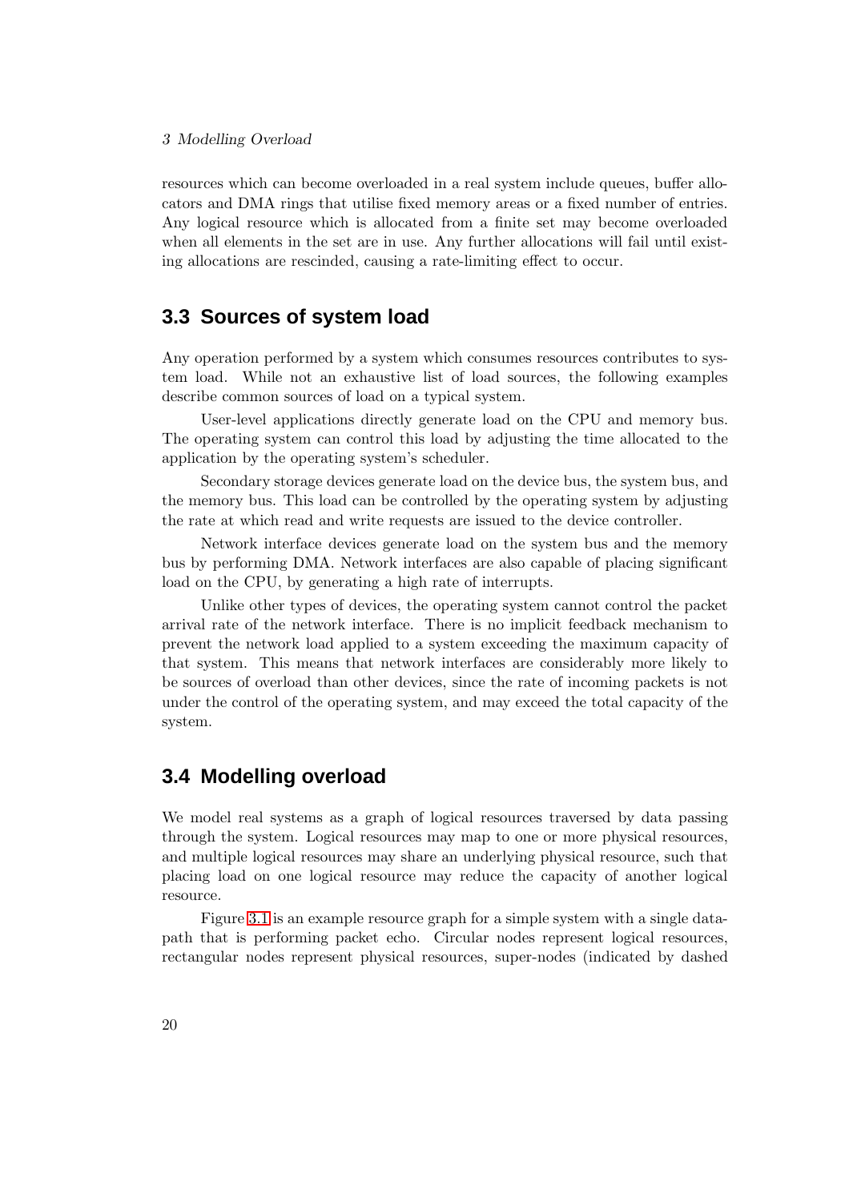resources which can become overloaded in a real system include queues, buffer allocators and DMA rings that utilise fixed memory areas or a fixed number of entries. Any logical resource which is allocated from a finite set may become overloaded when all elements in the set are in use. Any further allocations will fail until existing allocations are rescinded, causing a rate-limiting effect to occur.

## 3.3 Sources of system load

Any operation performed by a system which consumes resources contributes to system load. While not an exhaustive list of load sources, the following examples describe common sources of load on a typical system.

User-level applications directly generate load on the CPU and memory bus. The operating system can control this load by adjusting the time allocated to the application by the operating system's scheduler.

Secondary storage devices generate load on the device bus, the system bus, and the memory bus. This load can be controlled by the operating system by adjusting the rate at which read and write requests are issued to the device controller.

Network interface devices generate load on the system bus and the memory bus by performing DMA. Network interfaces are also capable of placing significant load on the CPU, by generating a high rate of interrupts.

Unlike other types of devices, the operating system cannot control the packet arrival rate of the network interface. There is no implicit feedback mechanism to prevent the network load applied to a system exceeding the maximum capacity of that system. This means that network interfaces are considerably more likely to be sources of overload than other devices, since the rate of incoming packets is not under the control of the operating system, and may exceed the total capacity of the system.

## 3.4 Modelling overload

We model real systems as a graph of logical resources traversed by data passing through the system. Logical resources may map to one or more physical resources, and multiple logical resources may share an underlying physical resource, such that placing load on one logical resource may reduce the capacity of another logical resource.

Figure 3.1 is an example resource graph for a simple system with a single datapath that is performing packet echo. Circular nodes represent logical resources, rectangular nodes represent physical resources, super-nodes (indicated by dashed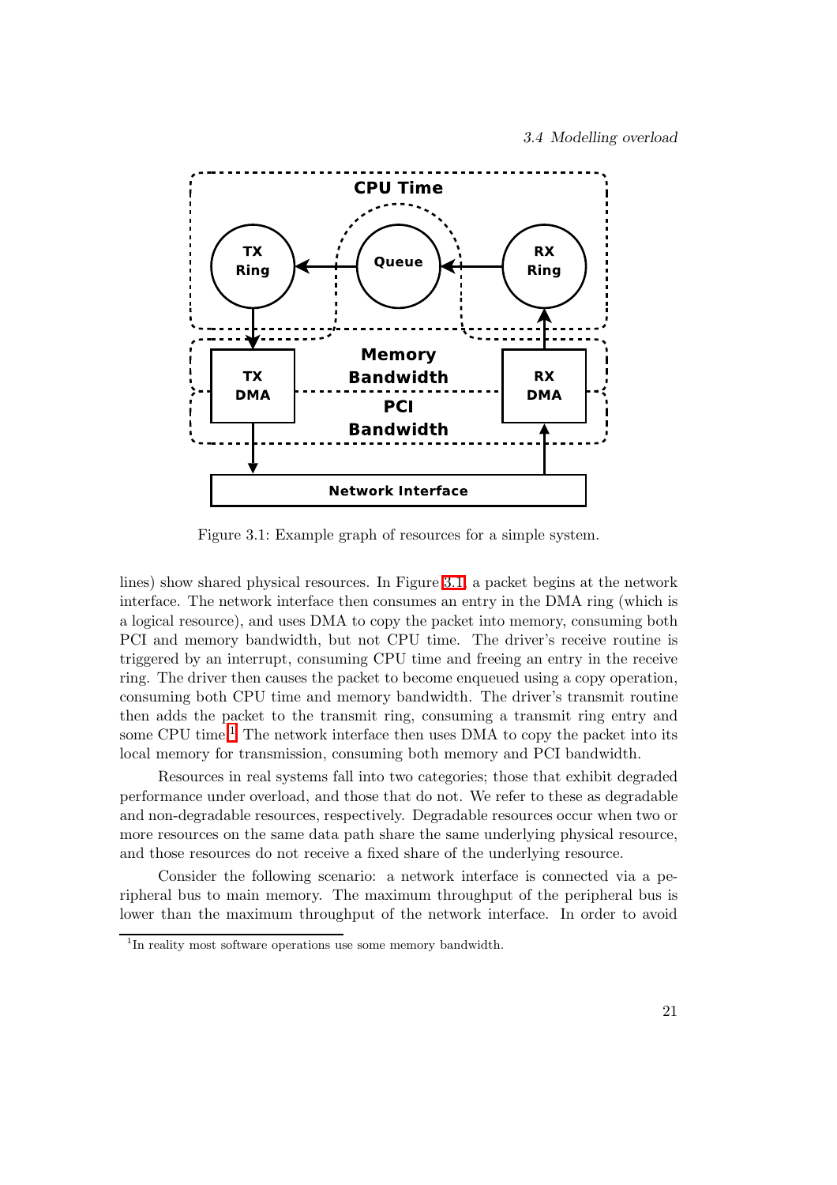Figure 3.1: Example graph of resources for a simple system.

lines) show shared physical resources. In Figure 3.1, a packet begins at the network interface. The network interface then consumes an entry in the DMA ring (which is a logical resource), and uses DMA to copy the packet into memory, consuming both PCI and memory bandwidth, but not CPU time. The driver's receive routine is triggered by an interrupt, consuming CPU time and freeing an entry in the receive ring. The driver then causes the packet to become enqueued using a copy operation, consuming both CPU time and memory bandwidth. The driver's transmit routine then adds the packet to the transmit ring, consuming a transmit ring entry and some CPU time.[1] The network interface then uses DMA to copy the packet into its local memory for transmission, consuming both memory and PCI bandwidth.

Resources in real systems fall into two categories; those that exhibit degraded performance under overload, and those that do not. We refer to these as degradable and non-degradable resources, respectively. Degradable resources occur when two or more resources on the same data path share the same underlying physical resource, and those resources do not receive a fixed share of the underlying resource.

Consider the following scenario: a network interface is connected via a peripheral bus to main memory. The maximum throughput of the peripheral bus is lower than the maximum throughput of the network interface. In order to avoid

[1] In reality most software operations use some memory bandwidth.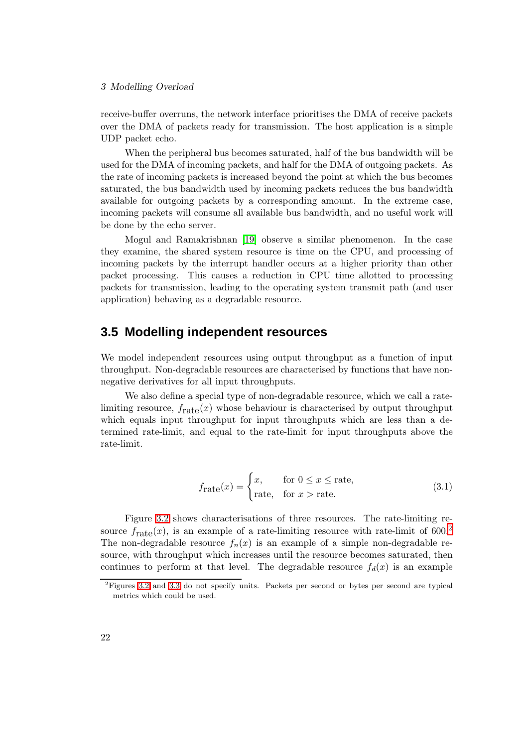receive-buffer overruns, the network interface prioritises the DMA of receive packets over the DMA of packets ready for transmission. The host application is a simple UDP packet echo.

When the peripheral bus becomes saturated, half of the bus bandwidth will be used for the DMA of incoming packets, and half for the DMA of outgoing packets. As the rate of incoming packets is increased beyond the point at which the bus becomes saturated, the bus bandwidth used by incoming packets reduces the bus bandwidth available for outgoing packets by a corresponding amount. In the extreme case, incoming packets will consume all available bus bandwidth, and no useful work will be done by the echo server.

Mogul and Ramakrishnan [19] observe a similar phenomenon. In the case they examine, the shared system resource is time on the CPU, and processing of incoming packets by the interrupt handler occurs at a higher priority than other packet processing. This causes a reduction in CPU time allotted to processing packets for transmission, leading to the operating system transmit path (and user application) behaving as a degradable resource.

## 3.5 Modelling independent resources

We model independent resources using output throughput as a function of input throughput. Non-degradable resources are characterised by functions that have non-negative derivatives for all input throughputs.

We also define a special type of non-degradable resource, which we call a rate-limiting resource, $f_{\text{rate}}(x)$ whose behaviour is characterised by output throughput which equals input throughput for input throughputs which are less than a determined rate-limit, and equal to the rate-limit for input throughputs above the rate-limit.

$$f_{\text{rate}}(x) = \begin{cases} x, & \text{for } 0 \leq x \leq \text{rate}, \\ \text{rate}, & \text{for } x > \text{rate}. \end{cases} \tag{3.1}$$

Figure 3.2 shows characterisations of three resources. The rate-limiting resource $f_{\text{rate}}(x)$, is an example of a rate-limiting resource with rate-limit of 600.[2] The non-degradable resource $f_n(x)$ is an example of a simple non-degradable resource, with throughput which increases until the resource becomes saturated, then continues to perform at that level. The degradable resource $f_d(x)$ is an example

[2] Figures 3.2 and 3.3 do not specify units. Packets per second or bytes per second are typical metrics which could be used.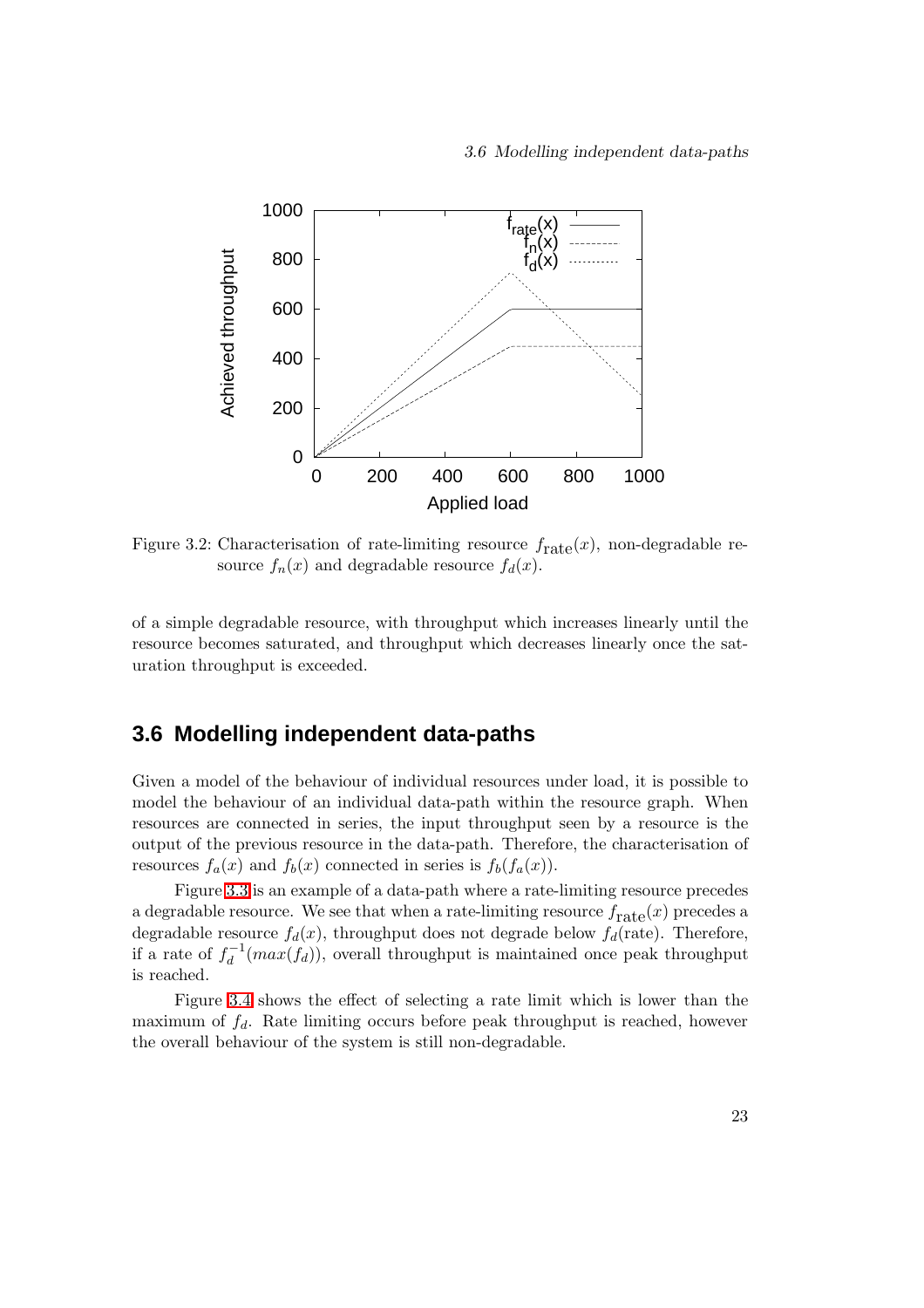Figure 3.2: Characterisation of rate-limiting resource $f_{\mathrm{rate}}(x)$, non-degradable resource $f_n(x)$ and degradable resource $f_d(x)$.

of a simple degradable resource, with throughput which increases linearly until the resource becomes saturated, and throughput which decreases linearly once the saturation throughput is exceeded.

## 3.6 Modelling independent data-paths

Given a model of the behaviour of individual resources under load, it is possible to model the behaviour of an individual data-path within the resource graph. When resources are connected in series, the input throughput seen by a resource is the output of the previous resource in the data-path. Therefore, the characterisation of resources $f_a(x)$ and $f_b(x)$ connected in series is $f_b(f_a(x))$.

Figure 3.3 is an example of a data-path where a rate-limiting resource precedes a degradable resource. We see that when a rate-limiting resource $f_{\mathrm{rate}}(x)$ precedes a degradable resource $f_d(x)$, throughput does not degrade below $f_d(\mathrm{rate})$. Therefore, if a rate of $f_d^{-1}(max(f_d))$, overall throughput is maintained once peak throughput is reached.

Figure 3.4 shows the effect of selecting a rate limit which is lower than the maximum of $f_d$. Rate limiting occurs before peak throughput is reached, however the overall behaviour of the system is still non-degradable.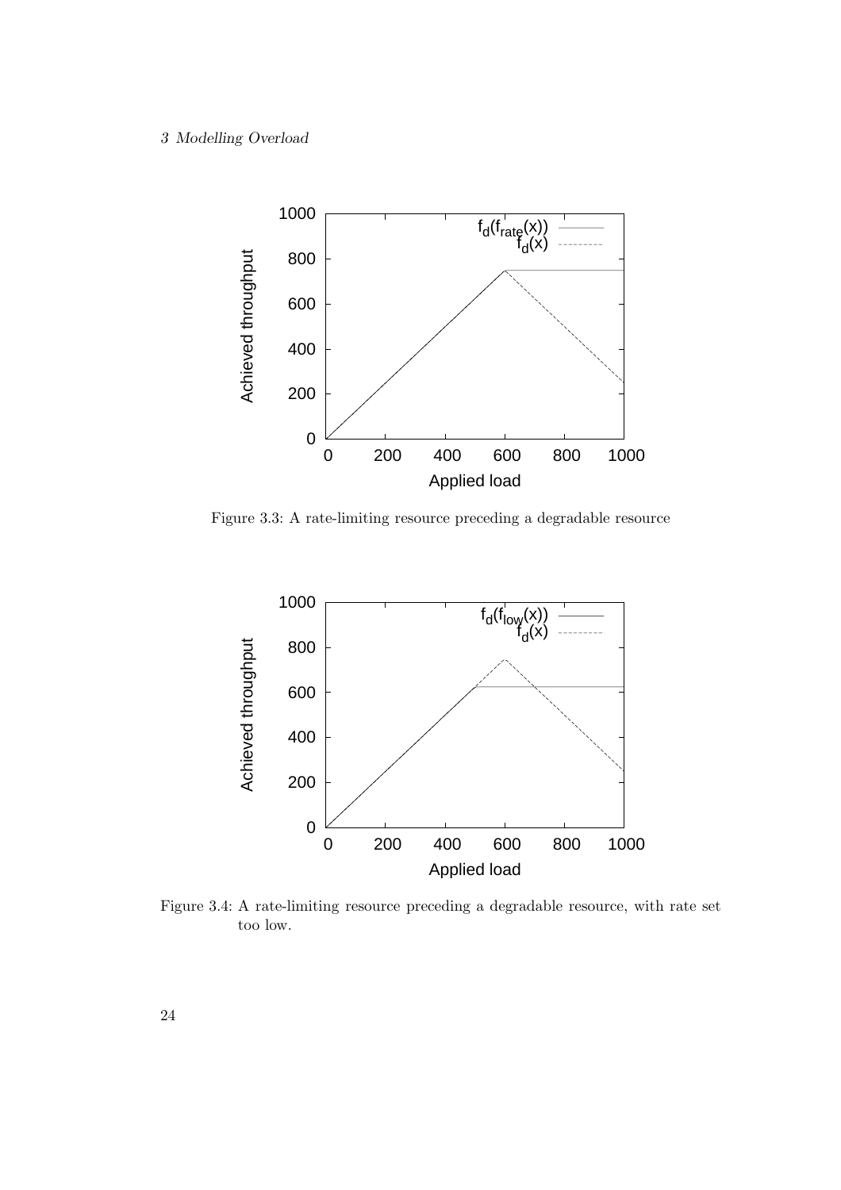Figure 3.3: A rate-limiting resource preceding a degradable resource

Figure 3.4: A rate-limiting resource preceding a degradable resource, with rate set too low.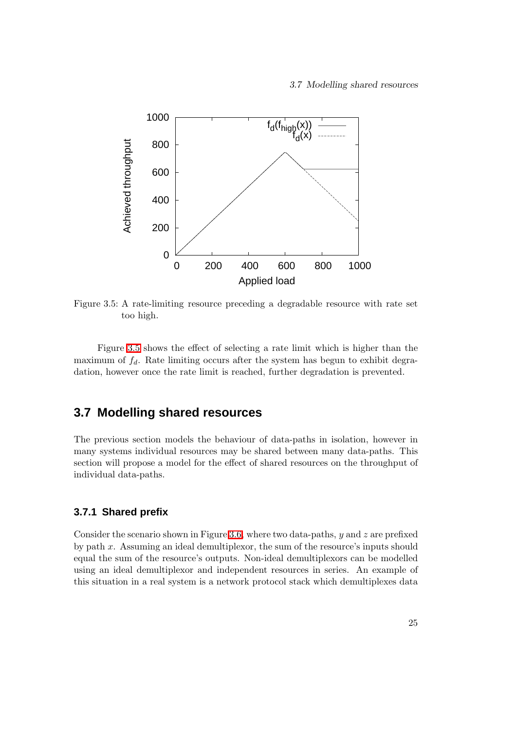Figure 3.5: A rate-limiting resource preceding a degradable resource with rate set too high.

Figure 3.5 shows the effect of selecting a rate limit which is higher than the maximum of $f_d$. Rate limiting occurs after the system has begun to exhibit degradation, however once the rate limit is reached, further degradation is prevented.

## 3.7 Modelling shared resources

The previous section models the behaviour of data-paths in isolation, however in many systems individual resources may be shared between many data-paths. This section will propose a model for the effect of shared resources on the throughput of individual data-paths.

### 3.7.1 Shared prefix

Consider the scenario shown in Figure 3.6, where two data-paths, $y$ and $z$ are prefixed by path $x$. Assuming an ideal demultiplexor, the sum of the resource's inputs should equal the sum of the resource's outputs. Non-ideal demultiplexors can be modelled using an ideal demultiplexor and independent resources in series. An example of this situation in a real system is a network protocol stack which demultiplexes data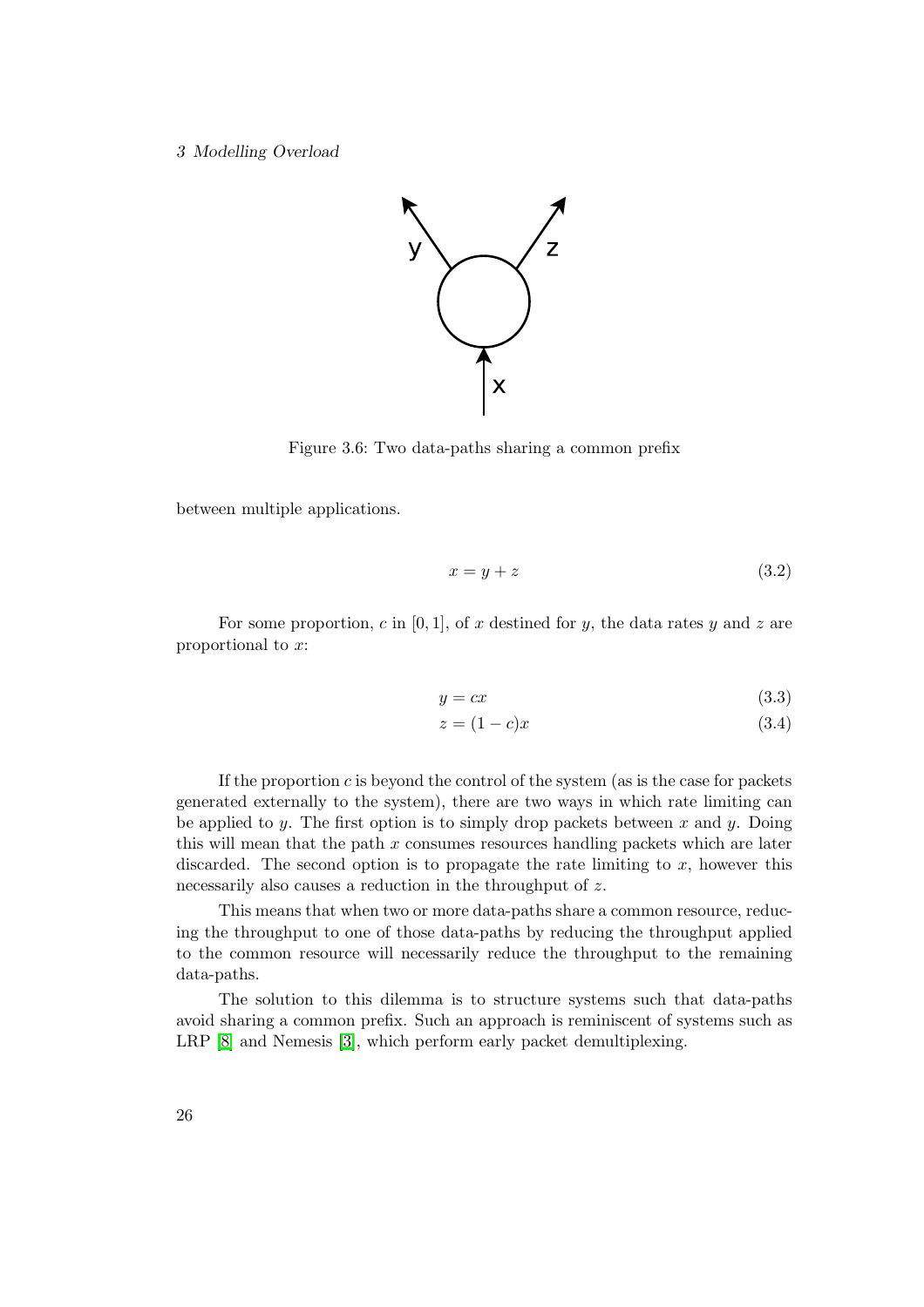Figure 3.6: Two data-paths sharing a common prefix

between multiple applications.

$$x = y + z \tag{3.2}$$

For some proportion, $c$ in $[0, 1]$, of $x$ destined for $y$, the data rates $y$ and $z$ are proportional to $x$:

$$y = cx \tag{3.3}$$

$$z = (1 - c)x \tag{3.4}$$

If the proportion $c$ is beyond the control of the system (as is the case for packets generated externally to the system), there are two ways in which rate limiting can be applied to $y$. The first option is to simply drop packets between $x$ and $y$. Doing this will mean that the path $x$ consumes resources handling packets which are later discarded. The second option is to propagate the rate limiting to $x$, however this necessarily also causes a reduction in the throughput of $z$.

This means that when two or more data-paths share a common resource, reducing the throughput to one of those data-paths by reducing the throughput applied to the common resource will necessarily reduce the throughput to the remaining data-paths.

The solution to this dilemma is to structure systems such that data-paths avoid sharing a common prefix. Such an approach is reminiscent of systems such as LRP [8] and Nemesis [3], which perform early packet demultiplexing.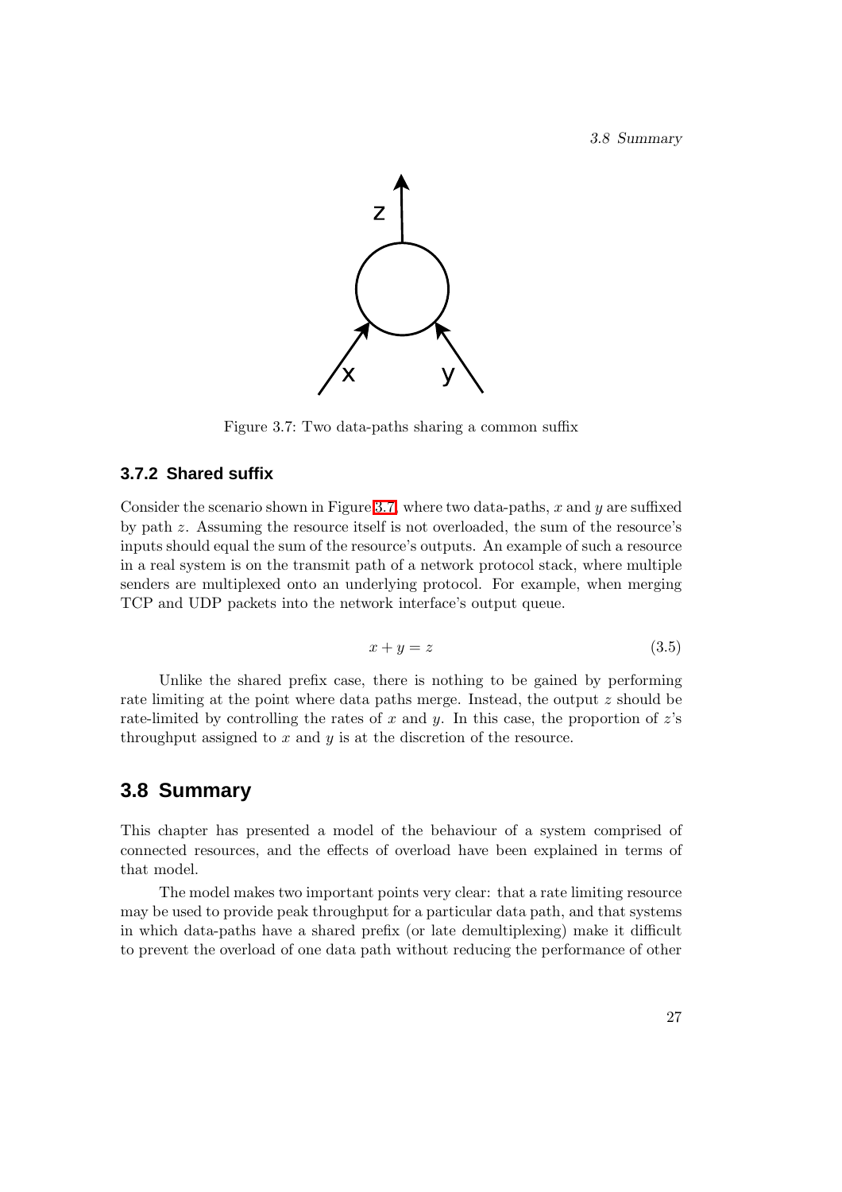Figure 3.7: Two data-paths sharing a common suffix

### 3.7.2 Shared suffix

Consider the scenario shown in Figure 3.7, where two data-paths, $x$ and $y$ are suffixed by path $z$. Assuming the resource itself is not overloaded, the sum of the resource's inputs should equal the sum of the resource's outputs. An example of such a resource in a real system is on the transmit path of a network protocol stack, where multiple senders are multiplexed onto an underlying protocol. For example, when merging TCP and UDP packets into the network interface's output queue.

$$x + y = z \tag{3.5}$$

Unlike the shared prefix case, there is nothing to be gained by performing rate limiting at the point where data paths merge. Instead, the output $z$ should be rate-limited by controlling the rates of $x$ and $y$. In this case, the proportion of $z$'s throughput assigned to $x$ and $y$ is at the discretion of the resource.

## 3.8 Summary

This chapter has presented a model of the behaviour of a system comprised of connected resources, and the effects of overload have been explained in terms of that model.

The model makes two important points very clear: that a rate limiting resource may be used to provide peak throughput for a particular data path, and that systems in which data-paths have a shared prefix (or late demultiplexing) make it difficult to prevent the overload of one data path without reducing the performance of other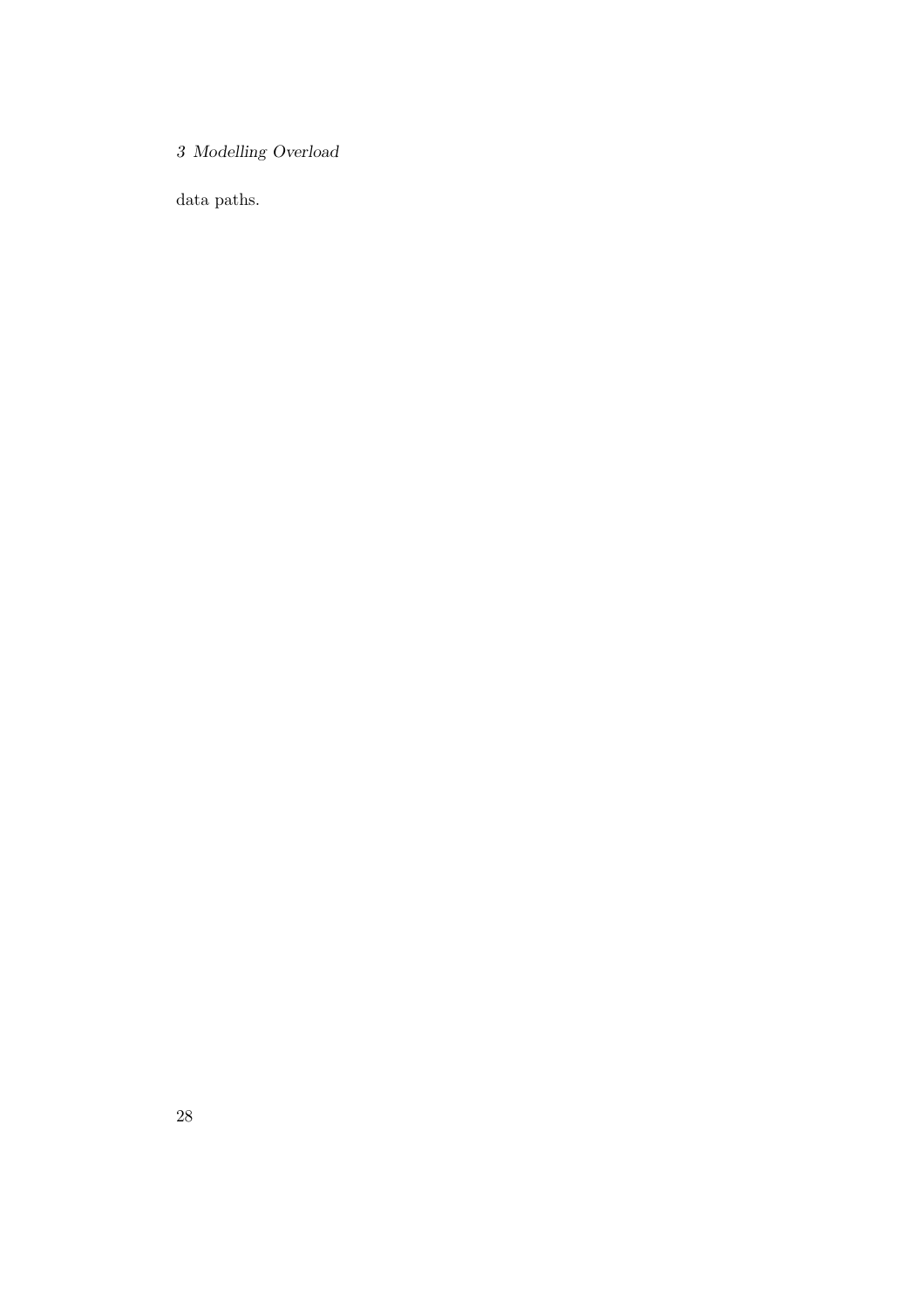data paths.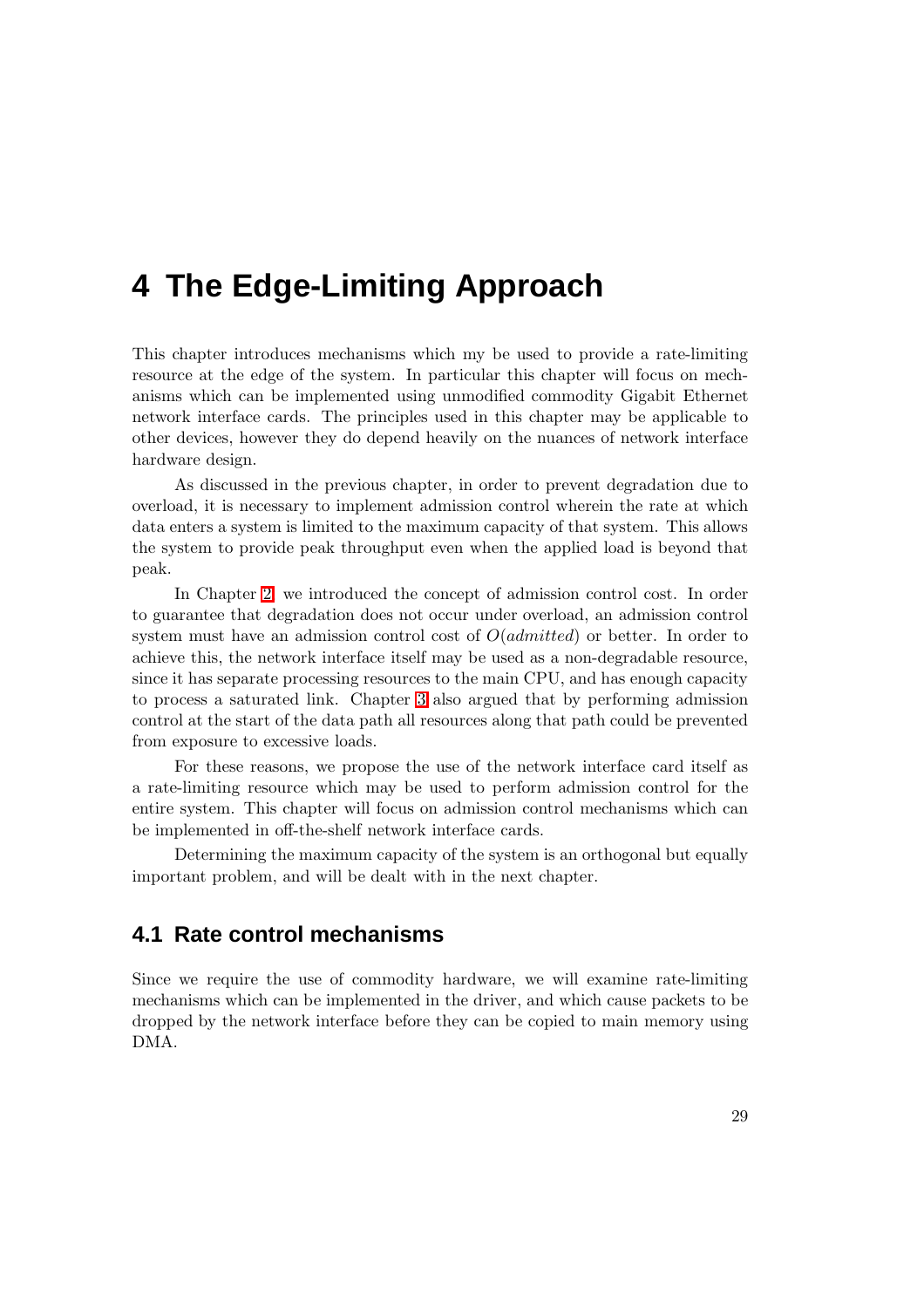# 4 The Edge-Limiting Approach

This chapter introduces mechanisms which my be used to provide a rate-limiting resource at the edge of the system. In particular this chapter will focus on mechanisms which can be implemented using unmodified commodity Gigabit Ethernet network interface cards. The principles used in this chapter may be applicable to other devices, however they do depend heavily on the nuances of network interface hardware design.

As discussed in the previous chapter, in order to prevent degradation due to overload, it is necessary to implement admission control wherein the rate at which data enters a system is limited to the maximum capacity of that system. This allows the system to provide peak throughput even when the applied load is beyond that peak.

In Chapter 2, we introduced the concept of admission control cost. In order to guarantee that degradation does not occur under overload, an admission control system must have an admission control cost of $O(admitted)$ or better. In order to achieve this, the network interface itself may be used as a non-degradable resource, since it has separate processing resources to the main CPU, and has enough capacity to process a saturated link. Chapter 3 also argued that by performing admission control at the start of the data path all resources along that path could be prevented from exposure to excessive loads.

For these reasons, we propose the use of the network interface card itself as a rate-limiting resource which may be used to perform admission control for the entire system. This chapter will focus on admission control mechanisms which can be implemented in off-the-shelf network interface cards.

Determining the maximum capacity of the system is an orthogonal but equally important problem, and will be dealt with in the next chapter.

## 4.1 Rate control mechanisms

Since we require the use of commodity hardware, we will examine rate-limiting mechanisms which can be implemented in the driver, and which cause packets to be dropped by the network interface before they can be copied to main memory using DMA.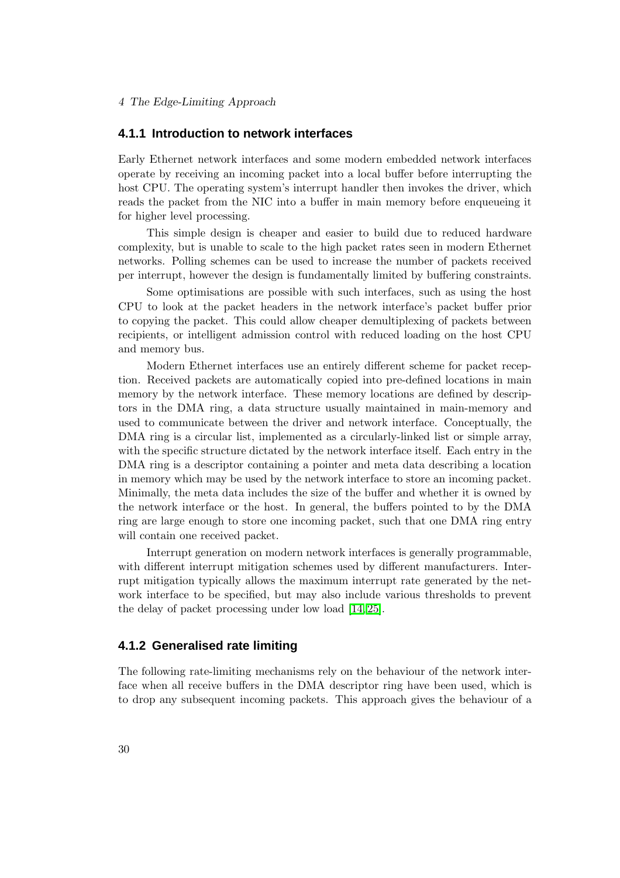### 4.1.1 Introduction to network interfaces

Early Ethernet network interfaces and some modern embedded network interfaces operate by receiving an incoming packet into a local buffer before interrupting the host CPU. The operating system's interrupt handler then invokes the driver, which reads the packet from the NIC into a buffer in main memory before enqueueing it for higher level processing.

This simple design is cheaper and easier to build due to reduced hardware complexity, but is unable to scale to the high packet rates seen in modern Ethernet networks. Polling schemes can be used to increase the number of packets received per interrupt, however the design is fundamentally limited by buffering constraints.

Some optimisations are possible with such interfaces, such as using the host CPU to look at the packet headers in the network interface's packet buffer prior to copying the packet. This could allow cheaper demultiplexing of packets between recipients, or intelligent admission control with reduced loading on the host CPU and memory bus.

Modern Ethernet interfaces use an entirely different scheme for packet reception. Received packets are automatically copied into pre-defined locations in main memory by the network interface. These memory locations are defined by descriptors in the DMA ring, a data structure usually maintained in main-memory and used to communicate between the driver and network interface. Conceptually, the DMA ring is a circular list, implemented as a circularly-linked list or simple array, with the specific structure dictated by the network interface itself. Each entry in the DMA ring is a descriptor containing a pointer and meta data describing a location in memory which may be used by the network interface to store an incoming packet. Minimally, the meta data includes the size of the buffer and whether it is owned by the network interface or the host. In general, the buffers pointed to by the DMA ring are large enough to store one incoming packet, such that one DMA ring entry will contain one received packet.

Interrupt generation on modern network interfaces is generally programmable, with different interrupt mitigation schemes used by different manufacturers. Interrupt mitigation typically allows the maximum interrupt rate generated by the network interface to be specified, but may also include various thresholds to prevent the delay of packet processing under low load [14, 25].

### 4.1.2 Generalised rate limiting

The following rate-limiting mechanisms rely on the behaviour of the network interface when all receive buffers in the DMA descriptor ring have been used, which is to drop any subsequent incoming packets. This approach gives the behaviour of a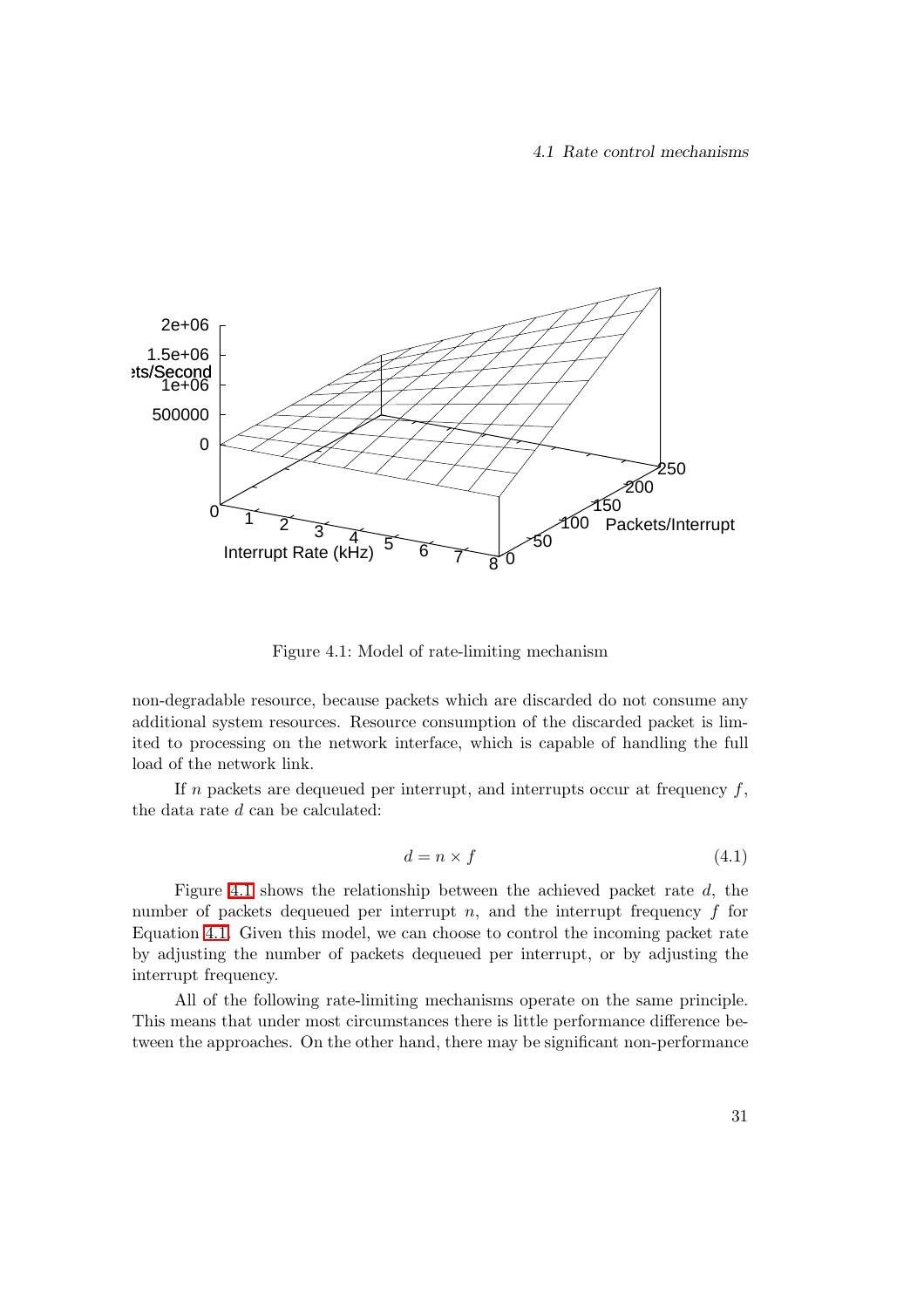Figure 4.1: Model of rate-limiting mechanism

non-degradable resource, because packets which are discarded do not consume any additional system resources. Resource consumption of the discarded packet is limited to processing on the network interface, which is capable of handling the full load of the network link.

If $n$ packets are dequeued per interrupt, and interrupts occur at frequency $f$, the data rate $d$ can be calculated:

$$d = n \times f \tag{4.1}$$

Figure 4.1 shows the relationship between the achieved packet rate $d$, the number of packets dequeued per interrupt $n$, and the interrupt frequency $f$ for Equation 4.1. Given this model, we can choose to control the incoming packet rate by adjusting the number of packets dequeued per interrupt, or by adjusting the interrupt frequency.

All of the following rate-limiting mechanisms operate on the same principle. This means that under most circumstances there is little performance difference between the approaches. On the other hand, there may be significant non-performance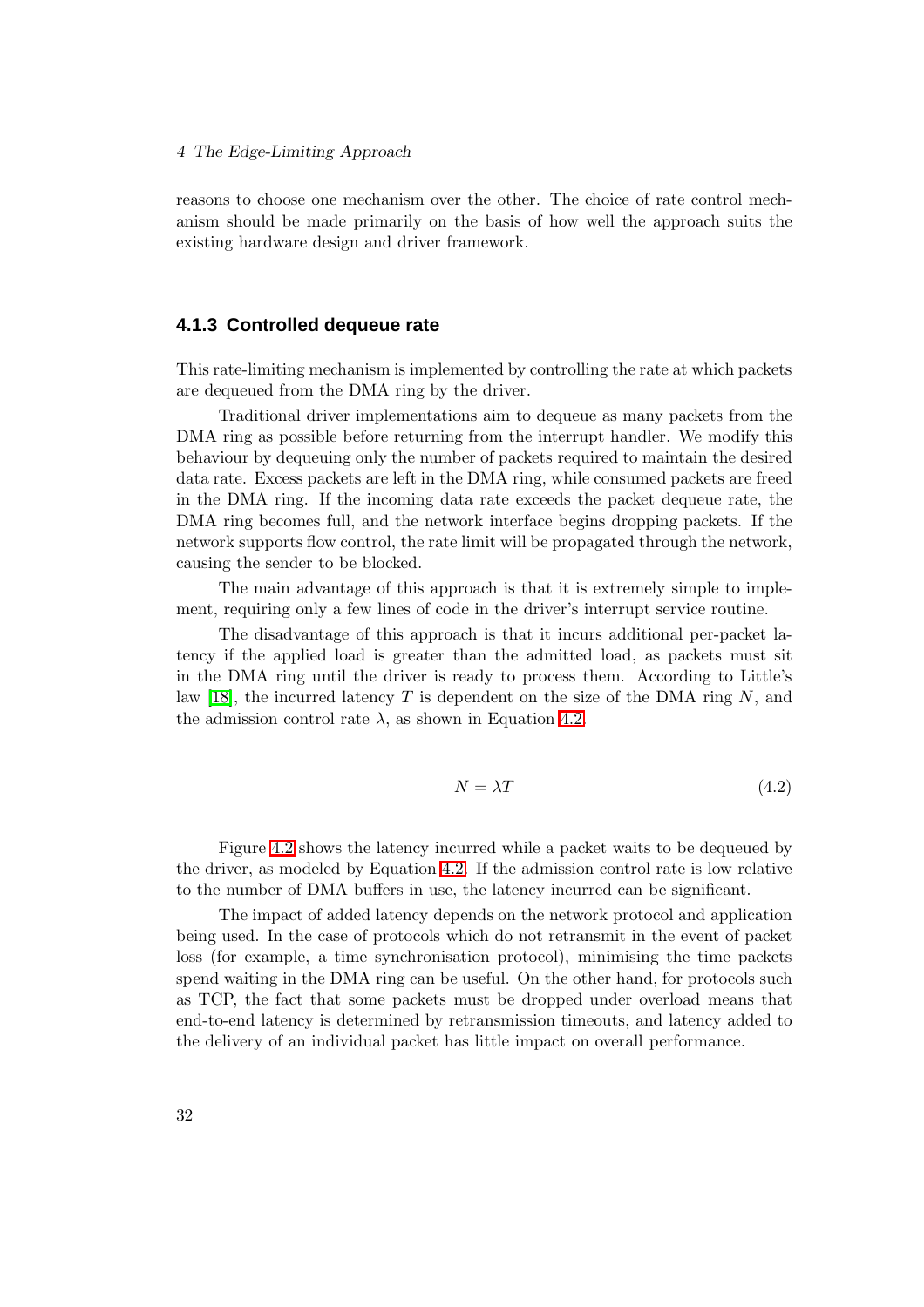reasons to choose one mechanism over the other. The choice of rate control mechanism should be made primarily on the basis of how well the approach suits the existing hardware design and driver framework.

### 4.1.3 Controlled dequeue rate

This rate-limiting mechanism is implemented by controlling the rate at which packets are dequeued from the DMA ring by the driver.

Traditional driver implementations aim to dequeue as many packets from the DMA ring as possible before returning from the interrupt handler. We modify this behaviour by dequeuing only the number of packets required to maintain the desired data rate. Excess packets are left in the DMA ring, while consumed packets are freed in the DMA ring. If the incoming data rate exceeds the packet dequeue rate, the DMA ring becomes full, and the network interface begins dropping packets. If the network supports flow control, the rate limit will be propagated through the network, causing the sender to be blocked.

The main advantage of this approach is that it is extremely simple to implement, requiring only a few lines of code in the driver's interrupt service routine.

The disadvantage of this approach is that it incurs additional per-packet latency if the applied load is greater than the admitted load, as packets must sit in the DMA ring until the driver is ready to process them. According to Little's law [18], the incurred latency $T$ is dependent on the size of the DMA ring $N$, and the admission control rate $\lambda$, as shown in Equation 4.2.

$$N = \lambda T \tag{4.2}$$

Figure 4.2 shows the latency incurred while a packet waits to be dequeued by the driver, as modeled by Equation 4.2. If the admission control rate is low relative to the number of DMA buffers in use, the latency incurred can be significant.

The impact of added latency depends on the network protocol and application being used. In the case of protocols which do not retransmit in the event of packet loss (for example, a time synchronisation protocol), minimising the time packets spend waiting in the DMA ring can be useful. On the other hand, for protocols such as TCP, the fact that some packets must be dropped under overload means that end-to-end latency is determined by retransmission timeouts, and latency added to the delivery of an individual packet has little impact on overall performance.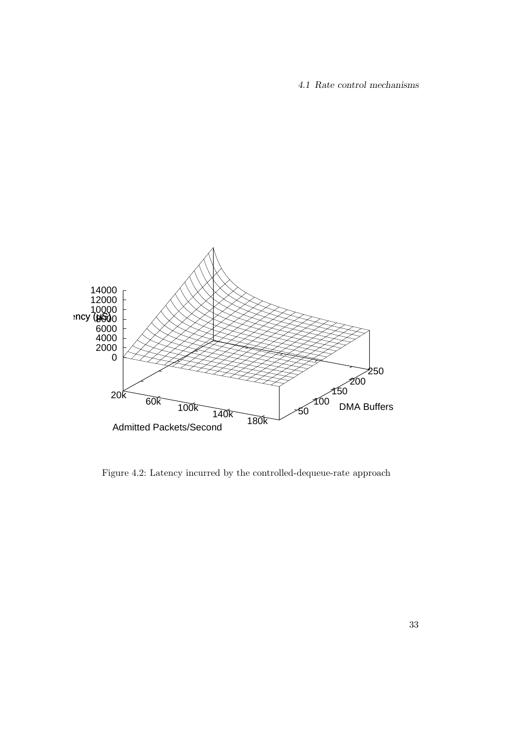Figure 4.2: Latency incurred by the controlled-dequeue-rate approach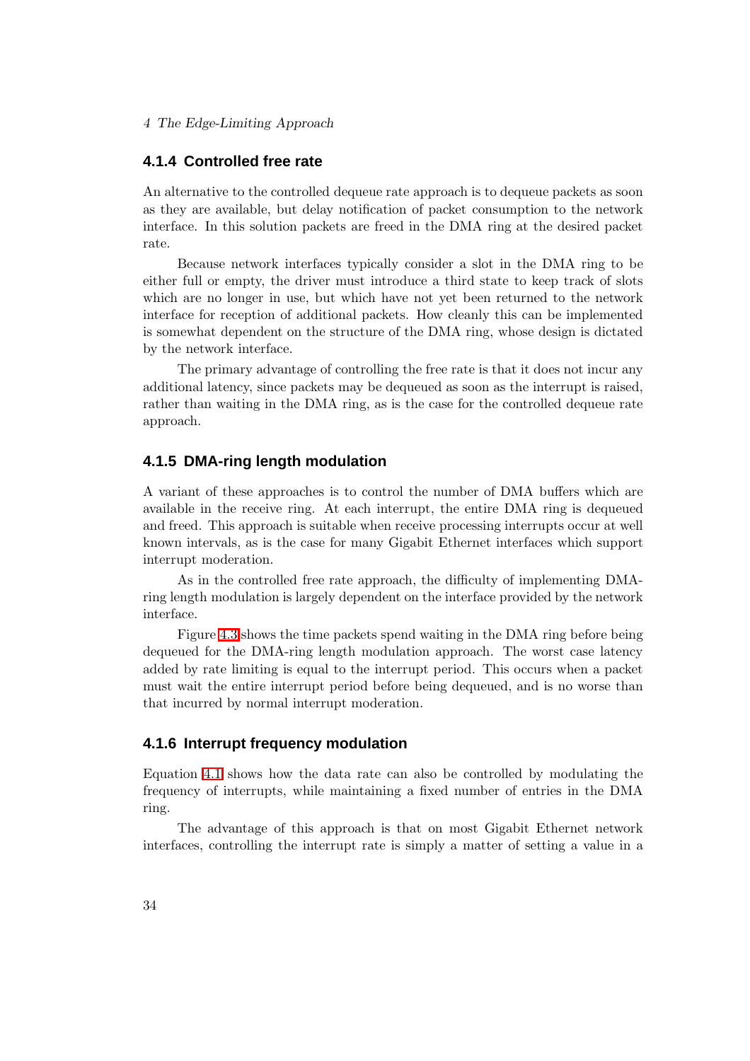### 4.1.4 Controlled free rate

An alternative to the controlled dequeue rate approach is to dequeue packets as soon as they are available, but delay notification of packet consumption to the network interface. In this solution packets are freed in the DMA ring at the desired packet rate.

Because network interfaces typically consider a slot in the DMA ring to be either full or empty, the driver must introduce a third state to keep track of slots which are no longer in use, but which have not yet been returned to the network interface for reception of additional packets. How cleanly this can be implemented is somewhat dependent on the structure of the DMA ring, whose design is dictated by the network interface.

The primary advantage of controlling the free rate is that it does not incur any additional latency, since packets may be dequeued as soon as the interrupt is raised, rather than waiting in the DMA ring, as is the case for the controlled dequeue rate approach.

### 4.1.5 DMA-ring length modulation

A variant of these approaches is to control the number of DMA buffers which are available in the receive ring. At each interrupt, the entire DMA ring is dequeued and freed. This approach is suitable when receive processing interrupts occur at well known intervals, as is the case for many Gigabit Ethernet interfaces which support interrupt moderation.

As in the controlled free rate approach, the difficulty of implementing DMA-ring length modulation is largely dependent on the interface provided by the network interface.

Figure 4.3 shows the time packets spend waiting in the DMA ring before being dequeued for the DMA-ring length modulation approach. The worst case latency added by rate limiting is equal to the interrupt period. This occurs when a packet must wait the entire interrupt period before being dequeued, and is no worse than that incurred by normal interrupt moderation.

### 4.1.6 Interrupt frequency modulation

Equation 4.1 shows how the data rate can also be controlled by modulating the frequency of interrupts, while maintaining a fixed number of entries in the DMA ring.

The advantage of this approach is that on most Gigabit Ethernet network interfaces, controlling the interrupt rate is simply a matter of setting a value in a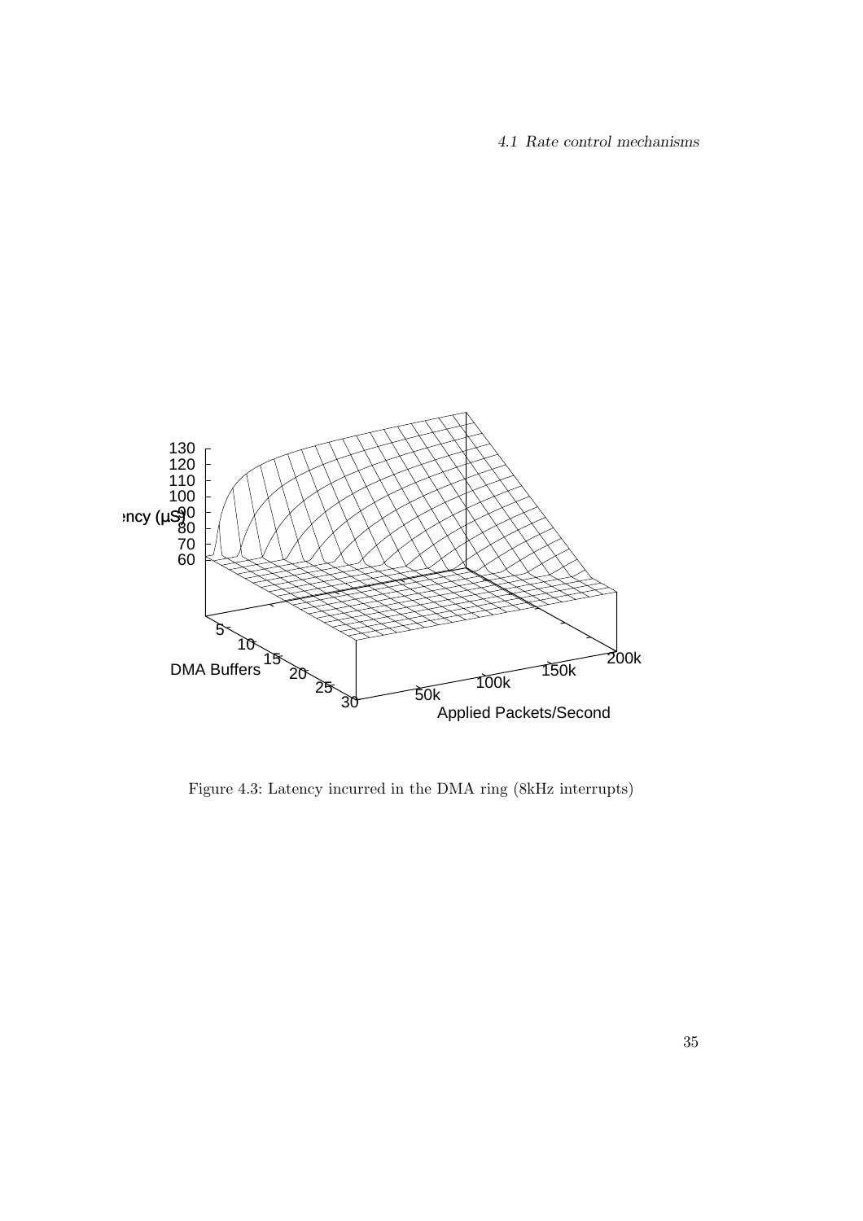Figure 4.3: Latency incurred in the DMA ring (8kHz interrupts)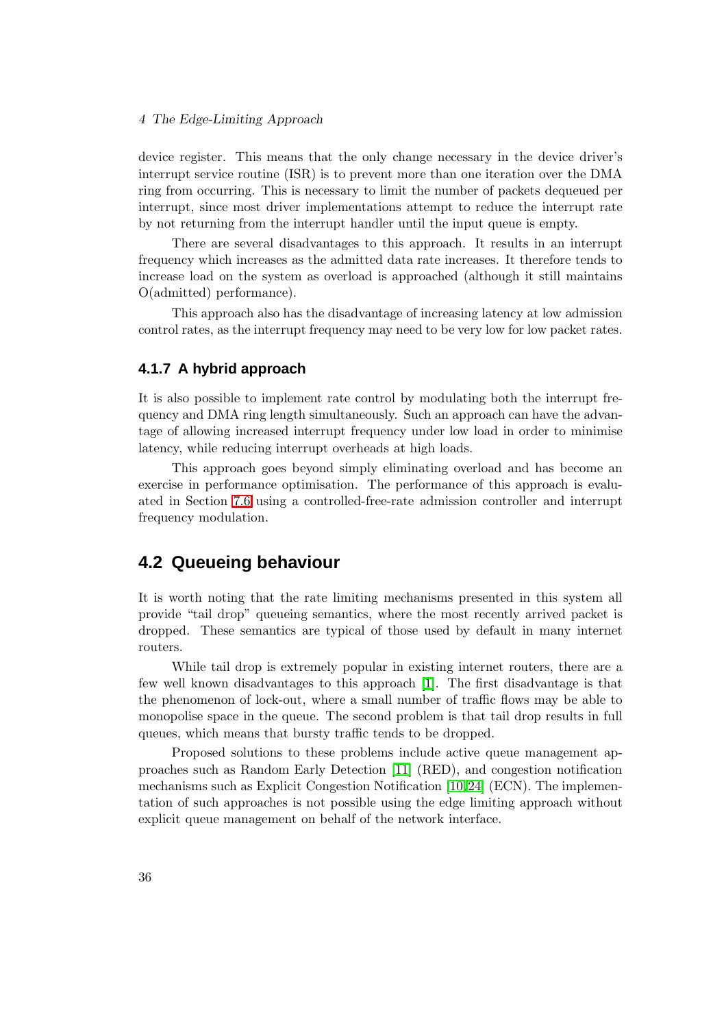device register. This means that the only change necessary in the device driver's interrupt service routine (ISR) is to prevent more than one iteration over the DMA ring from occurring. This is necessary to limit the number of packets dequeued per interrupt, since most driver implementations attempt to reduce the interrupt rate by not returning from the interrupt handler until the input queue is empty.

There are several disadvantages to this approach. It results in an interrupt frequency which increases as the admitted data rate increases. It therefore tends to increase load on the system as overload is approached (although it still maintains O(admitted) performance).

This approach also has the disadvantage of increasing latency at low admission control rates, as the interrupt frequency may need to be very low for low packet rates.

### 4.1.7 A hybrid approach

It is also possible to implement rate control by modulating both the interrupt frequency and DMA ring length simultaneously. Such an approach can have the advantage of allowing increased interrupt frequency under low load in order to minimise latency, while reducing interrupt overheads at high loads.

This approach goes beyond simply eliminating overload and has become an exercise in performance optimisation. The performance of this approach is evaluated in Section 7.6 using a controlled-free-rate admission controller and interrupt frequency modulation.

## 4.2 Queueing behaviour

It is worth noting that the rate limiting mechanisms presented in this system all provide "tail drop" queueing semantics, where the most recently arrived packet is dropped. These semantics are typical of those used by default in many internet routers.

While tail drop is extremely popular in existing internet routers, there are a few well known disadvantages to this approach [1]. The first disadvantage is that the phenomenon of lock-out, where a small number of traffic flows may be able to monopolise space in the queue. The second problem is that tail drop results in full queues, which means that bursty traffic tends to be dropped.

Proposed solutions to these problems include active queue management approaches such as Random Early Detection [11] (RED), and congestion notification mechanisms such as Explicit Congestion Notification [10,24] (ECN). The implementation of such approaches is not possible using the edge limiting approach without explicit queue management on behalf of the network interface.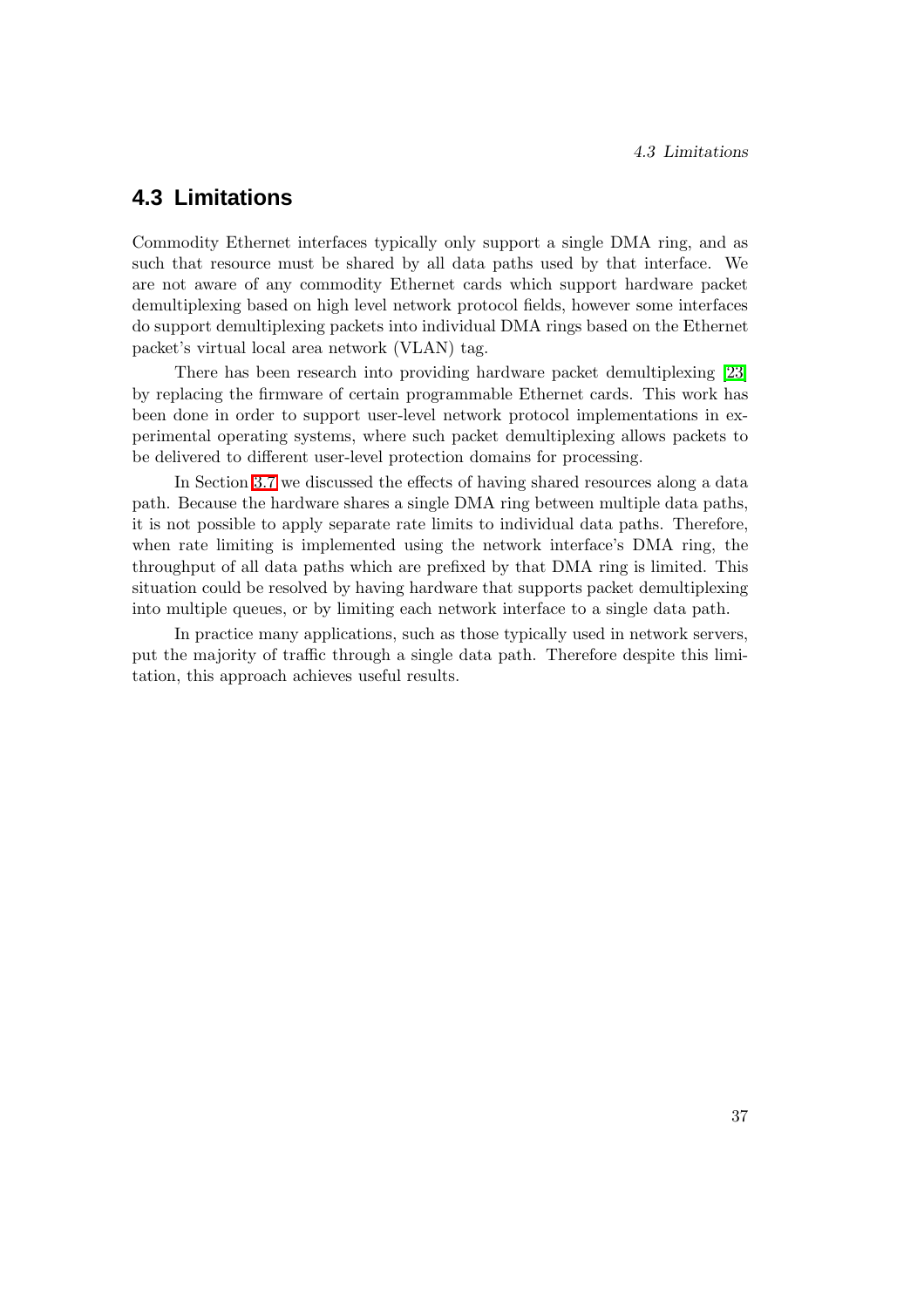## 4.3 Limitations

Commodity Ethernet interfaces typically only support a single DMA ring, and as such that resource must be shared by all data paths used by that interface. We are not aware of any commodity Ethernet cards which support hardware packet demultiplexing based on high level network protocol fields, however some interfaces do support demultiplexing packets into individual DMA rings based on the Ethernet packet's virtual local area network (VLAN) tag.

There has been research into providing hardware packet demultiplexing [23] by replacing the firmware of certain programmable Ethernet cards. This work has been done in order to support user-level network protocol implementations in experimental operating systems, where such packet demultiplexing allows packets to be delivered to different user-level protection domains for processing.

In Section 3.7 we discussed the effects of having shared resources along a data path. Because the hardware shares a single DMA ring between multiple data paths, it is not possible to apply separate rate limits to individual data paths. Therefore, when rate limiting is implemented using the network interface's DMA ring, the throughput of all data paths which are prefixed by that DMA ring is limited. This situation could be resolved by having hardware that supports packet demultiplexing into multiple queues, or by limiting each network interface to a single data path.

In practice many applications, such as those typically used in network servers, put the majority of traffic through a single data path. Therefore despite this limitation, this approach achieves useful results.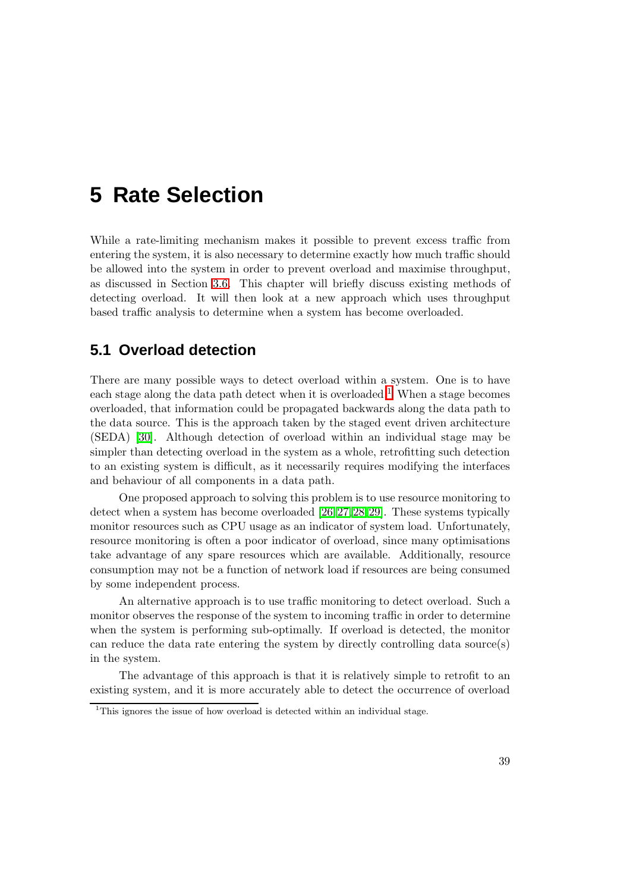# 5 Rate Selection

While a rate-limiting mechanism makes it possible to prevent excess traffic from entering the system, it is also necessary to determine exactly how much traffic should be allowed into the system in order to prevent overload and maximise throughput, as discussed in Section 3.6. This chapter will briefly discuss existing methods of detecting overload. It will then look at a new approach which uses throughput based traffic analysis to determine when a system has become overloaded.

## 5.1 Overload detection

There are many possible ways to detect overload within a system. One is to have each stage along the data path detect when it is overloaded.[1] When a stage becomes overloaded, that information could be propagated backwards along the data path to the data source. This is the approach taken by the staged event driven architecture (SEDA) [30]. Although detection of overload within an individual stage may be simpler than detecting overload in the system as a whole, retrofitting such detection to an existing system is difficult, as it necessarily requires modifying the interfaces and behaviour of all components in a data path.

One proposed approach to solving this problem is to use resource monitoring to detect when a system has become overloaded [26, 27, 28, 29]. These systems typically monitor resources such as CPU usage as an indicator of system load. Unfortunately, resource monitoring is often a poor indicator of overload, since many optimisations take advantage of any spare resources which are available. Additionally, resource consumption may not be a function of network load if resources are being consumed by some independent process.

An alternative approach is to use traffic monitoring to detect overload. Such a monitor observes the response of the system to incoming traffic in order to determine when the system is performing sub-optimally. If overload is detected, the monitor can reduce the data rate entering the system by directly controlling data source(s) in the system.

The advantage of this approach is that it is relatively simple to retrofit to an existing system, and it is more accurately able to detect the occurrence of overload

[1] This ignores the issue of how overload is detected within an individual stage.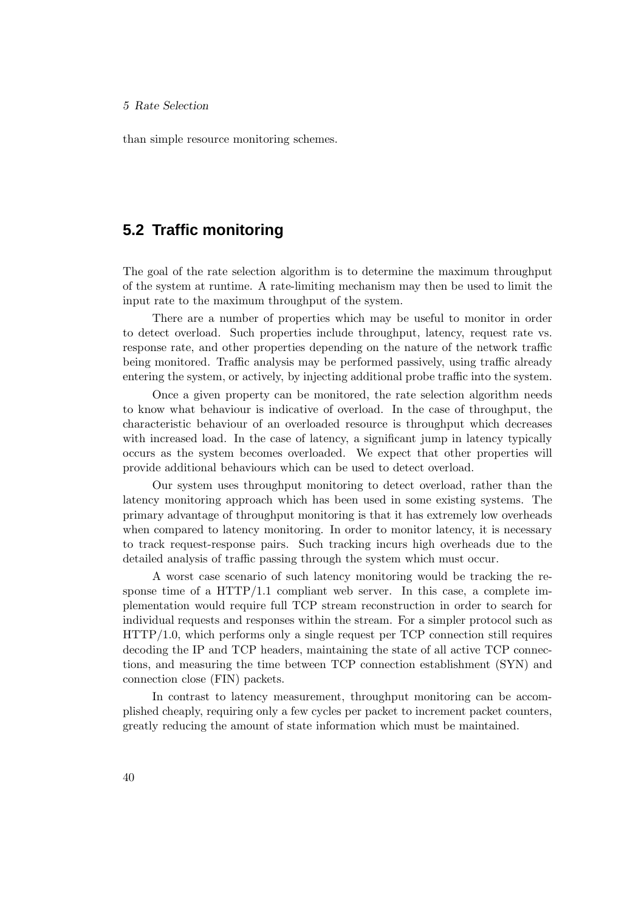than simple resource monitoring schemes.

## 5.2 Traffic monitoring

The goal of the rate selection algorithm is to determine the maximum throughput of the system at runtime. A rate-limiting mechanism may then be used to limit the input rate to the maximum throughput of the system.

There are a number of properties which may be useful to monitor in order to detect overload. Such properties include throughput, latency, request rate vs. response rate, and other properties depending on the nature of the network traffic being monitored. Traffic analysis may be performed passively, using traffic already entering the system, or actively, by injecting additional probe traffic into the system.

Once a given property can be monitored, the rate selection algorithm needs to know what behaviour is indicative of overload. In the case of throughput, the characteristic behaviour of an overloaded resource is throughput which decreases with increased load. In the case of latency, a significant jump in latency typically occurs as the system becomes overloaded. We expect that other properties will provide additional behaviours which can be used to detect overload.

Our system uses throughput monitoring to detect overload, rather than the latency monitoring approach which has been used in some existing systems. The primary advantage of throughput monitoring is that it has extremely low overheads when compared to latency monitoring. In order to monitor latency, it is necessary to track request-response pairs. Such tracking incurs high overheads due to the detailed analysis of traffic passing through the system which must occur.

A worst case scenario of such latency monitoring would be tracking the response time of a HTTP/1.1 compliant web server. In this case, a complete implementation would require full TCP stream reconstruction in order to search for individual requests and responses within the stream. For a simpler protocol such as HTTP/1.0, which performs only a single request per TCP connection still requires decoding the IP and TCP headers, maintaining the state of all active TCP connections, and measuring the time between TCP connection establishment (SYN) and connection close (FIN) packets.

In contrast to latency measurement, throughput monitoring can be accomplished cheaply, requiring only a few cycles per packet to increment packet counters, greatly reducing the amount of state information which must be maintained.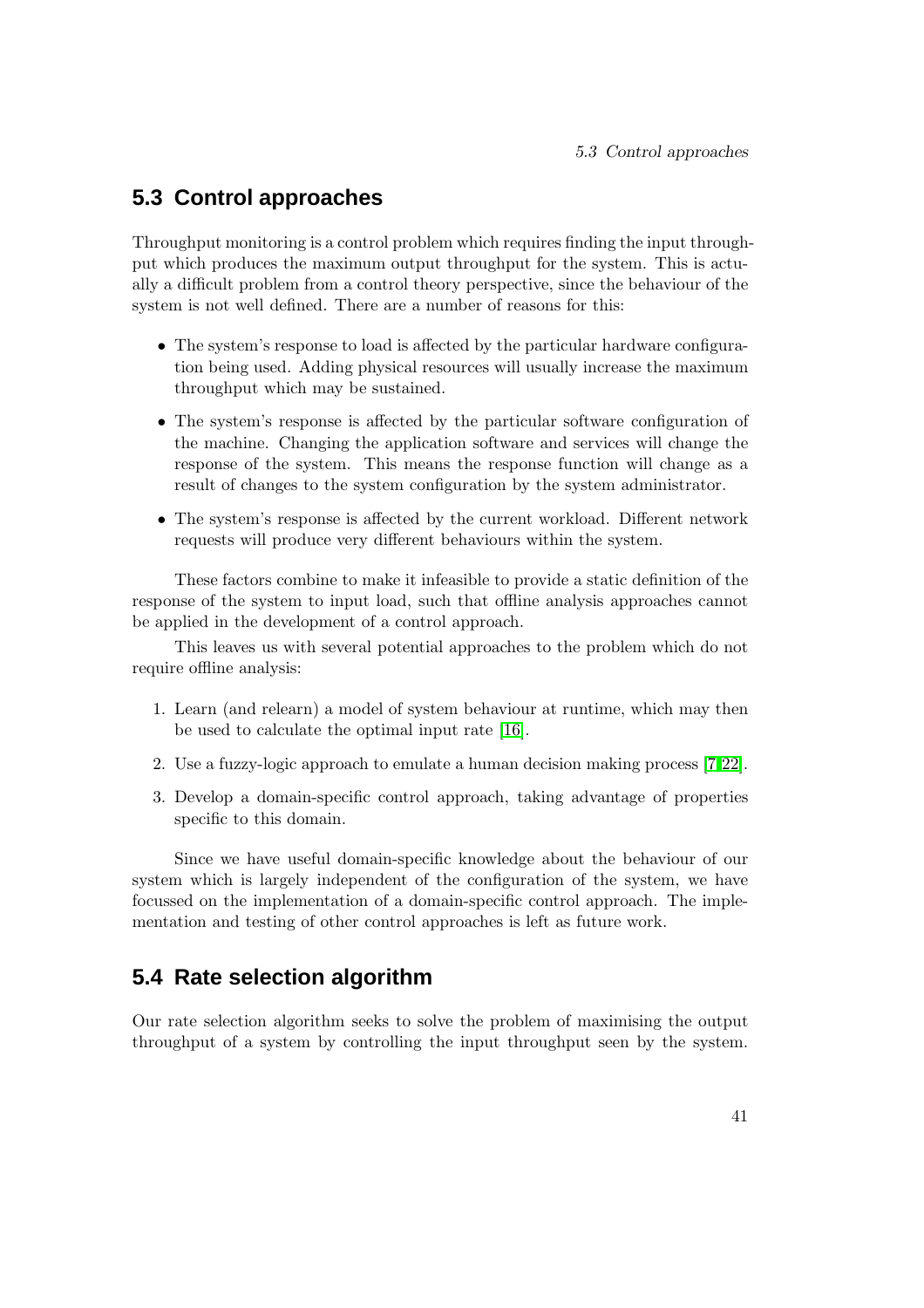## 5.3 Control approaches

Throughput monitoring is a control problem which requires finding the input throughput which produces the maximum output throughput for the system. This is actually a difficult problem from a control theory perspective, since the behaviour of the system is not well defined. There are a number of reasons for this:

- The system's response to load is affected by the particular hardware configuration being used. Adding physical resources will usually increase the maximum throughput which may be sustained.
- The system's response is affected by the particular software configuration of the machine. Changing the application software and services will change the response of the system. This means the response function will change as a result of changes to the system configuration by the system administrator.
- The system's response is affected by the current workload. Different network requests will produce very different behaviours within the system.

These factors combine to make it infeasible to provide a static definition of the response of the system to input load, such that offline analysis approaches cannot be applied in the development of a control approach.

This leaves us with several potential approaches to the problem which do not require offline analysis:

1. Learn (and relearn) a model of system behaviour at runtime, which may then be used to calculate the optimal input rate [16].
2. Use a fuzzy-logic approach to emulate a human decision making process [7,22].
3. Develop a domain-specific control approach, taking advantage of properties specific to this domain.

Since we have useful domain-specific knowledge about the behaviour of our system which is largely independent of the configuration of the system, we have focussed on the implementation of a domain-specific control approach. The implementation and testing of other control approaches is left as future work.

## 5.4 Rate selection algorithm

Our rate selection algorithm seeks to solve the problem of maximising the output throughput of a system by controlling the input throughput seen by the system.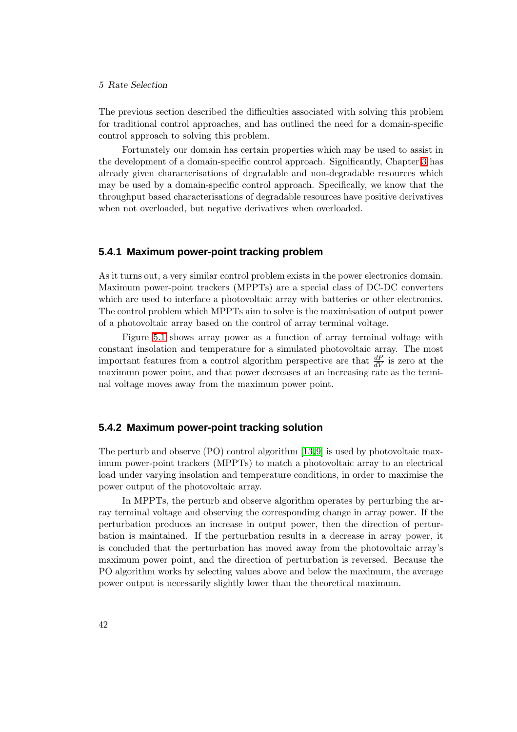The previous section described the difficulties associated with solving this problem for traditional control approaches, and has outlined the need for a domain-specific control approach to solving this problem.

Fortunately our domain has certain properties which may be used to assist in the development of a domain-specific control approach. Significantly, Chapter 3 has already given characterisations of degradable and non-degradable resources which may be used by a domain-specific control approach. Specifically, we know that the throughput based characterisations of degradable resources have positive derivatives when not overloaded, but negative derivatives when overloaded.

### 5.4.1 Maximum power-point tracking problem

As it turns out, a very similar control problem exists in the power electronics domain. Maximum power-point trackers (MPPTs) are a special class of DC-DC converters which are used to interface a photovoltaic array with batteries or other electronics. The control problem which MPPTs aim to solve is the maximisation of output power of a photovoltaic array based on the control of array terminal voltage.

Figure 5.1 shows array power as a function of array terminal voltage with constant insolation and temperature for a simulated photovoltaic array. The most important features from a control algorithm perspective are that $\frac{dP}{dV}$ is zero at the maximum power point, and that power decreases at an increasing rate as the terminal voltage moves away from the maximum power point.

### 5.4.2 Maximum power-point tracking solution

The perturb and observe (PO) control algorithm [13,9] is used by photovoltaic maximum power-point trackers (MPPTs) to match a photovoltaic array to an electrical load under varying insolation and temperature conditions, in order to maximise the power output of the photovoltaic array.

In MPPTs, the perturb and observe algorithm operates by perturbing the array terminal voltage and observing the corresponding change in array power. If the perturbation produces an increase in output power, then the direction of perturbation is maintained. If the perturbation results in a decrease in array power, it is concluded that the perturbation has moved away from the photovoltaic array's maximum power point, and the direction of perturbation is reversed. Because the PO algorithm works by selecting values above and below the maximum, the average power output is necessarily slightly lower than the theoretical maximum.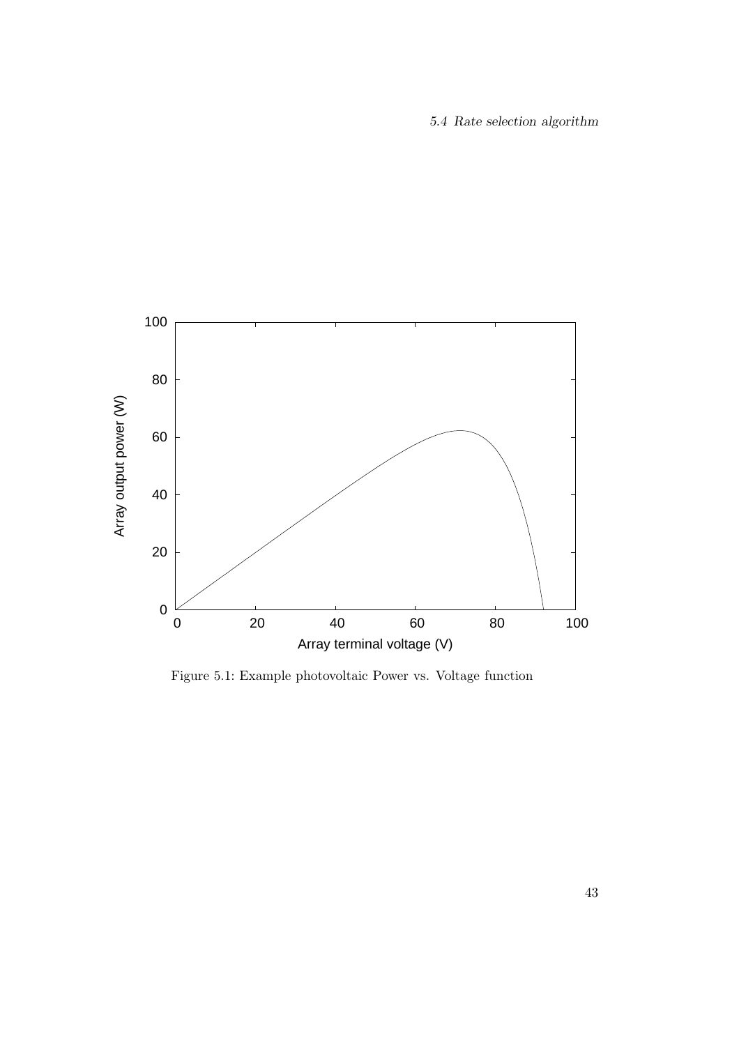Figure 5.1: Example photovoltaic Power vs. Voltage function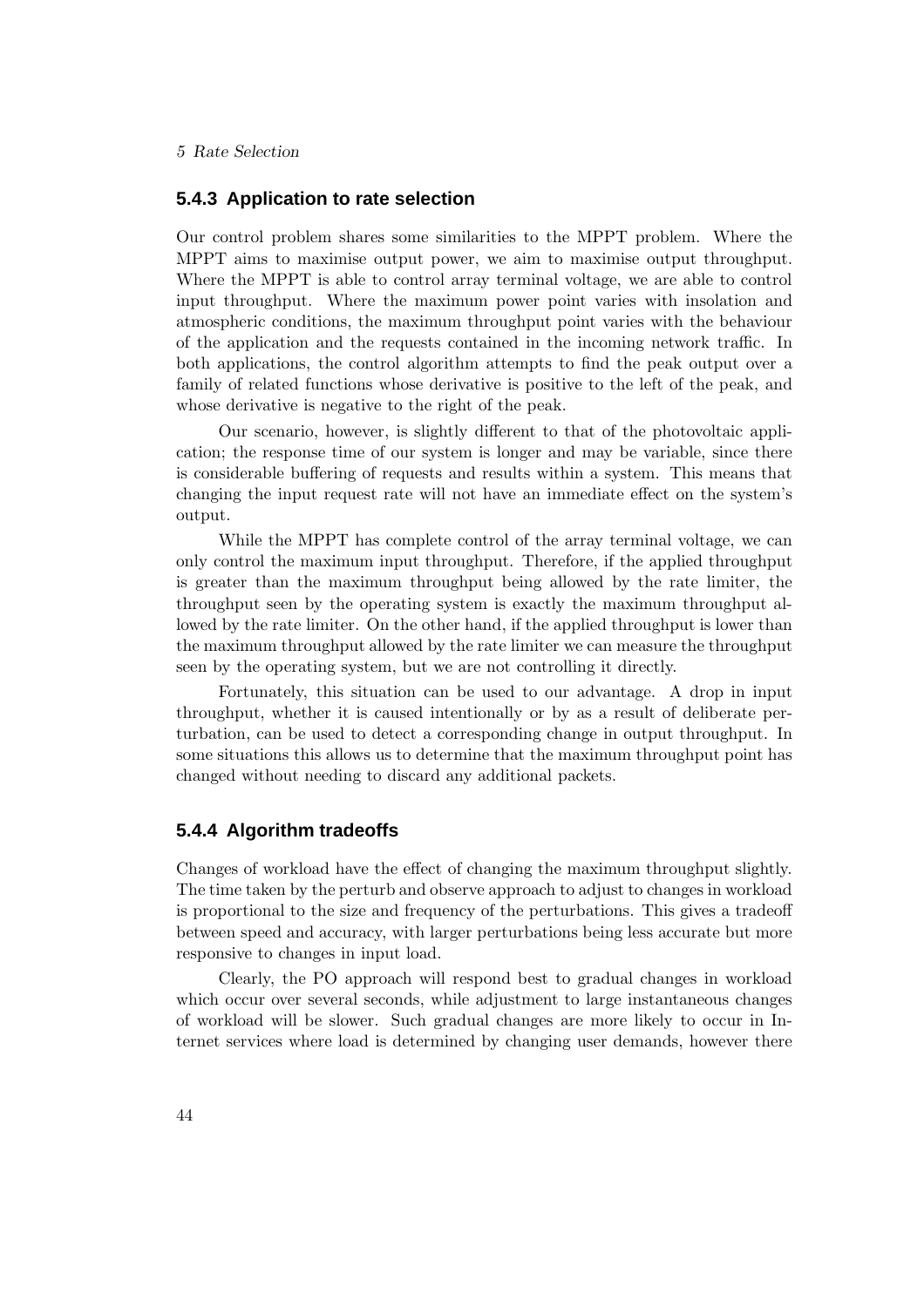### 5.4.3 Application to rate selection

Our control problem shares some similarities to the MPPT problem. Where the MPPT aims to maximise output power, we aim to maximise output throughput. Where the MPPT is able to control array terminal voltage, we are able to control input throughput. Where the maximum power point varies with insolation and atmospheric conditions, the maximum throughput point varies with the behaviour of the application and the requests contained in the incoming network traffic. In both applications, the control algorithm attempts to find the peak output over a family of related functions whose derivative is positive to the left of the peak, and whose derivative is negative to the right of the peak.

Our scenario, however, is slightly different to that of the photovoltaic application; the response time of our system is longer and may be variable, since there is considerable buffering of requests and results within a system. This means that changing the input request rate will not have an immediate effect on the system's output.

While the MPPT has complete control of the array terminal voltage, we can only control the maximum input throughput. Therefore, if the applied throughput is greater than the maximum throughput being allowed by the rate limiter, the throughput seen by the operating system is exactly the maximum throughput allowed by the rate limiter. On the other hand, if the applied throughput is lower than the maximum throughput allowed by the rate limiter we can measure the throughput seen by the operating system, but we are not controlling it directly.

Fortunately, this situation can be used to our advantage. A drop in input throughput, whether it is caused intentionally or by as a result of deliberate perturbation, can be used to detect a corresponding change in output throughput. In some situations this allows us to determine that the maximum throughput point has changed without needing to discard any additional packets.

### 5.4.4 Algorithm tradeoffs

Changes of workload have the effect of changing the maximum throughput slightly. The time taken by the perturb and observe approach to adjust to changes in workload is proportional to the size and frequency of the perturbations. This gives a tradeoff between speed and accuracy, with larger perturbations being less accurate but more responsive to changes in input load.

Clearly, the PO approach will respond best to gradual changes in workload which occur over several seconds, while adjustment to large instantaneous changes of workload will be slower. Such gradual changes are more likely to occur in Internet services where load is determined by changing user demands, however there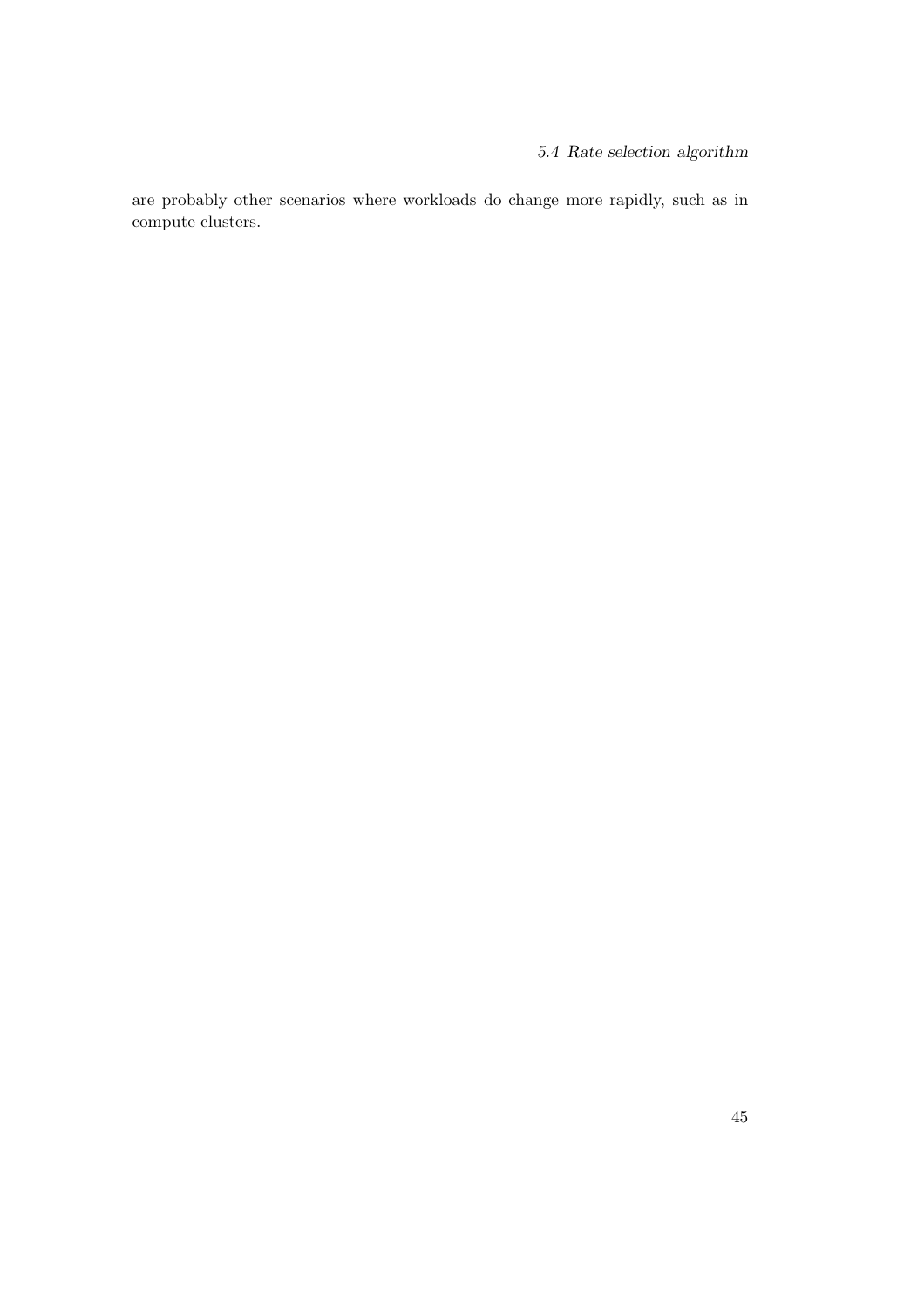are probably other scenarios where workloads do change more rapidly, such as in compute clusters.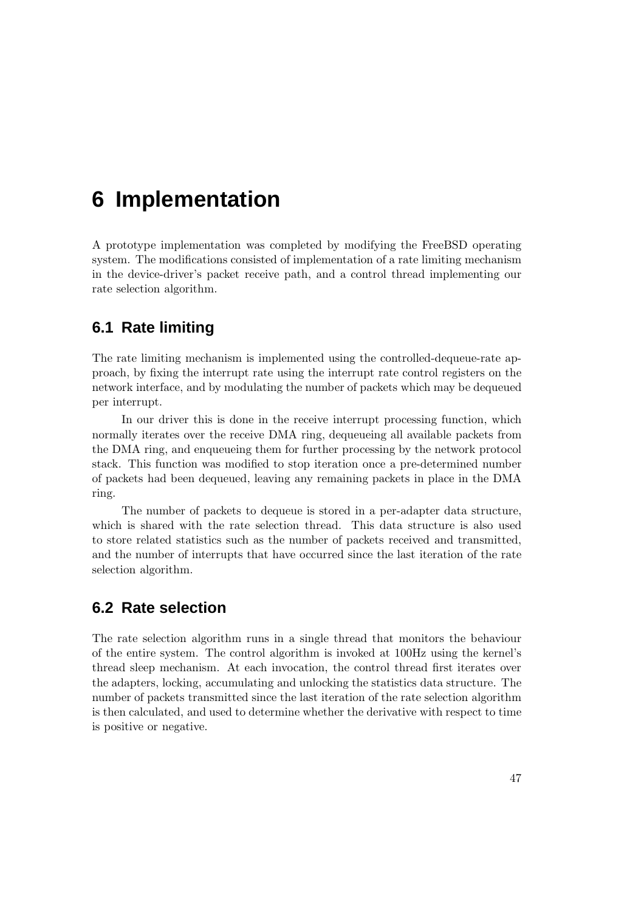# 6 Implementation

A prototype implementation was completed by modifying the FreeBSD operating system. The modifications consisted of implementation of a rate limiting mechanism in the device-driver's packet receive path, and a control thread implementing our rate selection algorithm.

## 6.1 Rate limiting

The rate limiting mechanism is implemented using the controlled-dequeue-rate approach, by fixing the interrupt rate using the interrupt rate control registers on the network interface, and by modulating the number of packets which may be dequeued per interrupt.

In our driver this is done in the receive interrupt processing function, which normally iterates over the receive DMA ring, dequeueing all available packets from the DMA ring, and enqueueing them for further processing by the network protocol stack. This function was modified to stop iteration once a pre-determined number of packets had been dequeued, leaving any remaining packets in place in the DMA ring.

The number of packets to dequeue is stored in a per-adapter data structure, which is shared with the rate selection thread. This data structure is also used to store related statistics such as the number of packets received and transmitted, and the number of interrupts that have occurred since the last iteration of the rate selection algorithm.

## 6.2 Rate selection

The rate selection algorithm runs in a single thread that monitors the behaviour of the entire system. The control algorithm is invoked at 100Hz using the kernel's thread sleep mechanism. At each invocation, the control thread first iterates over the adapters, locking, accumulating and unlocking the statistics data structure. The number of packets transmitted since the last iteration of the rate selection algorithm is then calculated, and used to determine whether the derivative with respect to time is positive or negative.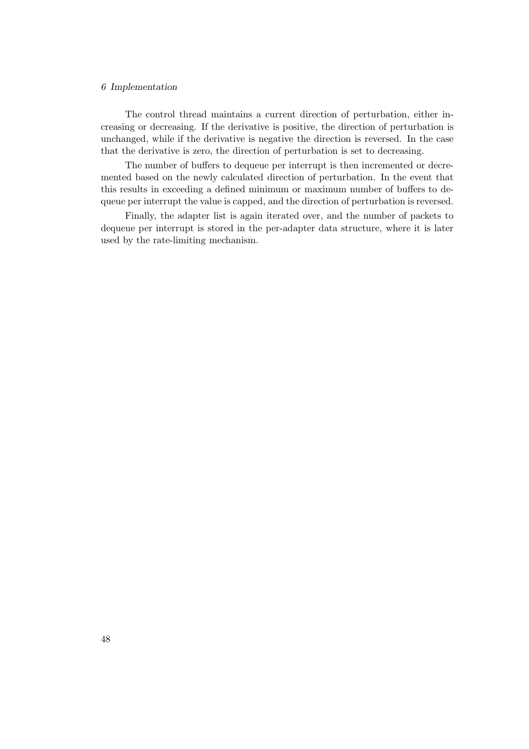The control thread maintains a current direction of perturbation, either increasing or decreasing. If the derivative is positive, the direction of perturbation is unchanged, while if the derivative is negative the direction is reversed. In the case that the derivative is zero, the direction of perturbation is set to decreasing.

The number of buffers to dequeue per interrupt is then incremented or decremented based on the newly calculated direction of perturbation. In the event that this results in exceeding a defined minimum or maximum number of buffers to dequeue per interrupt the value is capped, and the direction of perturbation is reversed.

Finally, the adapter list is again iterated over, and the number of packets to dequeue per interrupt is stored in the per-adapter data structure, where it is later used by the rate-limiting mechanism.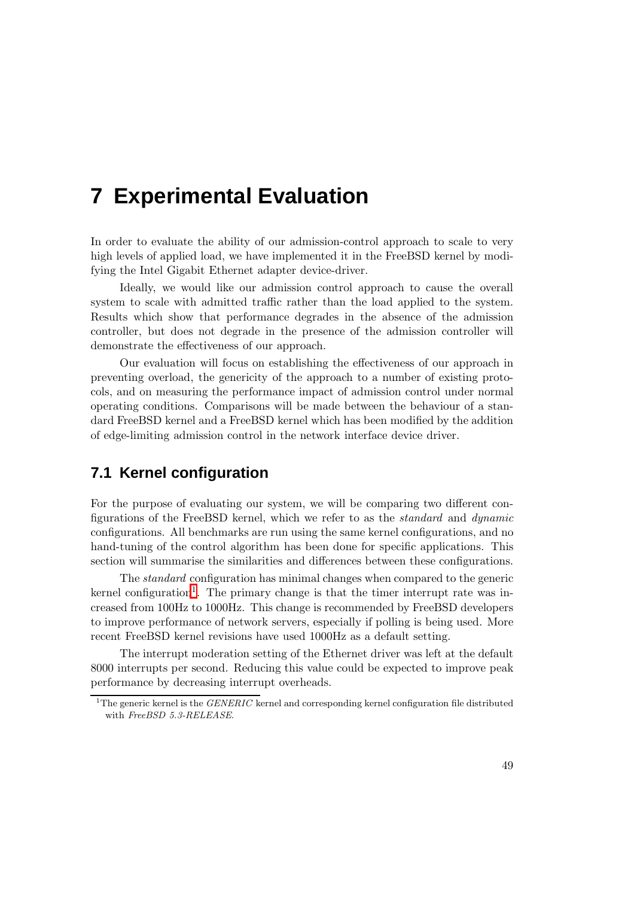# 7 Experimental Evaluation

In order to evaluate the ability of our admission-control approach to scale to very high levels of applied load, we have implemented it in the FreeBSD kernel by modifying the Intel Gigabit Ethernet adapter device-driver.

Ideally, we would like our admission control approach to cause the overall system to scale with admitted traffic rather than the load applied to the system. Results which show that performance degrades in the absence of the admission controller, but does not degrade in the presence of the admission controller will demonstrate the effectiveness of our approach.

Our evaluation will focus on establishing the effectiveness of our approach in preventing overload, the genericity of the approach to a number of existing protocols, and on measuring the performance impact of admission control under normal operating conditions. Comparisons will be made between the behaviour of a standard FreeBSD kernel and a FreeBSD kernel which has been modified by the addition of edge-limiting admission control in the network interface device driver.

## 7.1 Kernel configuration

For the purpose of evaluating our system, we will be comparing two different configurations of the FreeBSD kernel, which we refer to as the *standard* and *dynamic* configurations. All benchmarks are run using the same kernel configurations, and no hand-tuning of the control algorithm has been done for specific applications. This section will summarise the similarities and differences between these configurations.

The *standard* configuration has minimal changes when compared to the generic kernel configuration[1]. The primary change is that the timer interrupt rate was increased from 100Hz to 1000Hz. This change is recommended by FreeBSD developers to improve performance of network servers, especially if polling is being used. More recent FreeBSD kernel revisions have used 1000Hz as a default setting.

The interrupt moderation setting of the Ethernet driver was left at the default 8000 interrupts per second. Reducing this value could be expected to improve peak performance by decreasing interrupt overheads.

[1] The generic kernel is the *GENERIC* kernel and corresponding kernel configuration file distributed with *FreeBSD 5.3-RELEASE*.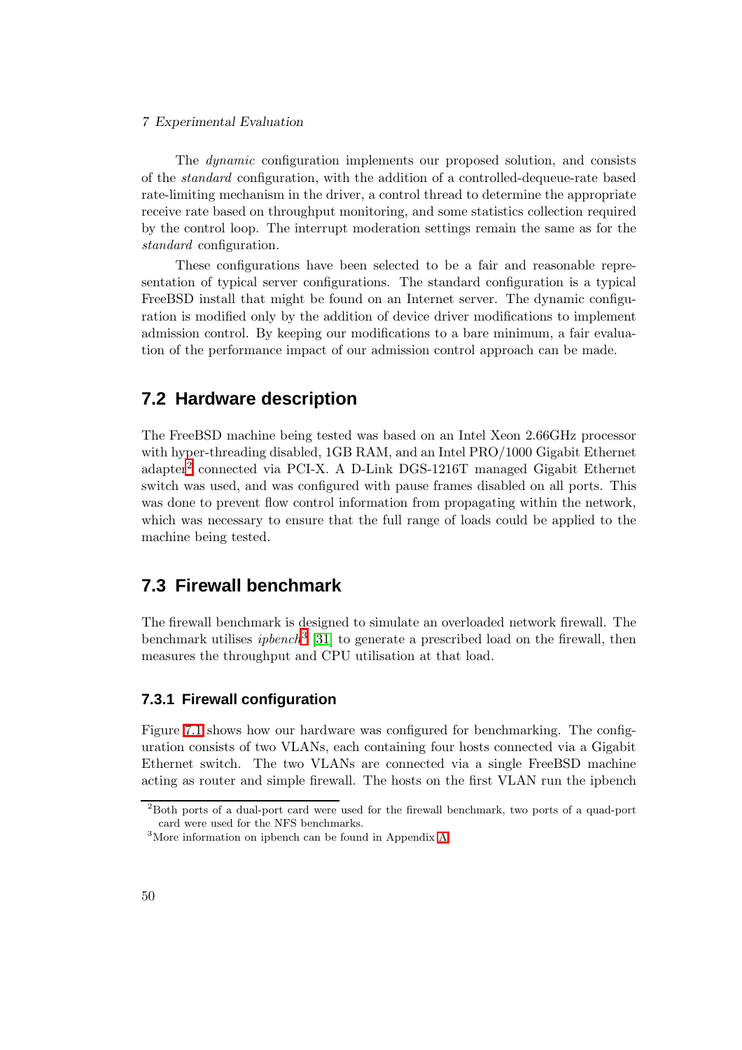The *dynamic* configuration implements our proposed solution, and consists of the *standard* configuration, with the addition of a controlled-dequeue-rate based rate-limiting mechanism in the driver, a control thread to determine the appropriate receive rate based on throughput monitoring, and some statistics collection required by the control loop. The interrupt moderation settings remain the same as for the *standard* configuration.

These configurations have been selected to be a fair and reasonable representation of typical server configurations. The standard configuration is a typical FreeBSD install that might be found on an Internet server. The dynamic configuration is modified only by the addition of device driver modifications to implement admission control. By keeping our modifications to a bare minimum, a fair evaluation of the performance impact of our admission control approach can be made.

## 7.2 Hardware description

The FreeBSD machine being tested was based on an Intel Xeon 2.66GHz processor with hyper-threading disabled, 1GB RAM, and an Intel PRO/1000 Gigabit Ethernet adapter[2] connected via PCI-X. A D-Link DGS-1216T managed Gigabit Ethernet switch was used, and was configured with pause frames disabled on all ports. This was done to prevent flow control information from propagating within the network, which was necessary to ensure that the full range of loads could be applied to the machine being tested.

## 7.3 Firewall benchmark

The firewall benchmark is designed to simulate an overloaded network firewall. The benchmark utilises *ipbench*[3] [31] to generate a prescribed load on the firewall, then measures the throughput and CPU utilisation at that load.

### 7.3.1 Firewall configuration

Figure 7.1 shows how our hardware was configured for benchmarking. The configuration consists of two VLANs, each containing four hosts connected via a Gigabit Ethernet switch. The two VLANs are connected via a single FreeBSD machine acting as router and simple firewall. The hosts on the first VLAN run the ipbench

[2] Both ports of a dual-port card were used for the firewall benchmark, two ports of a quad-port card were used for the NFS benchmarks.

[3] More information on ipbench can be found in Appendix A.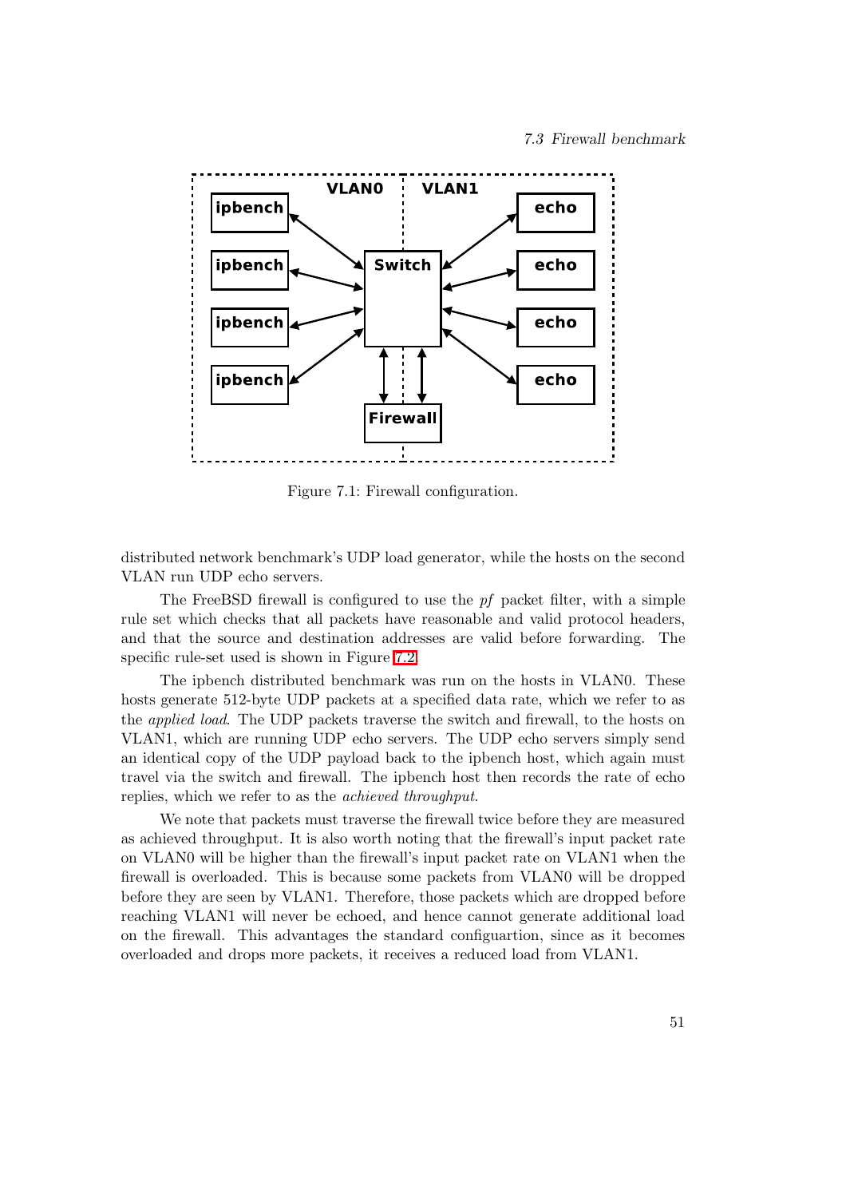Figure 7.1: Firewall configuration.

distributed network benchmark's UDP load generator, while the hosts on the second VLAN run UDP echo servers.

The FreeBSD firewall is configured to use the *pf* packet filter, with a simple rule set which checks that all packets have reasonable and valid protocol headers, and that the source and destination addresses are valid before forwarding. The specific rule-set used is shown in Figure 7.2.

The ipbench distributed benchmark was run on the hosts in VLAN0. These hosts generate 512-byte UDP packets at a specified data rate, which we refer to as the *applied load*. The UDP packets traverse the switch and firewall, to the hosts on VLAN1, which are running UDP echo servers. The UDP echo servers simply send an identical copy of the UDP payload back to the ipbench host, which again must travel via the switch and firewall. The ipbench host then records the rate of echo replies, which we refer to as the *achieved throughput*.

We note that packets must traverse the firewall twice before they are measured as achieved throughput. It is also worth noting that the firewall's input packet rate on VLAN0 will be higher than the firewall's input packet rate on VLAN1 when the firewall is overloaded. This is because some packets from VLAN0 will be dropped before they are seen by VLAN1. Therefore, those packets which are dropped before reaching VLAN1 will never be echoed, and hence cannot generate additional load on the firewall. This advantages the standard configuartion, since as it becomes overloaded and drops more packets, it receives a reduced load from VLAN1.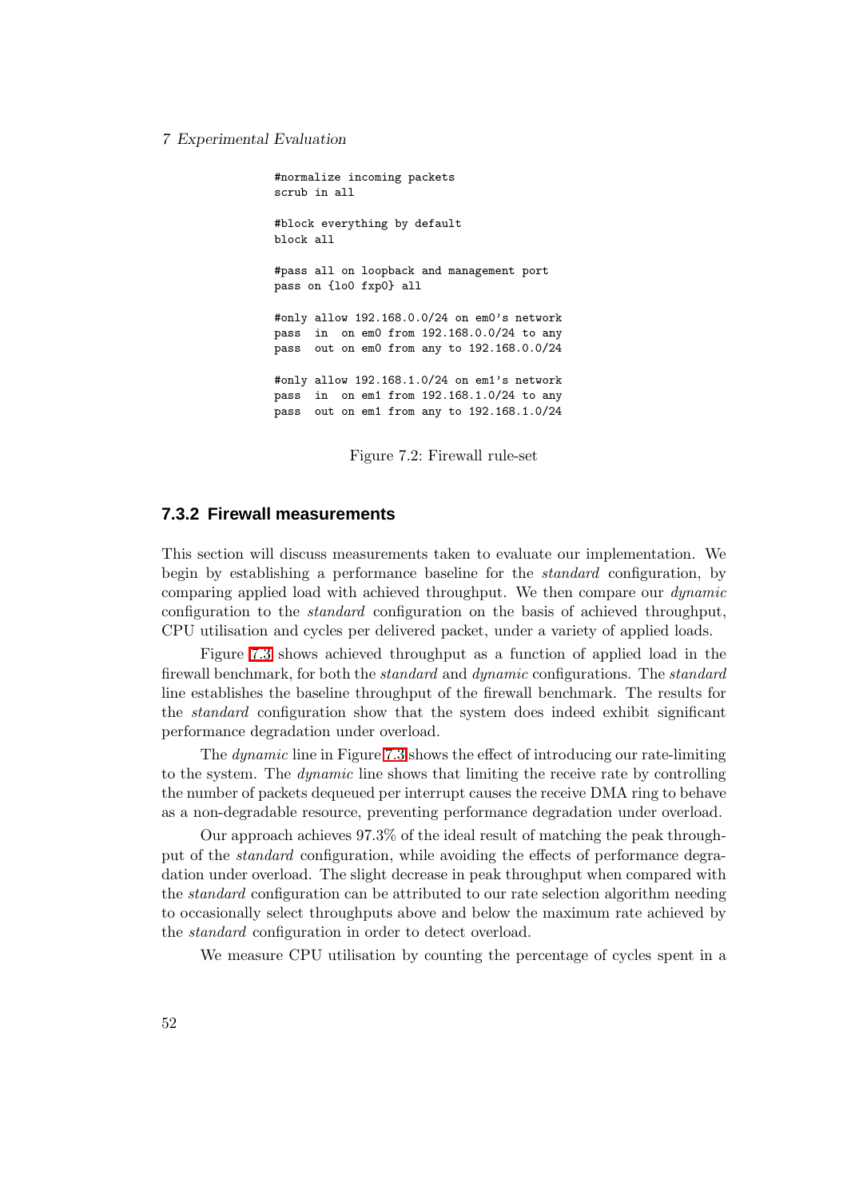```
#normalize incoming packets
scrub in all

#block everything by default
block all

#pass all on loopback and management port
pass on {lo0 fxp0} all

#only allow 192.168.0.0/24 on em0's network
pass  in  on em0 from 192.168.0.0/24 to any
pass  out on em0 from any to 192.168.0.0/24

#only allow 192.168.1.0/24 on em1's network
pass  in  on em1 from 192.168.1.0/24 to any
pass  out on em1 from any to 192.168.1.0/24
```

Figure 7.2: Firewall rule-set

### 7.3.2 Firewall measurements

This section will discuss measurements taken to evaluate our implementation. We begin by establishing a performance baseline for the *standard* configuration, by comparing applied load with achieved throughput. We then compare our *dynamic* configuration to the *standard* configuration on the basis of achieved throughput, CPU utilisation and cycles per delivered packet, under a variety of applied loads.

Figure 7.3 shows achieved throughput as a function of applied load in the firewall benchmark, for both the *standard* and *dynamic* configurations. The *standard* line establishes the baseline throughput of the firewall benchmark. The results for the *standard* configuration show that the system does indeed exhibit significant performance degradation under overload.

The *dynamic* line in Figure 7.3 shows the effect of introducing our rate-limiting to the system. The *dynamic* line shows that limiting the receive rate by controlling the number of packets dequeued per interrupt causes the receive DMA ring to behave as a non-degradable resource, preventing performance degradation under overload.

Our approach achieves 97.3% of the ideal result of matching the peak throughput of the *standard* configuration, while avoiding the effects of performance degradation under overload. The slight decrease in peak throughput when compared with the *standard* configuration can be attributed to our rate selection algorithm needing to occasionally select throughputs above and below the maximum rate achieved by the *standard* configuration in order to detect overload.

We measure CPU utilisation by counting the percentage of cycles spent in a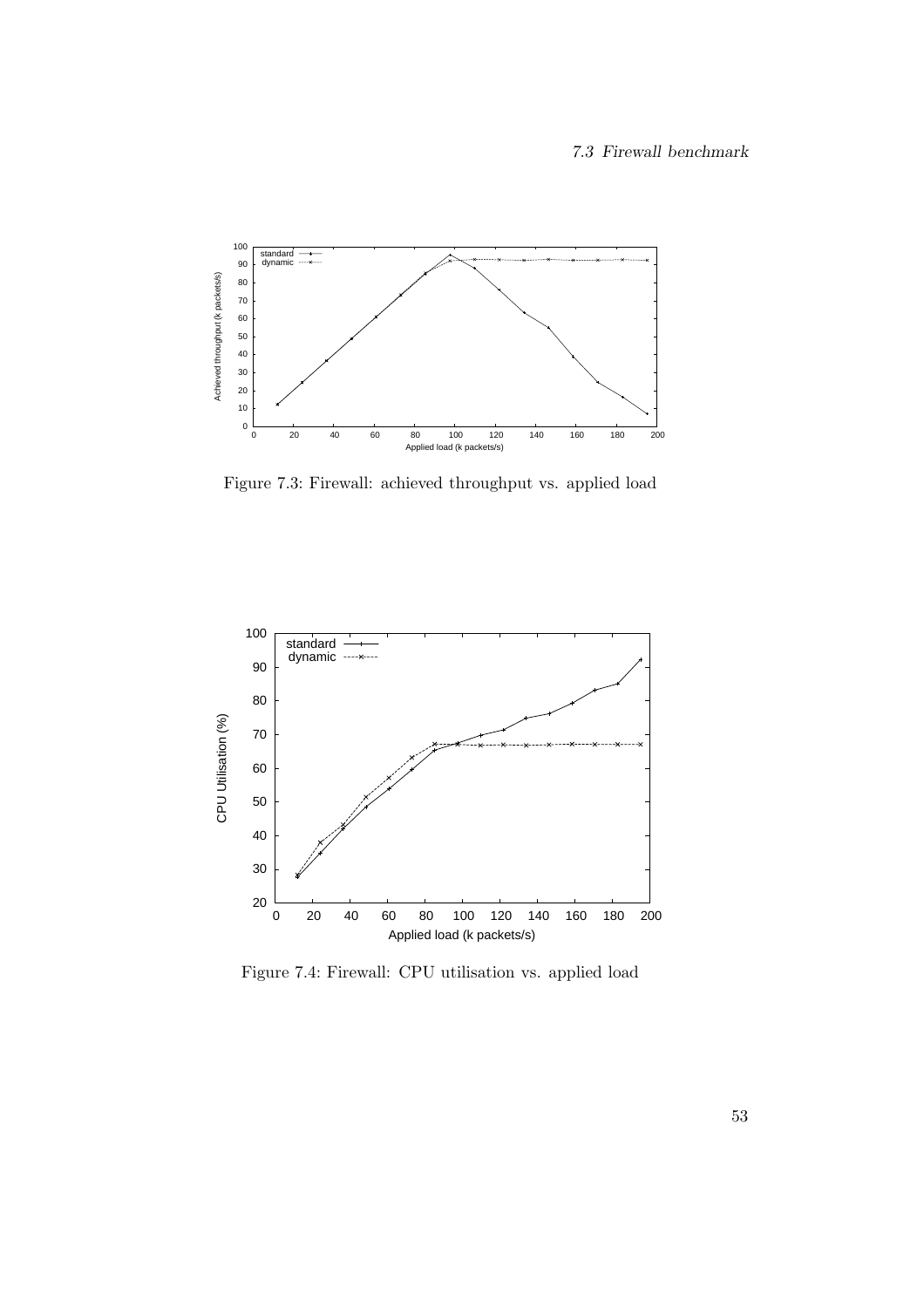Figure 7.3: Firewall: achieved throughput vs. applied load

Figure 7.4: Firewall: CPU utilisation vs. applied load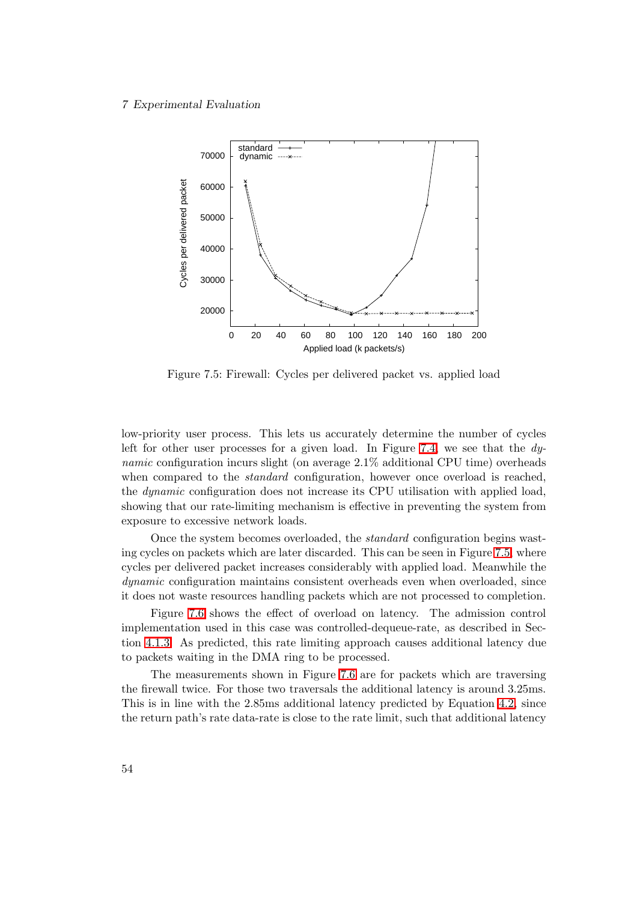Figure 7.5: Firewall: Cycles per delivered packet vs. applied load

low-priority user process. This lets us accurately determine the number of cycles left for other user processes for a given load. In Figure 7.4, we see that the *dynamic* configuration incurs slight (on average 2.1% additional CPU time) overheads when compared to the *standard* configuration, however once overload is reached, the *dynamic* configuration does not increase its CPU utilisation with applied load, showing that our rate-limiting mechanism is effective in preventing the system from exposure to excessive network loads.

Once the system becomes overloaded, the *standard* configuration begins wasting cycles on packets which are later discarded. This can be seen in Figure 7.5, where cycles per delivered packet increases considerably with applied load. Meanwhile the *dynamic* configuration maintains consistent overheads even when overloaded, since it does not waste resources handling packets which are not processed to completion.

Figure 7.6 shows the effect of overload on latency. The admission control implementation used in this case was controlled-dequeue-rate, as described in Section 4.1.3. As predicted, this rate limiting approach causes additional latency due to packets waiting in the DMA ring to be processed.

The measurements shown in Figure 7.6 are for packets which are traversing the firewall twice. For those two traversals the additional latency is around 3.25ms. This is in line with the 2.85ms additional latency predicted by Equation 4.2, since the return path's rate data-rate is close to the rate limit, such that additional latency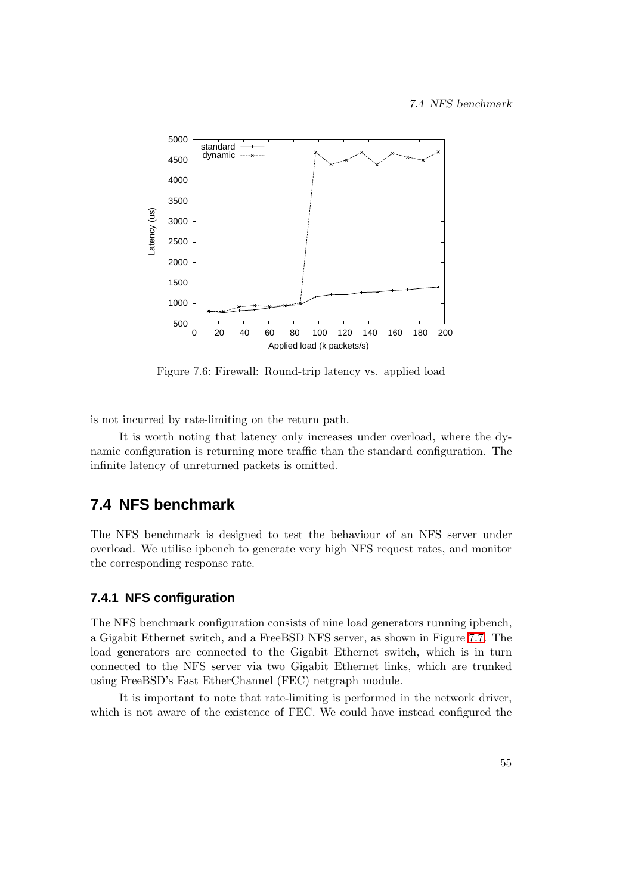Figure 7.6: Firewall: Round-trip latency vs. applied load

is not incurred by rate-limiting on the return path.

It is worth noting that latency only increases under overload, where the dynamic configuration is returning more traffic than the standard configuration. The infinite latency of unreturned packets is omitted.

## 7.4 NFS benchmark

The NFS benchmark is designed to test the behaviour of an NFS server under overload. We utilise ipbench to generate very high NFS request rates, and monitor the corresponding response rate.

### 7.4.1 NFS configuration

The NFS benchmark configuration consists of nine load generators running ipbench, a Gigabit Ethernet switch, and a FreeBSD NFS server, as shown in Figure 7.7. The load generators are connected to the Gigabit Ethernet switch, which is in turn connected to the NFS server via two Gigabit Ethernet links, which are trunked using FreeBSD's Fast EtherChannel (FEC) netgraph module.

It is important to note that rate-limiting is performed in the network driver, which is not aware of the existence of FEC. We could have instead configured the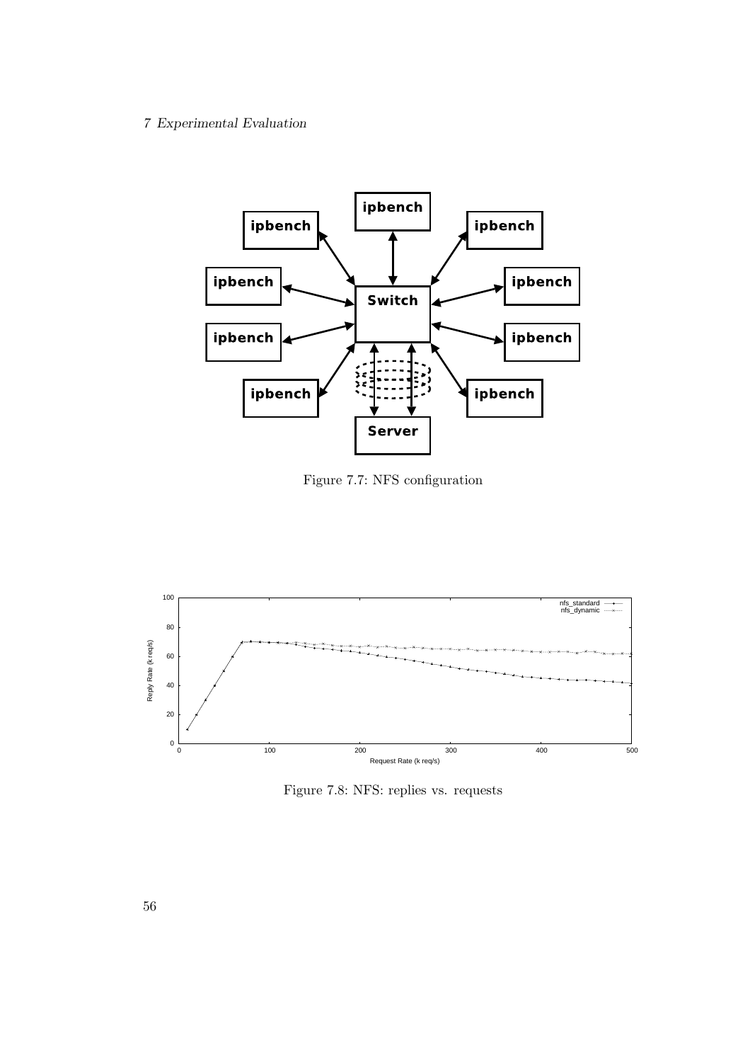Figure 7.7: NFS configuration

Figure 7.8: NFS: replies vs. requests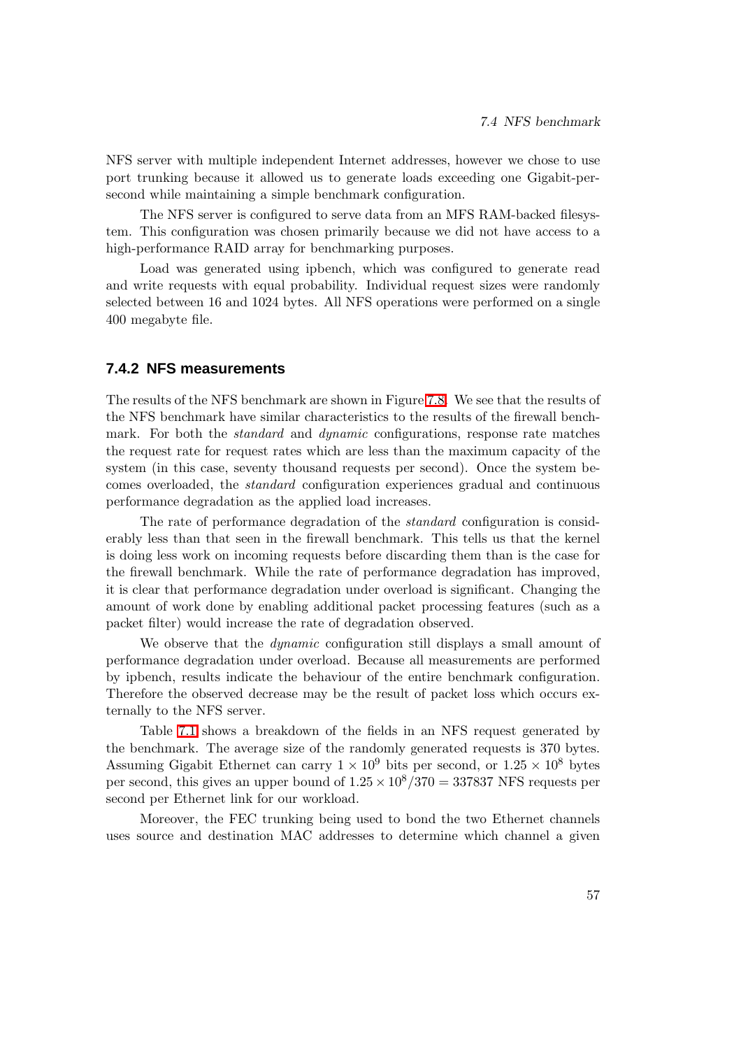NFS server with multiple independent Internet addresses, however we chose to use port trunking because it allowed us to generate loads exceeding one Gigabit-per-second while maintaining a simple benchmark configuration.

The NFS server is configured to serve data from an MFS RAM-backed filesystem. This configuration was chosen primarily because we did not have access to a high-performance RAID array for benchmarking purposes.

Load was generated using ipbench, which was configured to generate read and write requests with equal probability. Individual request sizes were randomly selected between 16 and 1024 bytes. All NFS operations were performed on a single 400 megabyte file.

### 7.4.2 NFS measurements

The results of the NFS benchmark are shown in Figure 7.8. We see that the results of the NFS benchmark have similar characteristics to the results of the firewall benchmark. For both the *standard* and *dynamic* configurations, response rate matches the request rate for request rates which are less than the maximum capacity of the system (in this case, seventy thousand requests per second). Once the system becomes overloaded, the *standard* configuration experiences gradual and continuous performance degradation as the applied load increases.

The rate of performance degradation of the *standard* configuration is considerably less than that seen in the firewall benchmark. This tells us that the kernel is doing less work on incoming requests before discarding them than is the case for the firewall benchmark. While the rate of performance degradation has improved, it is clear that performance degradation under overload is significant. Changing the amount of work done by enabling additional packet processing features (such as a packet filter) would increase the rate of degradation observed.

We observe that the *dynamic* configuration still displays a small amount of performance degradation under overload. Because all measurements are performed by ipbench, results indicate the behaviour of the entire benchmark configuration. Therefore the observed decrease may be the result of packet loss which occurs externally to the NFS server.

Table 7.1 shows a breakdown of the fields in an NFS request generated by the benchmark. The average size of the randomly generated requests is 370 bytes. Assuming Gigabit Ethernet can carry $1 \times 10^9$ bits per second, or $1.25 \times 10^8$ bytes per second, this gives an upper bound of $1.25 \times 10^8 / 370 = 337837$ NFS requests per second per Ethernet link for our workload.

Moreover, the FEC trunking being used to bond the two Ethernet channels uses source and destination MAC addresses to determine which channel a given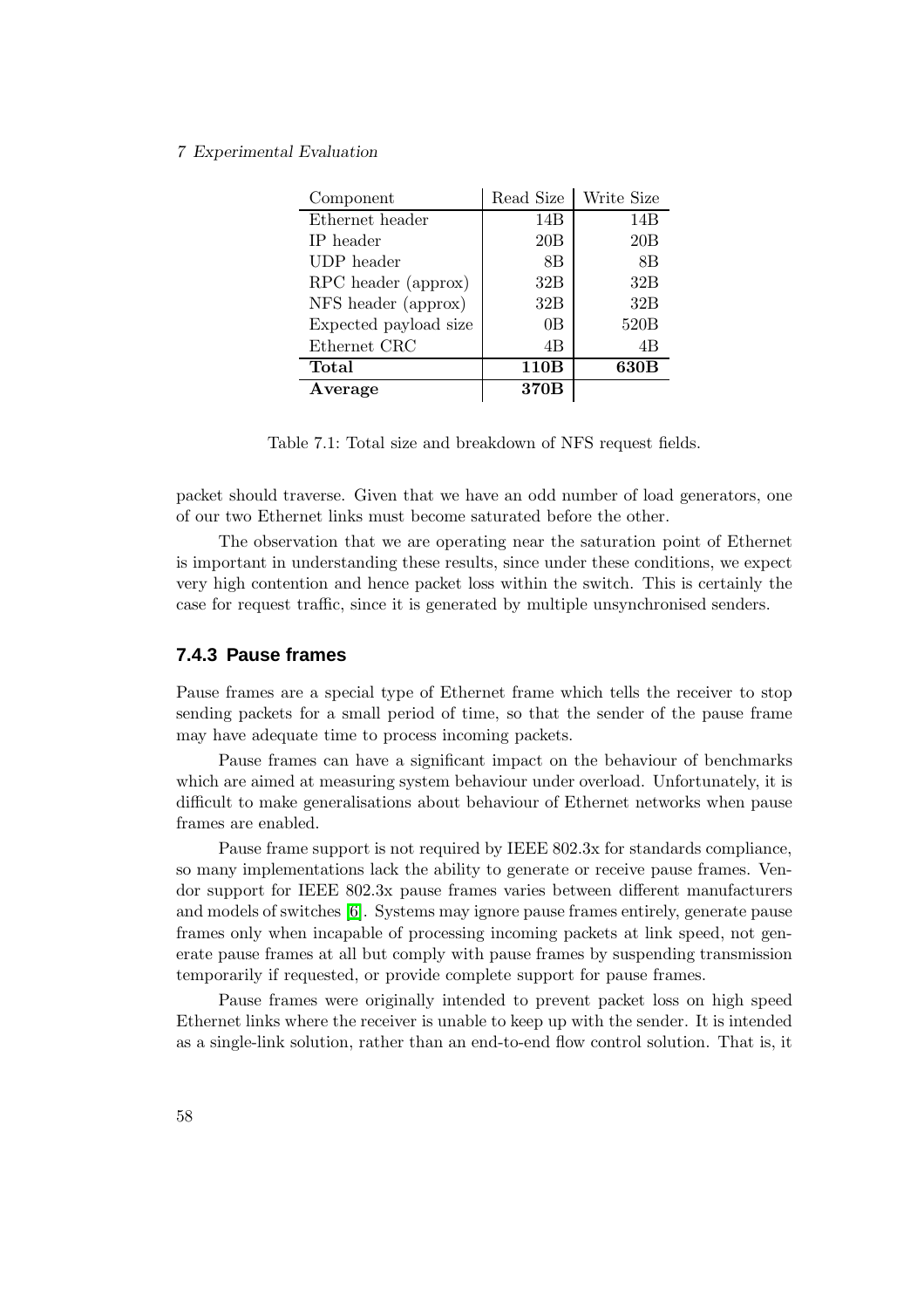| Component | Read Size | Write Size |
|---|---|---|
| Ethernet header | 14B | 14B |
| IP header | 20B | 20B |
| UDP header | 8B | 8B |
| RPC header (approx) | 32B | 32B |
| NFS header (approx) | 32B | 32B |
| Expected payload size | 0B | 520B |
| Ethernet CRC | 4B | 4B |
| **Total** | **110B** | **630B** |
| **Average** | **370B** | |

Table 7.1: Total size and breakdown of NFS request fields.

packet should traverse. Given that we have an odd number of load generators, one of our two Ethernet links must become saturated before the other.

The observation that we are operating near the saturation point of Ethernet is important in understanding these results, since under these conditions, we expect very high contention and hence packet loss within the switch. This is certainly the case for request traffic, since it is generated by multiple unsynchronised senders.

### 7.4.3 Pause frames

Pause frames are a special type of Ethernet frame which tells the receiver to stop sending packets for a small period of time, so that the sender of the pause frame may have adequate time to process incoming packets.

Pause frames can have a significant impact on the behaviour of benchmarks which are aimed at measuring system behaviour under overload. Unfortunately, it is difficult to make generalisations about behaviour of Ethernet networks when pause frames are enabled.

Pause frame support is not required by IEEE 802.3x for standards compliance, so many implementations lack the ability to generate or receive pause frames. Vendor support for IEEE 802.3x pause frames varies between different manufacturers and models of switches [6]. Systems may ignore pause frames entirely, generate pause frames only when incapable of processing incoming packets at link speed, not generate pause frames at all but comply with pause frames by suspending transmission temporarily if requested, or provide complete support for pause frames.

Pause frames were originally intended to prevent packet loss on high speed Ethernet links where the receiver is unable to keep up with the sender. It is intended as a single-link solution, rather than an end-to-end flow control solution. That is, it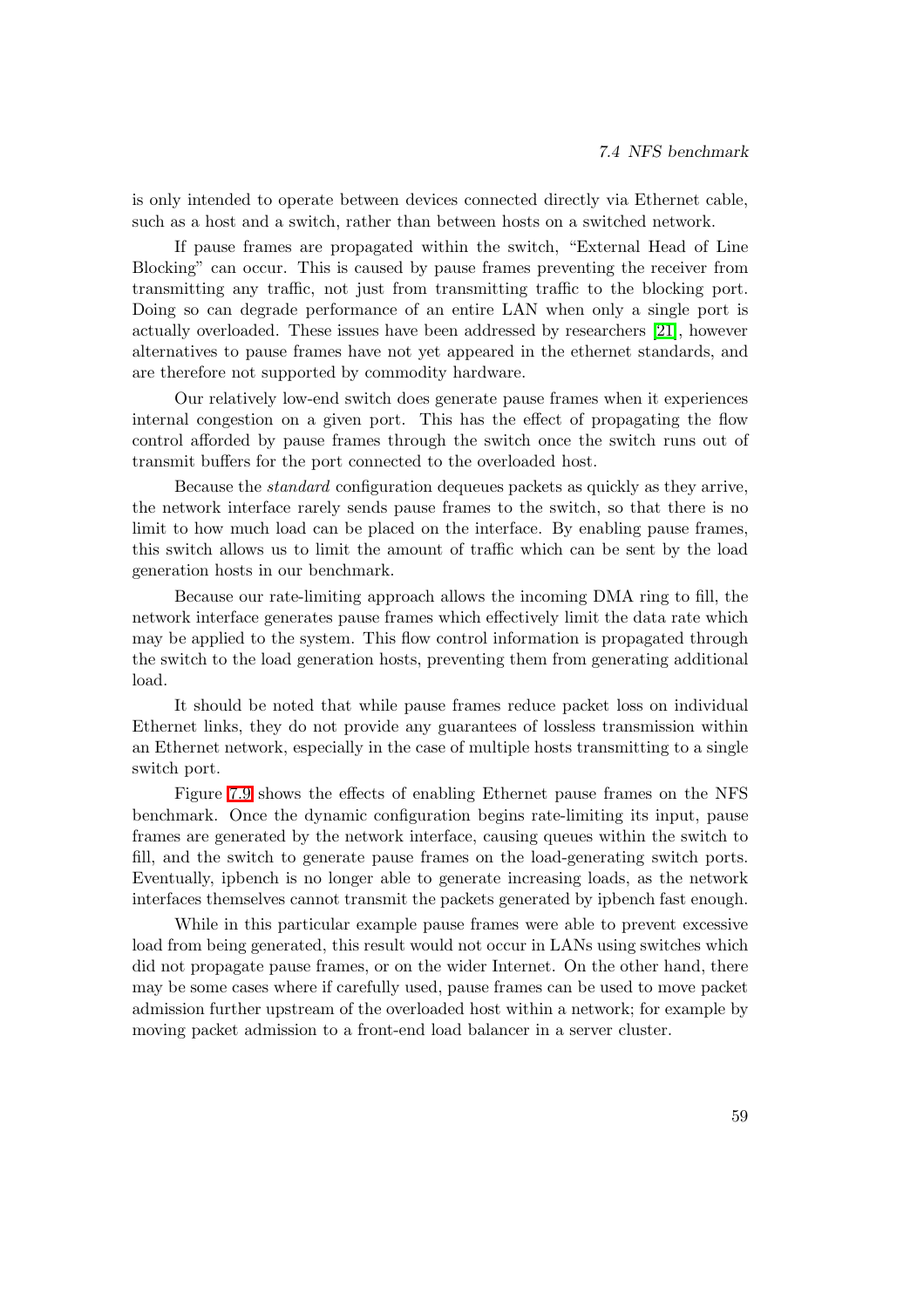is only intended to operate between devices connected directly via Ethernet cable, such as a host and a switch, rather than between hosts on a switched network.

If pause frames are propagated within the switch, "External Head of Line Blocking" can occur. This is caused by pause frames preventing the receiver from transmitting any traffic, not just from transmitting traffic to the blocking port. Doing so can degrade performance of an entire LAN when only a single port is actually overloaded. These issues have been addressed by researchers [21], however alternatives to pause frames have not yet appeared in the ethernet standards, and are therefore not supported by commodity hardware.

Our relatively low-end switch does generate pause frames when it experiences internal congestion on a given port. This has the effect of propagating the flow control afforded by pause frames through the switch once the switch runs out of transmit buffers for the port connected to the overloaded host.

Because the *standard* configuration dequeues packets as quickly as they arrive, the network interface rarely sends pause frames to the switch, so that there is no limit to how much load can be placed on the interface. By enabling pause frames, this switch allows us to limit the amount of traffic which can be sent by the load generation hosts in our benchmark.

Because our rate-limiting approach allows the incoming DMA ring to fill, the network interface generates pause frames which effectively limit the data rate which may be applied to the system. This flow control information is propagated through the switch to the load generation hosts, preventing them from generating additional load.

It should be noted that while pause frames reduce packet loss on individual Ethernet links, they do not provide any guarantees of lossless transmission within an Ethernet network, especially in the case of multiple hosts transmitting to a single switch port.

Figure 7.9 shows the effects of enabling Ethernet pause frames on the NFS benchmark. Once the dynamic configuration begins rate-limiting its input, pause frames are generated by the network interface, causing queues within the switch to fill, and the switch to generate pause frames on the load-generating switch ports. Eventually, ipbench is no longer able to generate increasing loads, as the network interfaces themselves cannot transmit the packets generated by ipbench fast enough.

While in this particular example pause frames were able to prevent excessive load from being generated, this result would not occur in LANs using switches which did not propagate pause frames, or on the wider Internet. On the other hand, there may be some cases where if carefully used, pause frames can be used to move packet admission further upstream of the overloaded host within a network; for example by moving packet admission to a front-end load balancer in a server cluster.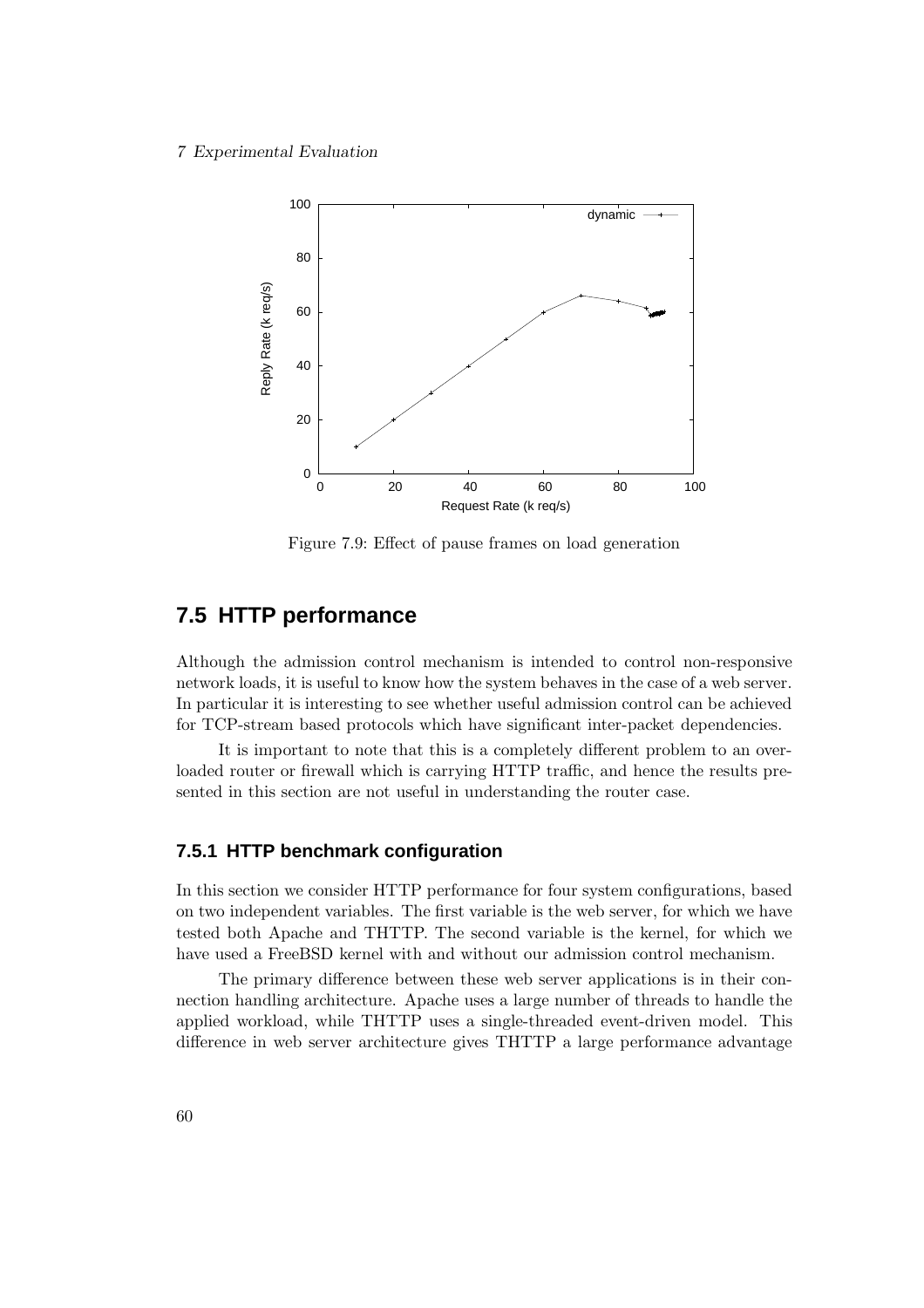Figure 7.9: Effect of pause frames on load generation

## 7.5 HTTP performance

Although the admission control mechanism is intended to control non-responsive network loads, it is useful to know how the system behaves in the case of a web server. In particular it is interesting to see whether useful admission control can be achieved for TCP-stream based protocols which have significant inter-packet dependencies.

It is important to note that this is a completely different problem to an overloaded router or firewall which is carrying HTTP traffic, and hence the results presented in this section are not useful in understanding the router case.

### 7.5.1 HTTP benchmark configuration

In this section we consider HTTP performance for four system configurations, based on two independent variables. The first variable is the web server, for which we have tested both Apache and THTTP. The second variable is the kernel, for which we have used a FreeBSD kernel with and without our admission control mechanism.

The primary difference between these web server applications is in their connection handling architecture. Apache uses a large number of threads to handle the applied workload, while THTTP uses a single-threaded event-driven model. This difference in web server architecture gives THTTP a large performance advantage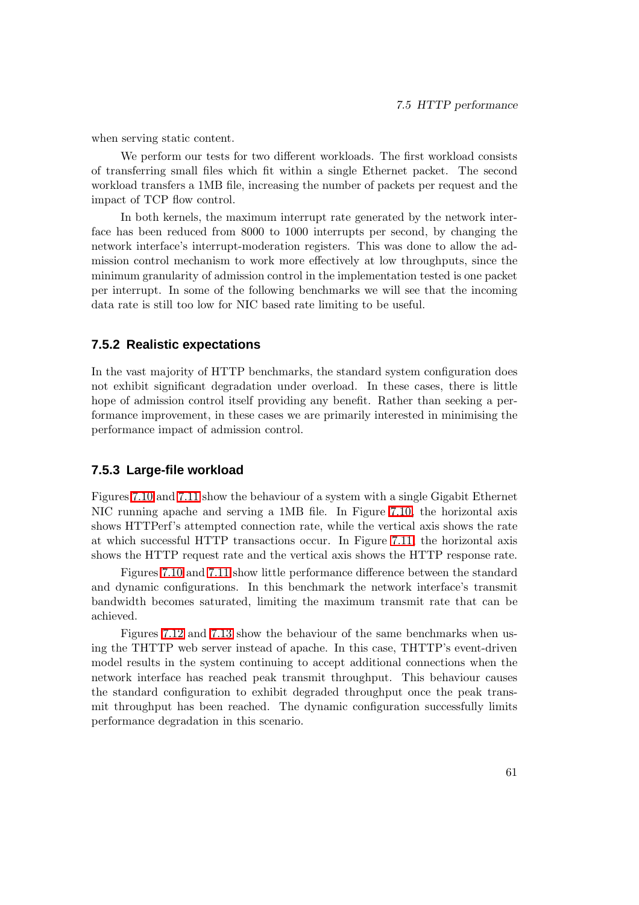when serving static content.

We perform our tests for two different workloads. The first workload consists of transferring small files which fit within a single Ethernet packet. The second workload transfers a 1MB file, increasing the number of packets per request and the impact of TCP flow control.

In both kernels, the maximum interrupt rate generated by the network interface has been reduced from 8000 to 1000 interrupts per second, by changing the network interface's interrupt-moderation registers. This was done to allow the admission control mechanism to work more effectively at low throughputs, since the minimum granularity of admission control in the implementation tested is one packet per interrupt. In some of the following benchmarks we will see that the incoming data rate is still too low for NIC based rate limiting to be useful.

### 7.5.2 Realistic expectations

In the vast majority of HTTP benchmarks, the standard system configuration does not exhibit significant degradation under overload. In these cases, there is little hope of admission control itself providing any benefit. Rather than seeking a performance improvement, in these cases we are primarily interested in minimising the performance impact of admission control.

### 7.5.3 Large-file workload

Figures 7.10 and 7.11 show the behaviour of a system with a single Gigabit Ethernet NIC running apache and serving a 1MB file. In Figure 7.10, the horizontal axis shows HTTPerf's attempted connection rate, while the vertical axis shows the rate at which successful HTTP transactions occur. In Figure 7.11, the horizontal axis shows the HTTP request rate and the vertical axis shows the HTTP response rate.

Figures 7.10 and 7.11 show little performance difference between the standard and dynamic configurations. In this benchmark the network interface's transmit bandwidth becomes saturated, limiting the maximum transmit rate that can be achieved.

Figures 7.12 and 7.13 show the behaviour of the same benchmarks when using the THTTP web server instead of apache. In this case, THTTP's event-driven model results in the system continuing to accept additional connections when the network interface has reached peak transmit throughput. This behaviour causes the standard configuration to exhibit degraded throughput once the peak transmit throughput has been reached. The dynamic configuration successfully limits performance degradation in this scenario.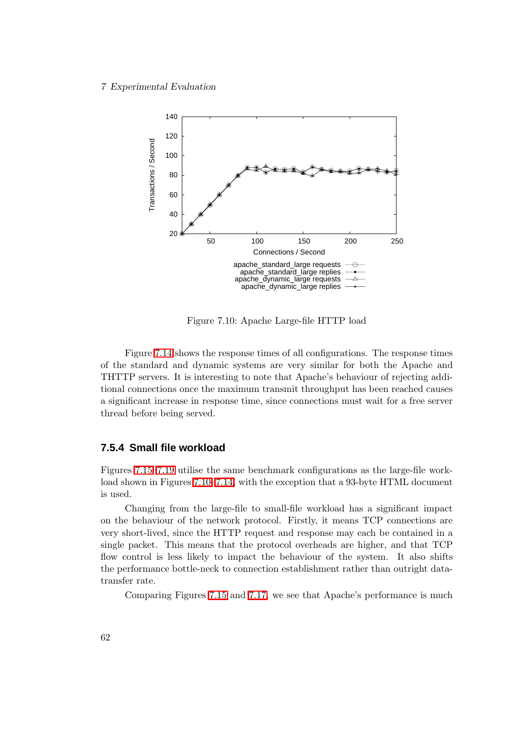Figure 7.10: Apache Large-file HTTP load

Figure 7.14 shows the response times of all configurations. The response times of the standard and dynamic systems are very similar for both the Apache and THTTP servers. It is interesting to note that Apache's behaviour of rejecting additional connections once the maximum transmit throughput has been reached causes a significant increase in response time, since connections must wait for a free server thread before being served.

### 7.5.4 Small file workload

Figures 7.15–7.19 utilise the same benchmark configurations as the large-file workload shown in Figures 7.10–7.14, with the exception that a 93-byte HTML document is used.

Changing from the large-file to small-file workload has a significant impact on the behaviour of the network protocol. Firstly, it means TCP connections are very short-lived, since the HTTP request and response may each be contained in a single packet. This means that the protocol overheads are higher, and that TCP flow control is less likely to impact the behaviour of the system. It also shifts the performance bottle-neck to connection establishment rather than outright data-transfer rate.

Comparing Figures 7.15 and 7.17, we see that Apache's performance is much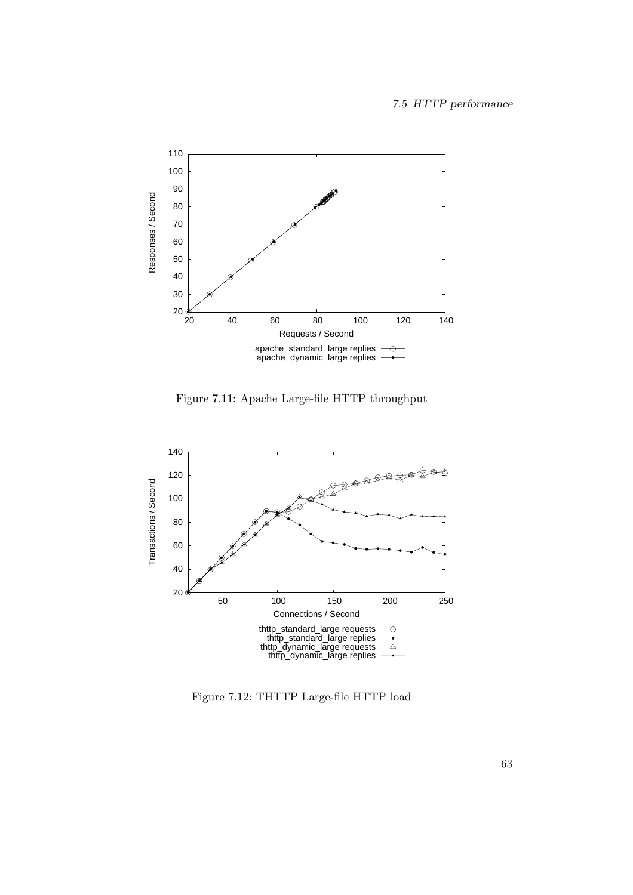Figure 7.11: Apache Large-file HTTP throughput

Figure 7.12: THTTP Large-file HTTP load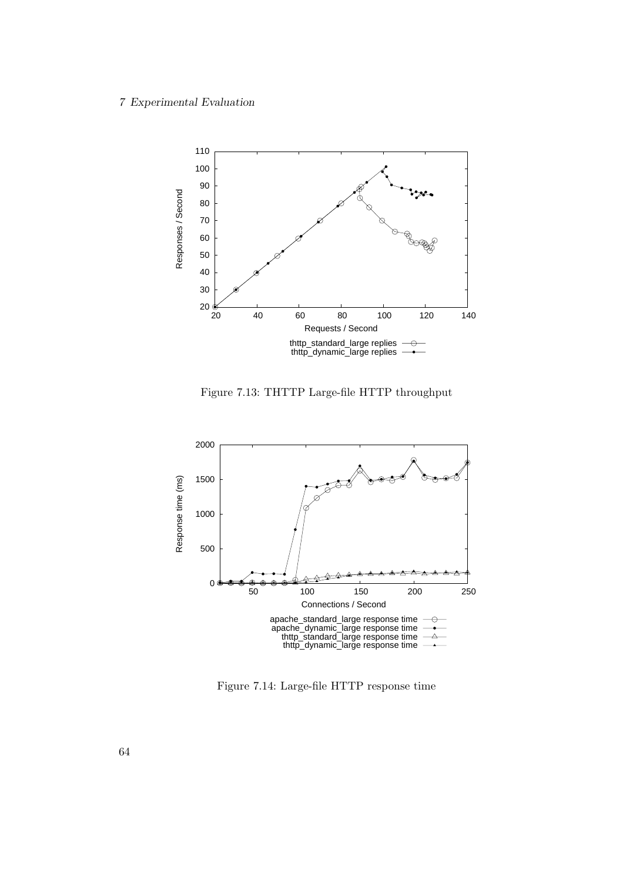Figure 7.13: THTTP Large-file HTTP throughput

Figure 7.14: Large-file HTTP response time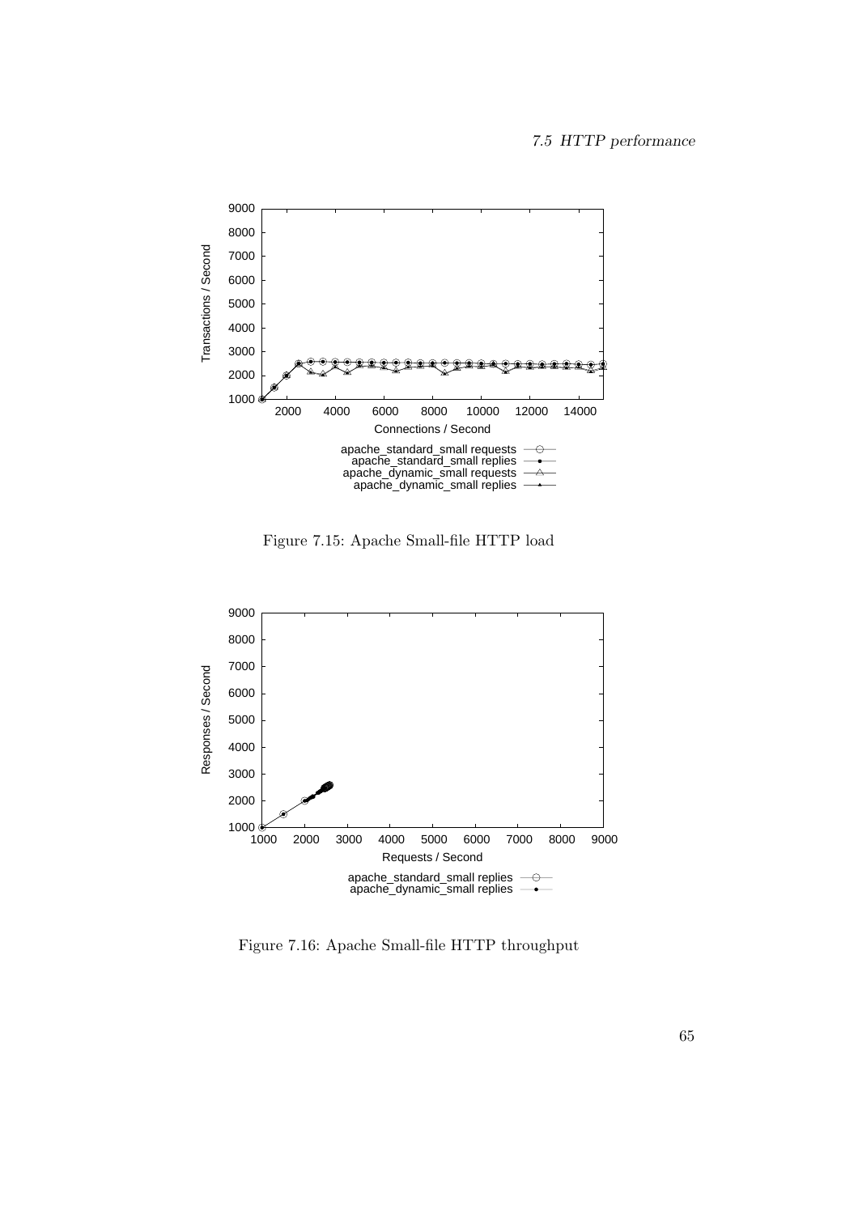Figure 7.15: Apache Small-file HTTP load

Figure 7.16: Apache Small-file HTTP throughput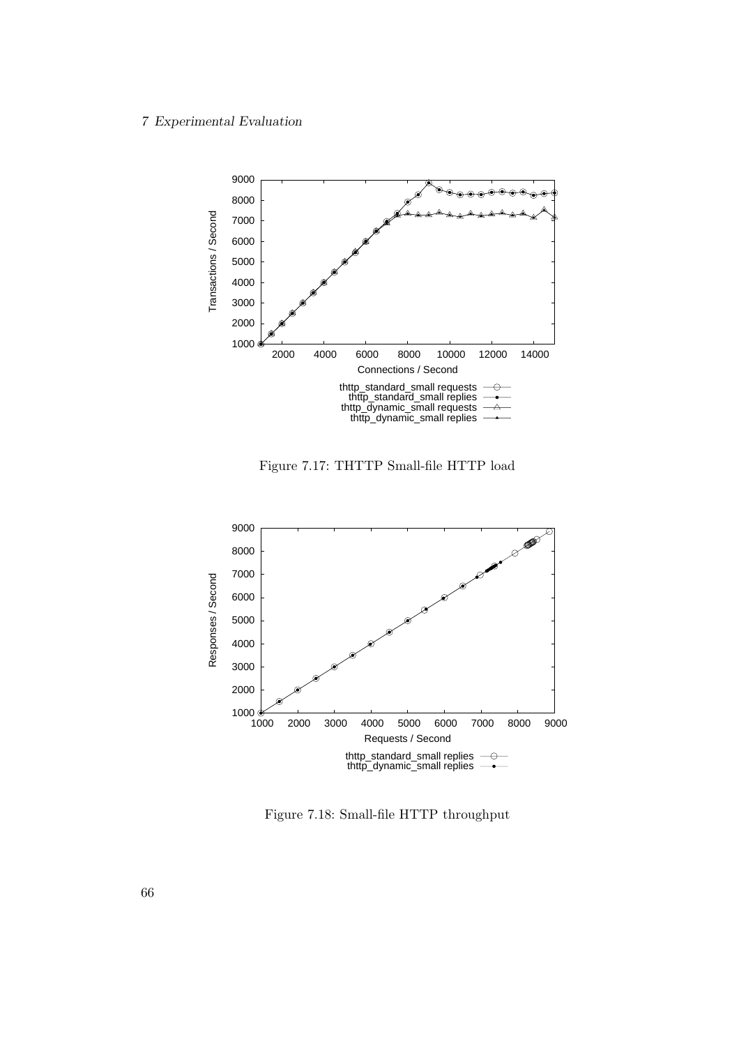Figure 7.17: THTTP Small-file HTTP load

Figure 7.18: Small-file HTTP throughput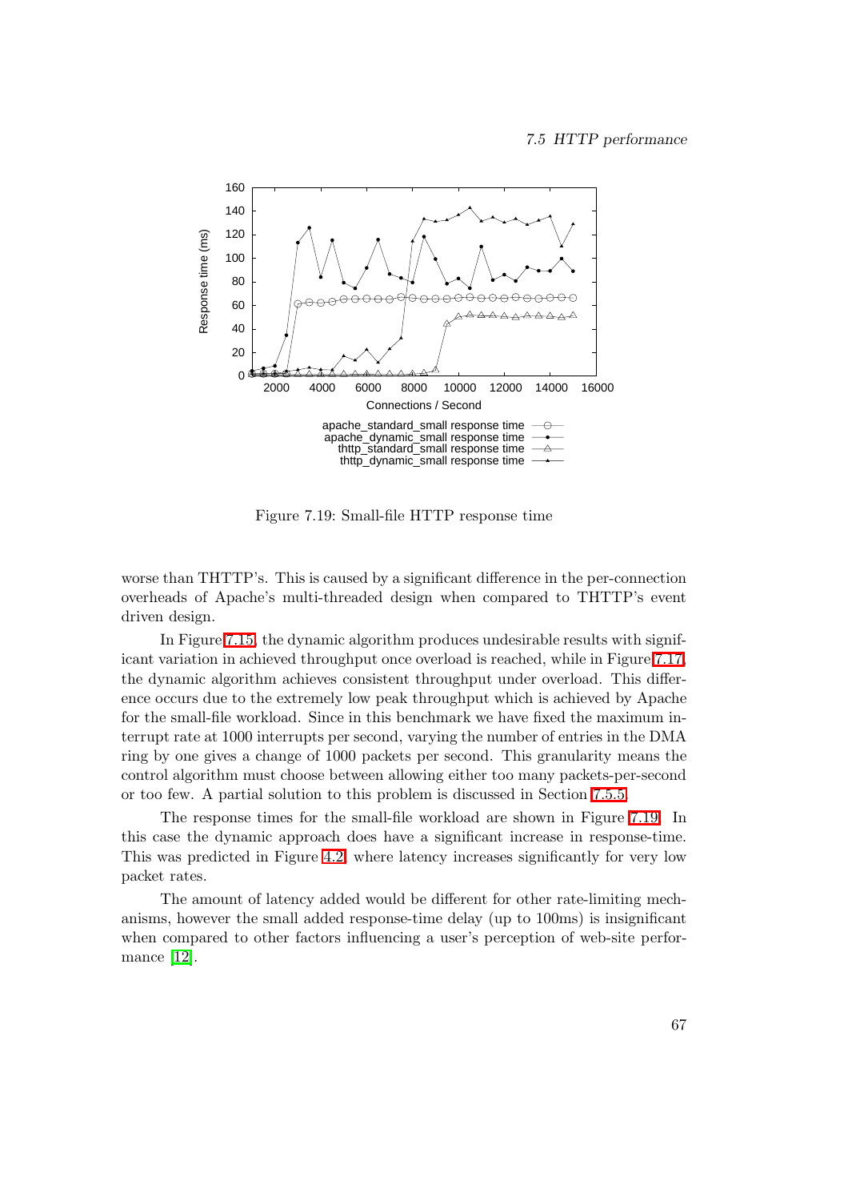Figure 7.19: Small-file HTTP response time

worse than THTTP's. This is caused by a significant difference in the per-connection overheads of Apache's multi-threaded design when compared to THTTP's event driven design.

In Figure 7.15, the dynamic algorithm produces undesirable results with significant variation in achieved throughput once overload is reached, while in Figure 7.17, the dynamic algorithm achieves consistent throughput under overload. This difference occurs due to the extremely low peak throughput which is achieved by Apache for the small-file workload. Since in this benchmark we have fixed the maximum interrupt rate at 1000 interrupts per second, varying the number of entries in the DMA ring by one gives a change of 1000 packets per second. This granularity means the control algorithm must choose between allowing either too many packets-per-second or too few. A partial solution to this problem is discussed in Section 7.5.5.

The response times for the small-file workload are shown in Figure 7.19. In this case the dynamic approach does have a significant increase in response-time. This was predicted in Figure 4.2, where latency increases significantly for very low packet rates.

The amount of latency added would be different for other rate-limiting mechanisms, however the small added response-time delay (up to 100ms) is insignificant when compared to other factors influencing a user's perception of web-site performance [12].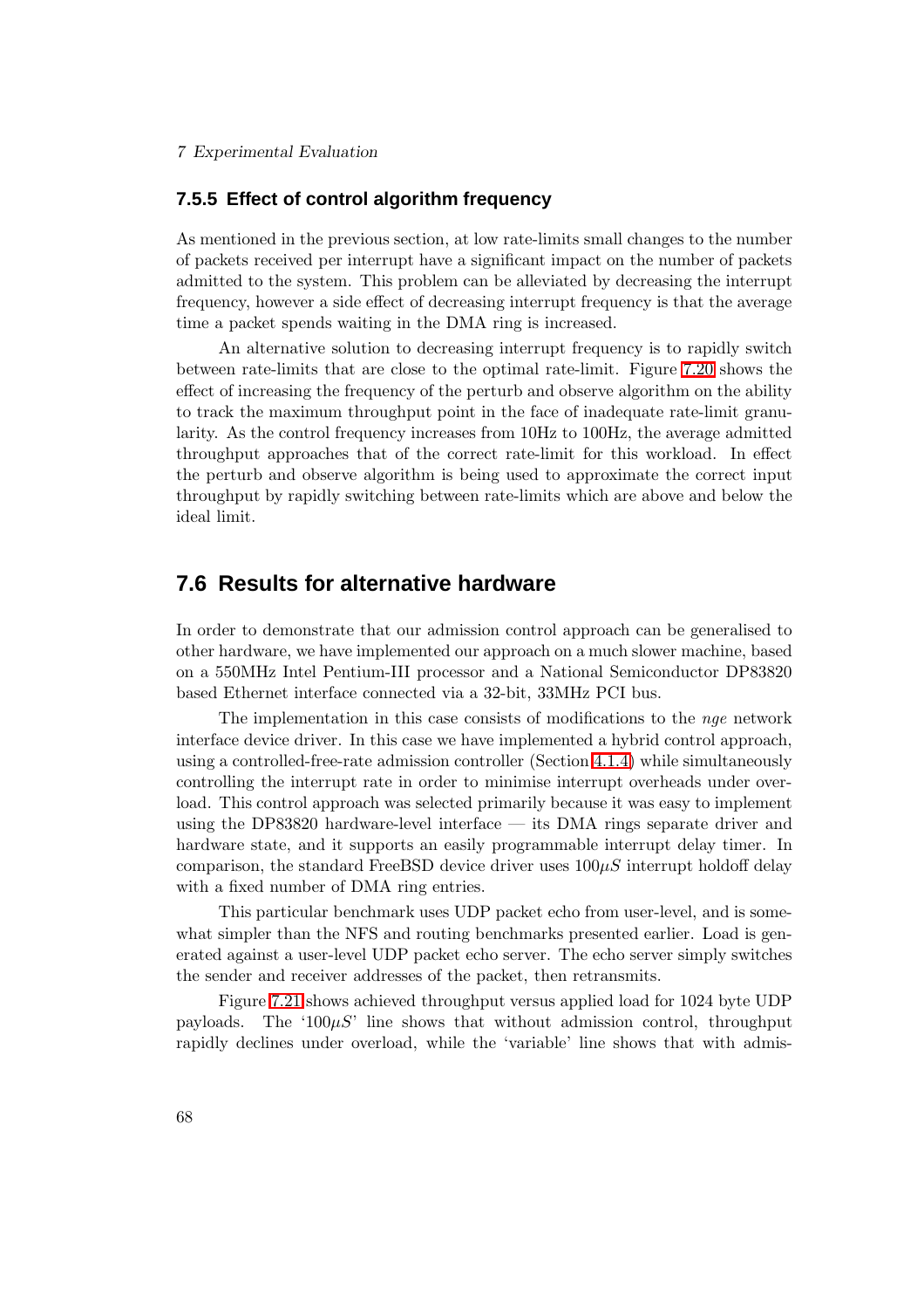### 7.5.5 Effect of control algorithm frequency

As mentioned in the previous section, at low rate-limits small changes to the number of packets received per interrupt have a significant impact on the number of packets admitted to the system. This problem can be alleviated by decreasing the interrupt frequency, however a side effect of decreasing interrupt frequency is that the average time a packet spends waiting in the DMA ring is increased.

An alternative solution to decreasing interrupt frequency is to rapidly switch between rate-limits that are close to the optimal rate-limit. Figure 7.20 shows the effect of increasing the frequency of the perturb and observe algorithm on the ability to track the maximum throughput point in the face of inadequate rate-limit granularity. As the control frequency increases from 10Hz to 100Hz, the average admitted throughput approaches that of the correct rate-limit for this workload. In effect the perturb and observe algorithm is being used to approximate the correct input throughput by rapidly switching between rate-limits which are above and below the ideal limit.

## 7.6 Results for alternative hardware

In order to demonstrate that our admission control approach can be generalised to other hardware, we have implemented our approach on a much slower machine, based on a 550MHz Intel Pentium-III processor and a National Semiconductor DP83820 based Ethernet interface connected via a 32-bit, 33MHz PCI bus.

The implementation in this case consists of modifications to the *nge* network interface device driver. In this case we have implemented a hybrid control approach, using a controlled-free-rate admission controller (Section 4.1.4) while simultaneously controlling the interrupt rate in order to minimise interrupt overheads under overload. This control approach was selected primarily because it was easy to implement using the DP83820 hardware-level interface — its DMA rings separate driver and hardware state, and it supports an easily programmable interrupt delay timer. In comparison, the standard FreeBSD device driver uses $100\mu S$ interrupt holdoff delay with a fixed number of DMA ring entries.

This particular benchmark uses UDP packet echo from user-level, and is somewhat simpler than the NFS and routing benchmarks presented earlier. Load is generated against a user-level UDP packet echo server. The echo server simply switches the sender and receiver addresses of the packet, then retransmits.

Figure 7.21 shows achieved throughput versus applied load for 1024 byte UDP payloads. The '$100\mu S$' line shows that without admission control, throughput rapidly declines under overload, while the 'variable' line shows that with admis-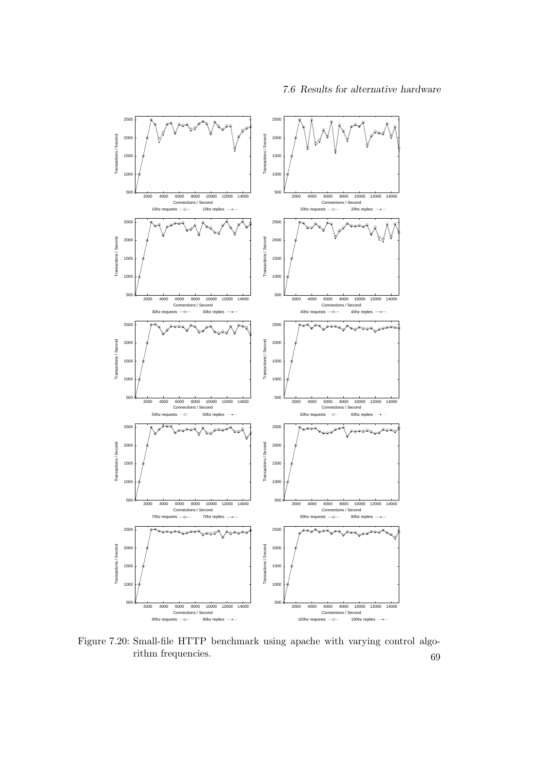Figure 7.20: Small-file HTTP benchmark using apache with varying control algorithm frequencies.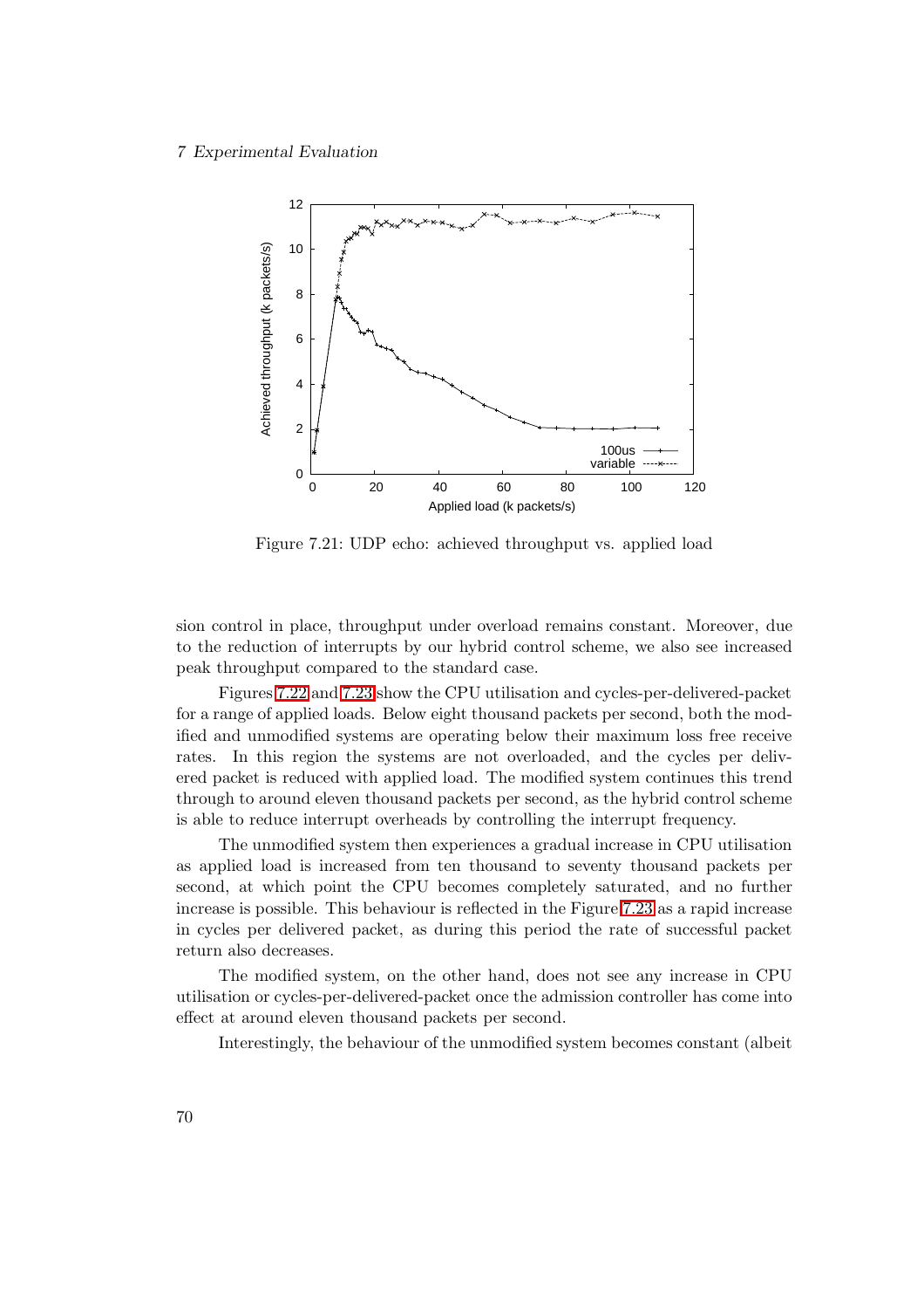Figure 7.21: UDP echo: achieved throughput vs. applied load

sion control in place, throughput under overload remains constant. Moreover, due to the reduction of interrupts by our hybrid control scheme, we also see increased peak throughput compared to the standard case.

Figures 7.22 and 7.23 show the CPU utilisation and cycles-per-delivered-packet for a range of applied loads. Below eight thousand packets per second, both the modified and unmodified systems are operating below their maximum loss free receive rates. In this region the systems are not overloaded, and the cycles per delivered packet is reduced with applied load. The modified system continues this trend through to around eleven thousand packets per second, as the hybrid control scheme is able to reduce interrupt overheads by controlling the interrupt frequency.

The unmodified system then experiences a gradual increase in CPU utilisation as applied load is increased from ten thousand to seventy thousand packets per second, at which point the CPU becomes completely saturated, and no further increase is possible. This behaviour is reflected in the Figure 7.23 as a rapid increase in cycles per delivered packet, as during this period the rate of successful packet return also decreases.

The modified system, on the other hand, does not see any increase in CPU utilisation or cycles-per-delivered-packet once the admission controller has come into effect at around eleven thousand packets per second.

Interestingly, the behaviour of the unmodified system becomes constant (albeit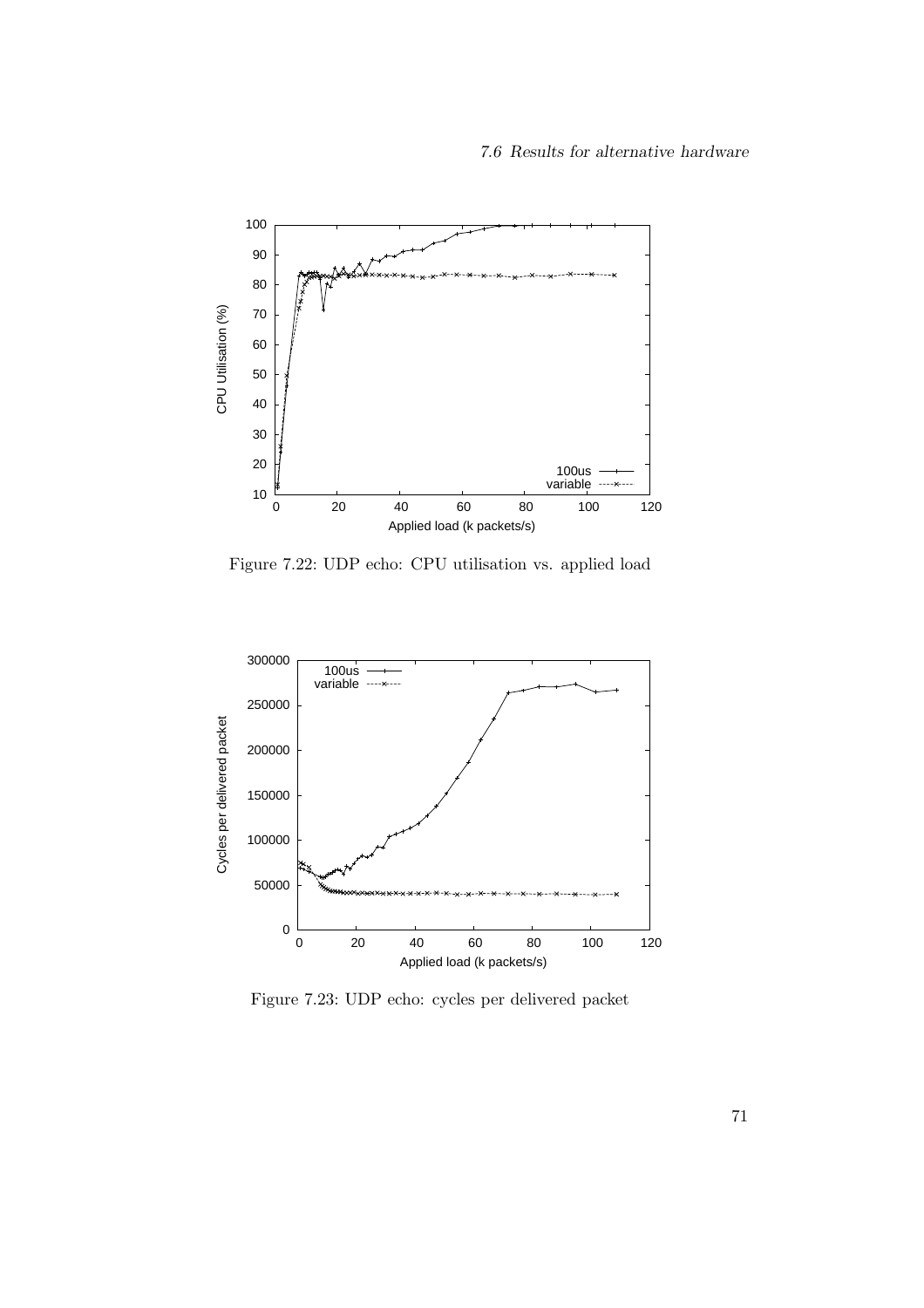Figure 7.22: UDP echo: CPU utilisation vs. applied load

Figure 7.23: UDP echo: cycles per delivered packet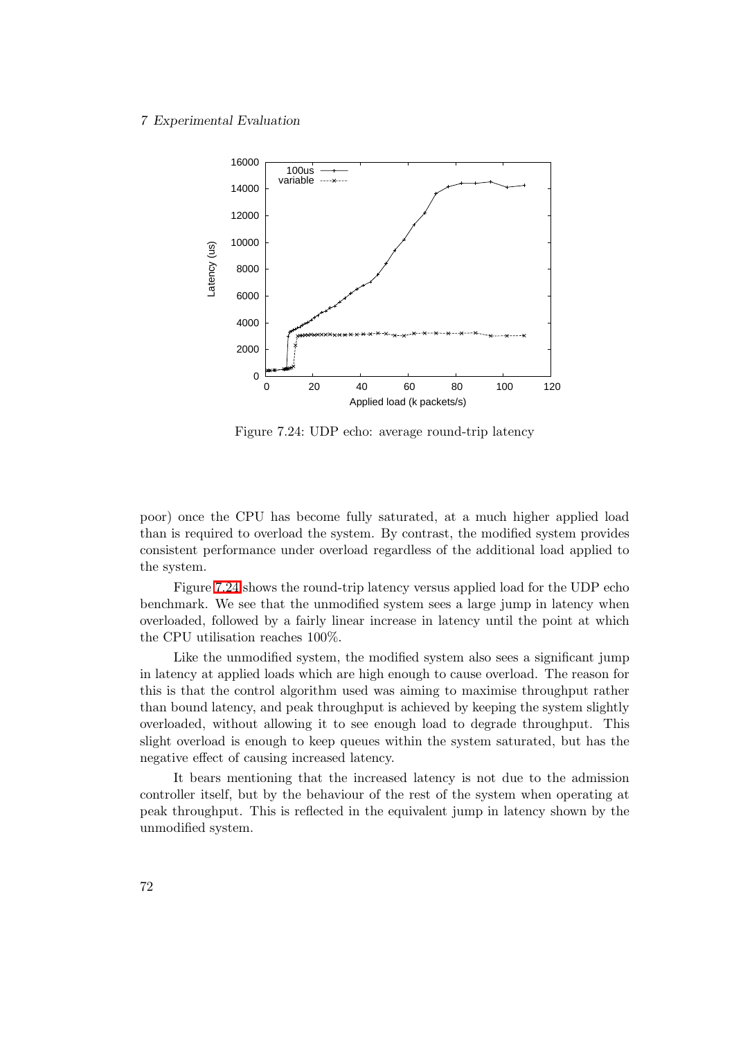Figure 7.24: UDP echo: average round-trip latency

poor) once the CPU has become fully saturated, at a much higher applied load than is required to overload the system. By contrast, the modified system provides consistent performance under overload regardless of the additional load applied to the system.

Figure 7.24 shows the round-trip latency versus applied load for the UDP echo benchmark. We see that the unmodified system sees a large jump in latency when overloaded, followed by a fairly linear increase in latency until the point at which the CPU utilisation reaches 100%.

Like the unmodified system, the modified system also sees a significant jump in latency at applied loads which are high enough to cause overload. The reason for this is that the control algorithm used was aiming to maximise throughput rather than bound latency, and peak throughput is achieved by keeping the system slightly overloaded, without allowing it to see enough load to degrade throughput. This slight overload is enough to keep queues within the system saturated, but has the negative effect of causing increased latency.

It bears mentioning that the increased latency is not due to the admission controller itself, but by the behaviour of the rest of the system when operating at peak throughput. This is reflected in the equivalent jump in latency shown by the unmodified system.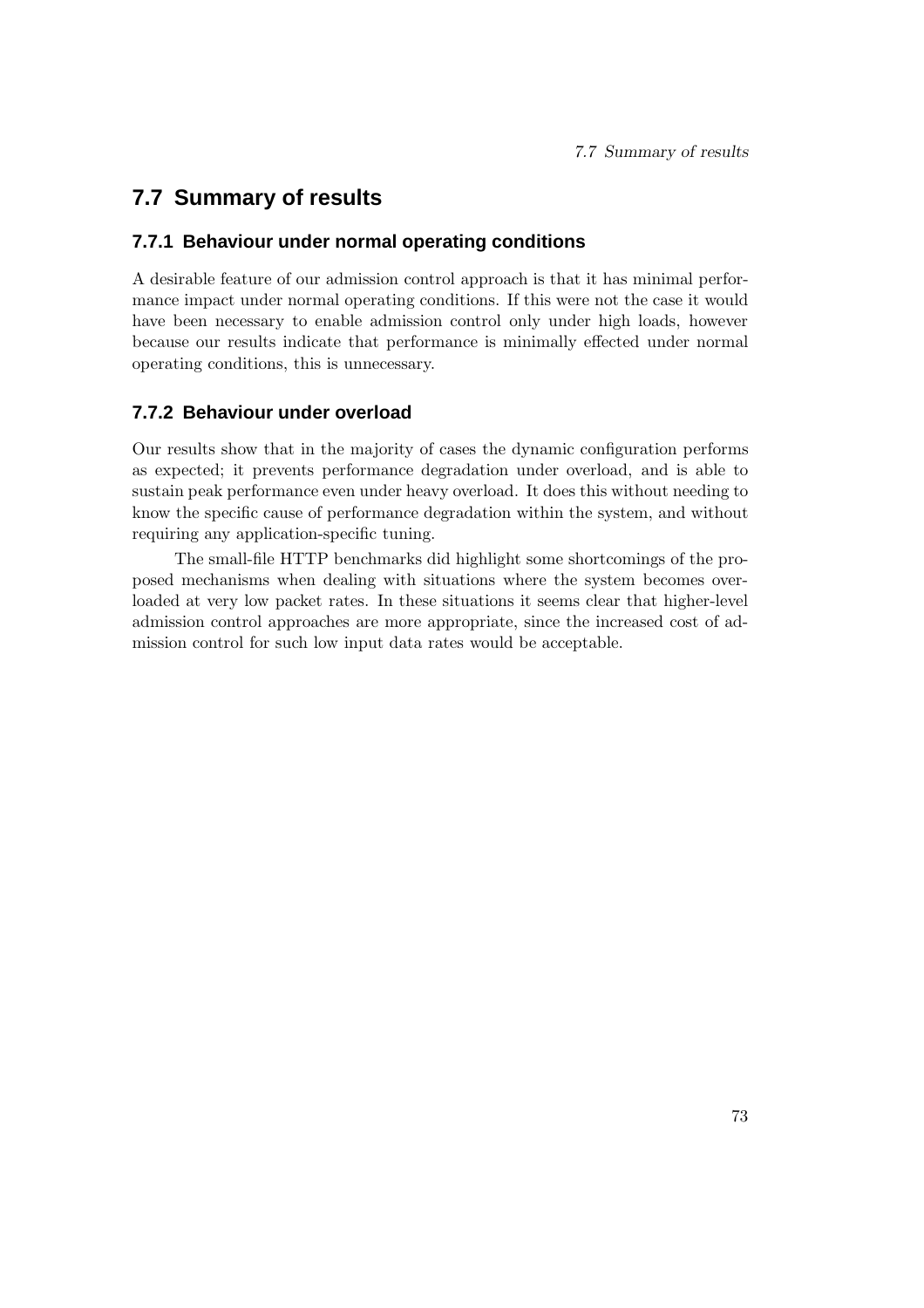## 7.7 Summary of results

### 7.7.1 Behaviour under normal operating conditions

A desirable feature of our admission control approach is that it has minimal performance impact under normal operating conditions. If this were not the case it would have been necessary to enable admission control only under high loads, however because our results indicate that performance is minimally effected under normal operating conditions, this is unnecessary.

### 7.7.2 Behaviour under overload

Our results show that in the majority of cases the dynamic configuration performs as expected; it prevents performance degradation under overload, and is able to sustain peak performance even under heavy overload. It does this without needing to know the specific cause of performance degradation within the system, and without requiring any application-specific tuning.

The small-file HTTP benchmarks did highlight some shortcomings of the proposed mechanisms when dealing with situations where the system becomes overloaded at very low packet rates. In these situations it seems clear that higher-level admission control approaches are more appropriate, since the increased cost of admission control for such low input data rates would be acceptable.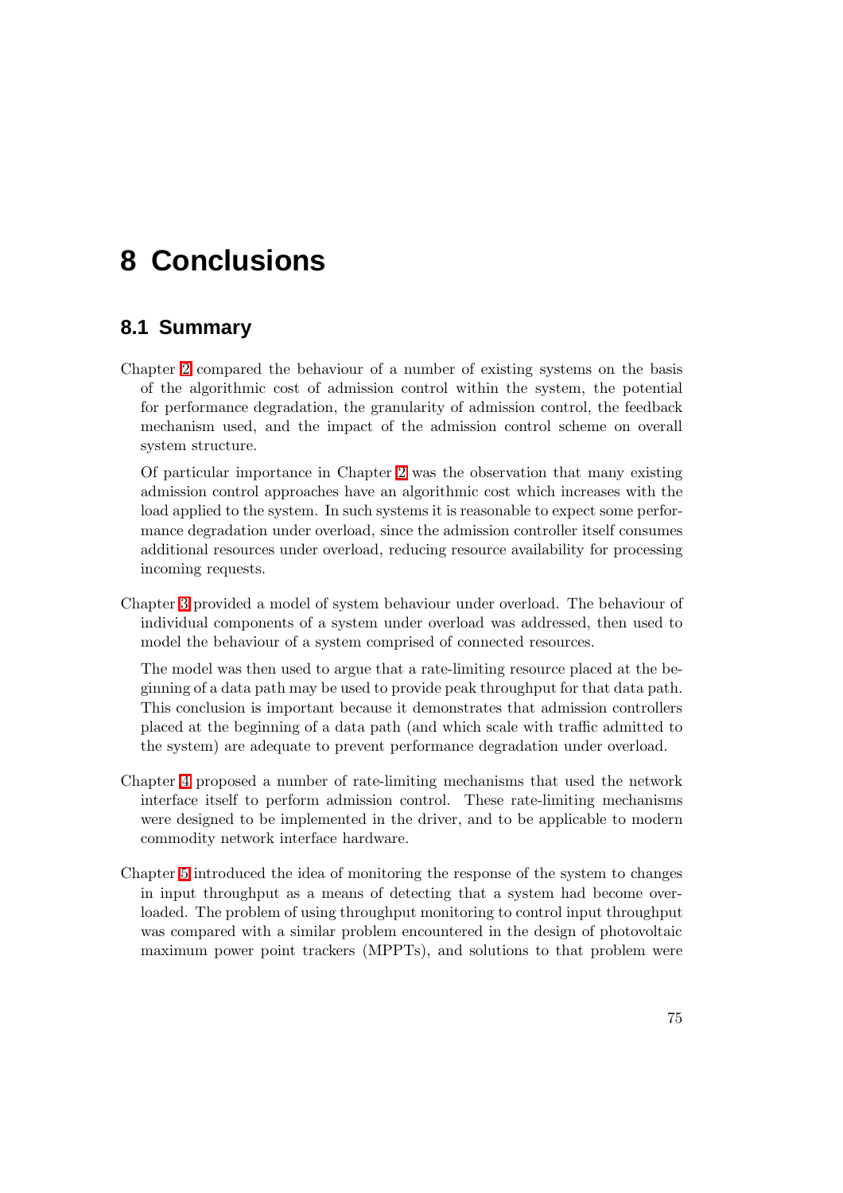# 8 Conclusions

## 8.1 Summary

Chapter 2 compared the behaviour of a number of existing systems on the basis of the algorithmic cost of admission control within the system, the potential for performance degradation, the granularity of admission control, the feedback mechanism used, and the impact of the admission control scheme on overall system structure.

Of particular importance in Chapter 2 was the observation that many existing admission control approaches have an algorithmic cost which increases with the load applied to the system. In such systems it is reasonable to expect some performance degradation under overload, since the admission controller itself consumes additional resources under overload, reducing resource availability for processing incoming requests.

Chapter 3 provided a model of system behaviour under overload. The behaviour of individual components of a system under overload was addressed, then used to model the behaviour of a system comprised of connected resources.

The model was then used to argue that a rate-limiting resource placed at the beginning of a data path may be used to provide peak throughput for that data path. This conclusion is important because it demonstrates that admission controllers placed at the beginning of a data path (and which scale with traffic admitted to the system) are adequate to prevent performance degradation under overload.

Chapter 4 proposed a number of rate-limiting mechanisms that used the network interface itself to perform admission control. These rate-limiting mechanisms were designed to be implemented in the driver, and to be applicable to modern commodity network interface hardware.

Chapter 5 introduced the idea of monitoring the response of the system to changes in input throughput as a means of detecting that a system had become overloaded. The problem of using throughput monitoring to control input throughput was compared with a similar problem encountered in the design of photovoltaic maximum power point trackers (MPPTs), and solutions to that problem were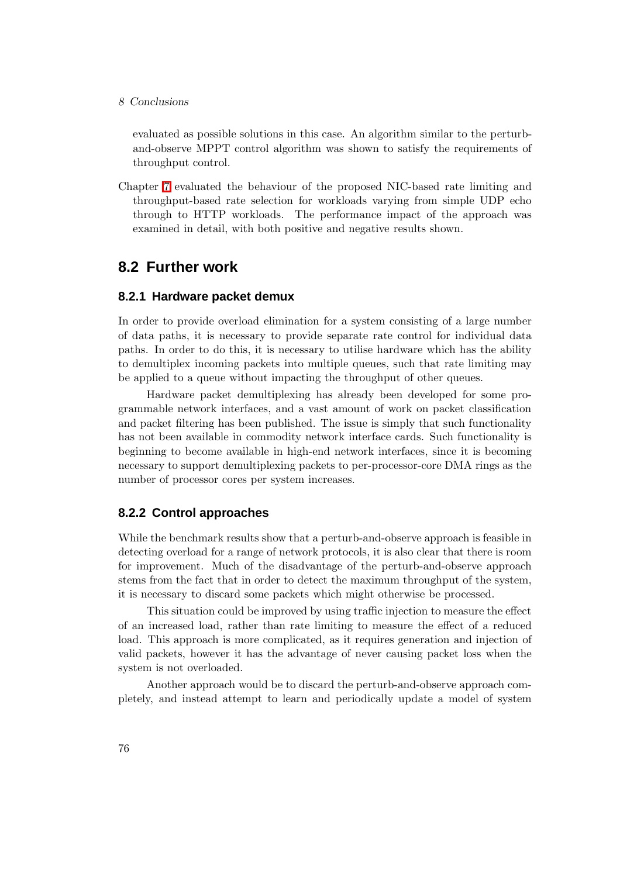evaluated as possible solutions in this case. An algorithm similar to the perturb-and-observe MPPT control algorithm was shown to satisfy the requirements of throughput control.

Chapter 7 evaluated the behaviour of the proposed NIC-based rate limiting and throughput-based rate selection for workloads varying from simple UDP echo through to HTTP workloads. The performance impact of the approach was examined in detail, with both positive and negative results shown.

## 8.2 Further work

### 8.2.1 Hardware packet demux

In order to provide overload elimination for a system consisting of a large number of data paths, it is necessary to provide separate rate control for individual data paths. In order to do this, it is necessary to utilise hardware which has the ability to demultiplex incoming packets into multiple queues, such that rate limiting may be applied to a queue without impacting the throughput of other queues.

Hardware packet demultiplexing has already been developed for some programmable network interfaces, and a vast amount of work on packet classification and packet filtering has been published. The issue is simply that such functionality has not been available in commodity network interface cards. Such functionality is beginning to become available in high-end network interfaces, since it is becoming necessary to support demultiplexing packets to per-processor-core DMA rings as the number of processor cores per system increases.

### 8.2.2 Control approaches

While the benchmark results show that a perturb-and-observe approach is feasible in detecting overload for a range of network protocols, it is also clear that there is room for improvement. Much of the disadvantage of the perturb-and-observe approach stems from the fact that in order to detect the maximum throughput of the system, it is necessary to discard some packets which might otherwise be processed.

This situation could be improved by using traffic injection to measure the effect of an increased load, rather than rate limiting to measure the effect of a reduced load. This approach is more complicated, as it requires generation and injection of valid packets, however it has the advantage of never causing packet loss when the system is not overloaded.

Another approach would be to discard the perturb-and-observe approach completely, and instead attempt to learn and periodically update a model of system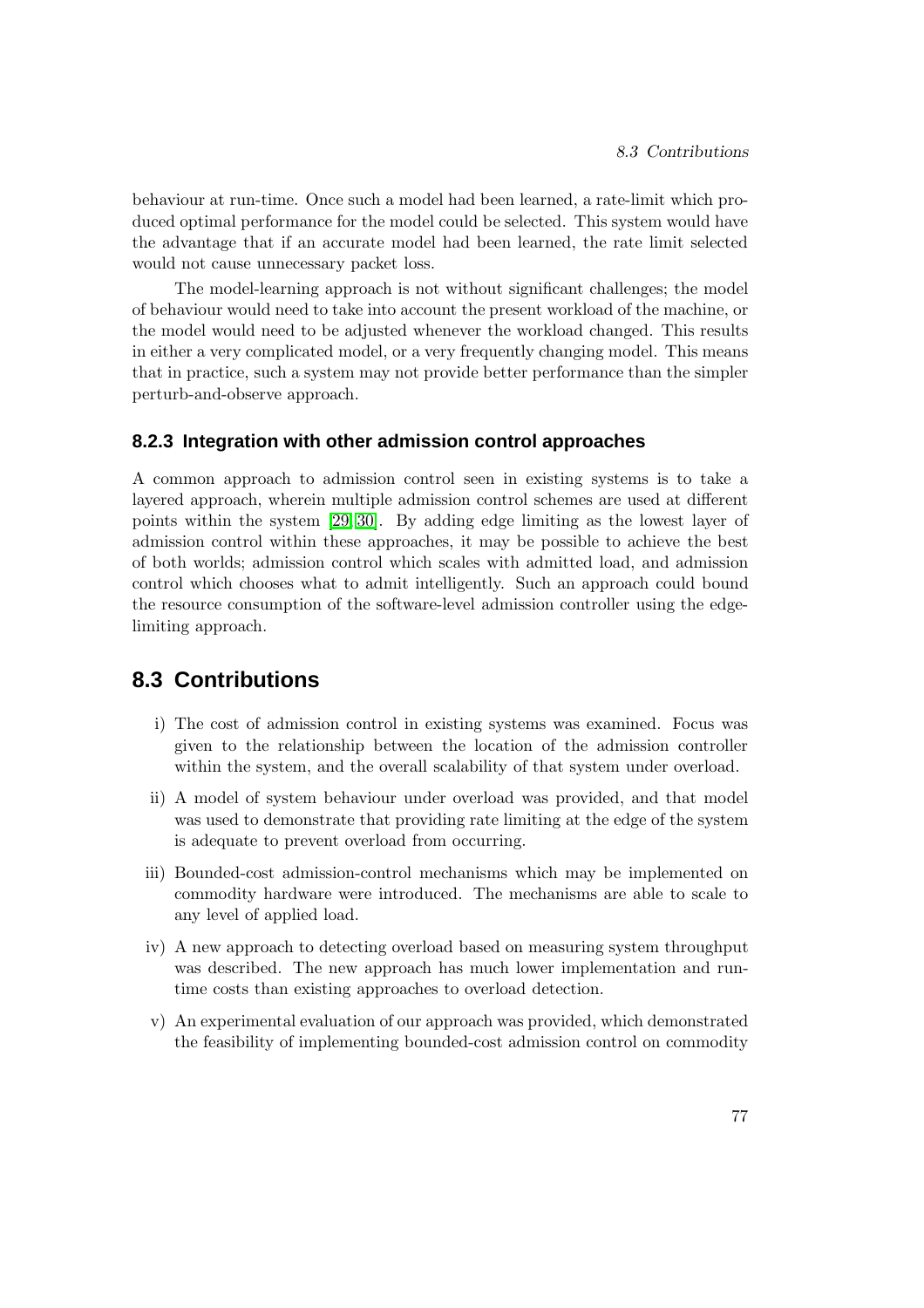behaviour at run-time. Once such a model had been learned, a rate-limit which produced optimal performance for the model could be selected. This system would have the advantage that if an accurate model had been learned, the rate limit selected would not cause unnecessary packet loss.

The model-learning approach is not without significant challenges; the model of behaviour would need to take into account the present workload of the machine, or the model would need to be adjusted whenever the workload changed. This results in either a very complicated model, or a very frequently changing model. This means that in practice, such a system may not provide better performance than the simpler perturb-and-observe approach.

### 8.2.3 Integration with other admission control approaches

A common approach to admission control seen in existing systems is to take a layered approach, wherein multiple admission control schemes are used at different points within the system [29][30]. By adding edge limiting as the lowest layer of admission control within these approaches, it may be possible to achieve the best of both worlds; admission control which scales with admitted load, and admission control which chooses what to admit intelligently. Such an approach could bound the resource consumption of the software-level admission controller using the edge-limiting approach.

## 8.3 Contributions

i) The cost of admission control in existing systems was examined. Focus was given to the relationship between the location of the admission controller within the system, and the overall scalability of that system under overload.

ii) A model of system behaviour under overload was provided, and that model was used to demonstrate that providing rate limiting at the edge of the system is adequate to prevent overload from occurring.

iii) Bounded-cost admission-control mechanisms which may be implemented on commodity hardware were introduced. The mechanisms are able to scale to any level of applied load.

iv) A new approach to detecting overload based on measuring system throughput was described. The new approach has much lower implementation and run-time costs than existing approaches to overload detection.

v) An experimental evaluation of our approach was provided, which demonstrated the feasibility of implementing bounded-cost admission control on commodity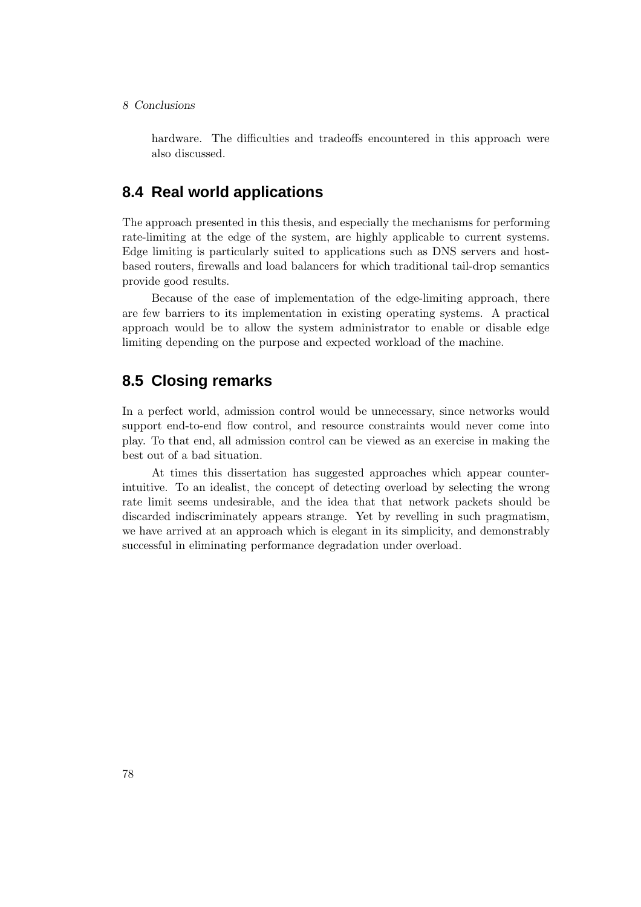hardware. The difficulties and tradeoffs encountered in this approach were also discussed.

## 8.4 Real world applications

The approach presented in this thesis, and especially the mechanisms for performing rate-limiting at the edge of the system, are highly applicable to current systems. Edge limiting is particularly suited to applications such as DNS servers and host-based routers, firewalls and load balancers for which traditional tail-drop semantics provide good results.

Because of the ease of implementation of the edge-limiting approach, there are few barriers to its implementation in existing operating systems. A practical approach would be to allow the system administrator to enable or disable edge limiting depending on the purpose and expected workload of the machine.

## 8.5 Closing remarks

In a perfect world, admission control would be unnecessary, since networks would support end-to-end flow control, and resource constraints would never come into play. To that end, all admission control can be viewed as an exercise in making the best out of a bad situation.

At times this dissertation has suggested approaches which appear counter-intuitive. To an idealist, the concept of detecting overload by selecting the wrong rate limit seems undesirable, and the idea that that network packets should be discarded indiscriminately appears strange. Yet by revelling in such pragmatism, we have arrived at an approach which is elegant in its simplicity, and demonstrably successful in eliminating performance degradation under overload.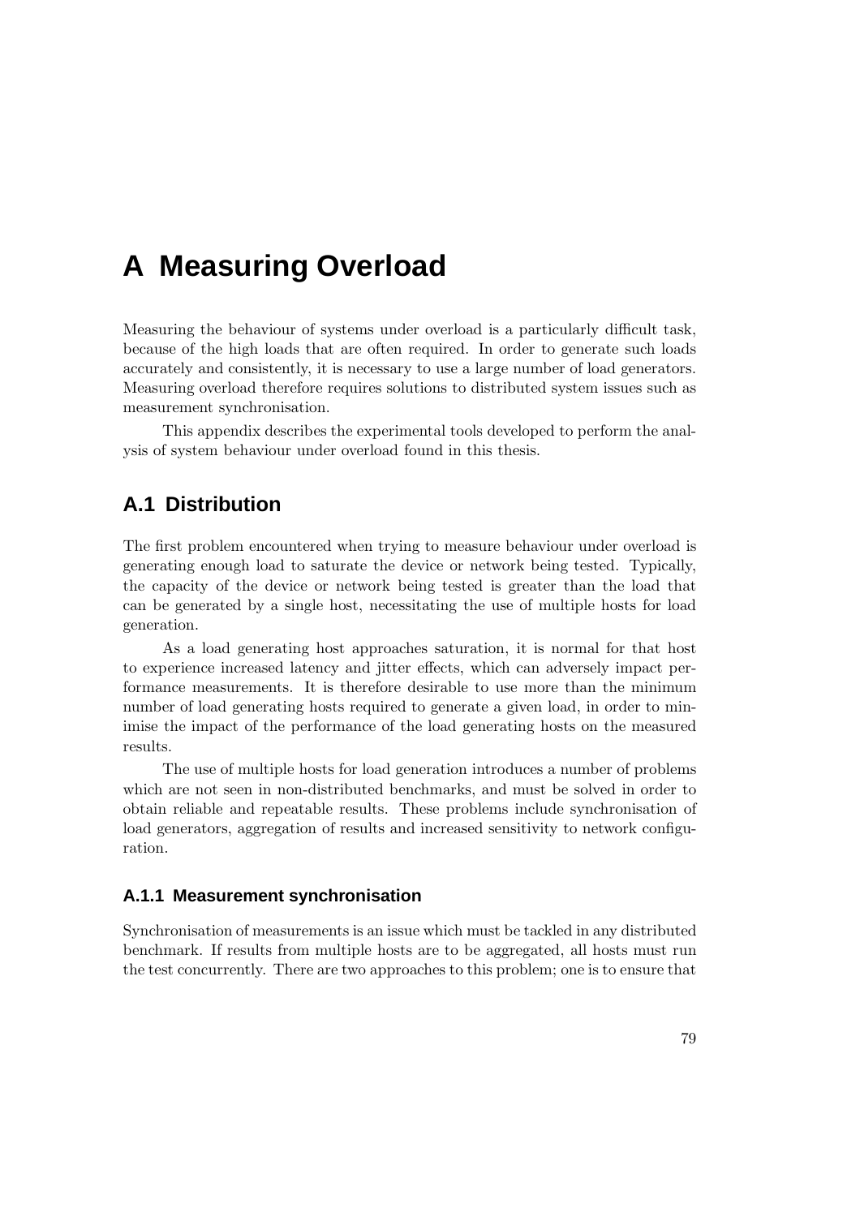# A Measuring Overload

Measuring the behaviour of systems under overload is a particularly difficult task, because of the high loads that are often required. In order to generate such loads accurately and consistently, it is necessary to use a large number of load generators. Measuring overload therefore requires solutions to distributed system issues such as measurement synchronisation.

This appendix describes the experimental tools developed to perform the analysis of system behaviour under overload found in this thesis.

## A.1 Distribution

The first problem encountered when trying to measure behaviour under overload is generating enough load to saturate the device or network being tested. Typically, the capacity of the device or network being tested is greater than the load that can be generated by a single host, necessitating the use of multiple hosts for load generation.

As a load generating host approaches saturation, it is normal for that host to experience increased latency and jitter effects, which can adversely impact performance measurements. It is therefore desirable to use more than the minimum number of load generating hosts required to generate a given load, in order to minimise the impact of the performance of the load generating hosts on the measured results.

The use of multiple hosts for load generation introduces a number of problems which are not seen in non-distributed benchmarks, and must be solved in order to obtain reliable and repeatable results. These problems include synchronisation of load generators, aggregation of results and increased sensitivity to network configuration.

### A.1.1 Measurement synchronisation

Synchronisation of measurements is an issue which must be tackled in any distributed benchmark. If results from multiple hosts are to be aggregated, all hosts must run the test concurrently. There are two approaches to this problem; one is to ensure that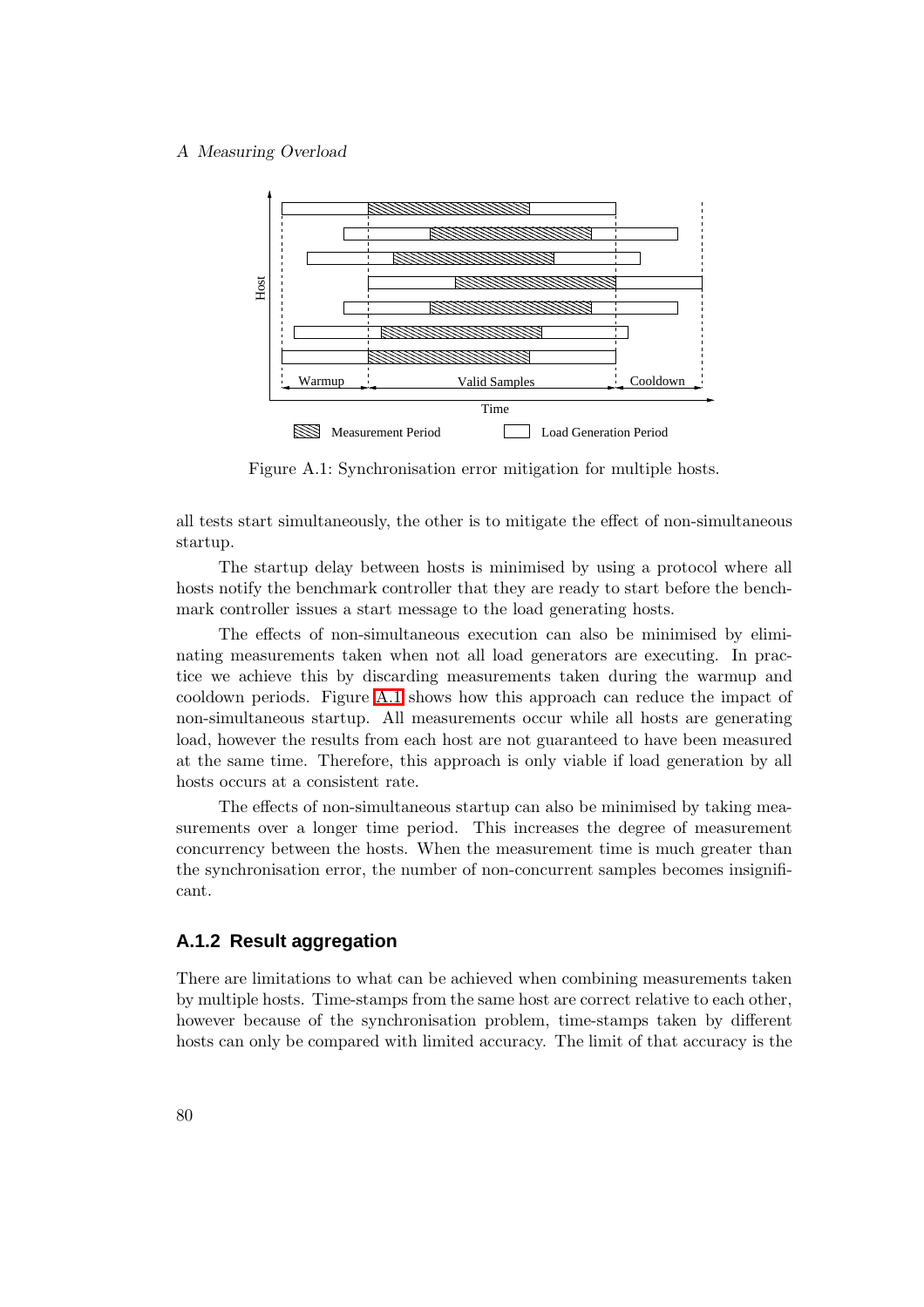Figure A.1: Synchronisation error mitigation for multiple hosts.

all tests start simultaneously, the other is to mitigate the effect of non-simultaneous startup.

The startup delay between hosts is minimised by using a protocol where all hosts notify the benchmark controller that they are ready to start before the benchmark controller issues a start message to the load generating hosts.

The effects of non-simultaneous execution can also be minimised by eliminating measurements taken when not all load generators are executing. In practice we achieve this by discarding measurements taken during the warmup and cooldown periods. Figure A.1 shows how this approach can reduce the impact of non-simultaneous startup. All measurements occur while all hosts are generating load, however the results from each host are not guaranteed to have been measured at the same time. Therefore, this approach is only viable if load generation by all hosts occurs at a consistent rate.

The effects of non-simultaneous startup can also be minimised by taking measurements over a longer time period. This increases the degree of measurement concurrency between the hosts. When the measurement time is much greater than the synchronisation error, the number of non-concurrent samples becomes insignificant.

### A.1.2 Result aggregation

There are limitations to what can be achieved when combining measurements taken by multiple hosts. Time-stamps from the same host are correct relative to each other, however because of the synchronisation problem, time-stamps taken by different hosts can only be compared with limited accuracy. The limit of that accuracy is the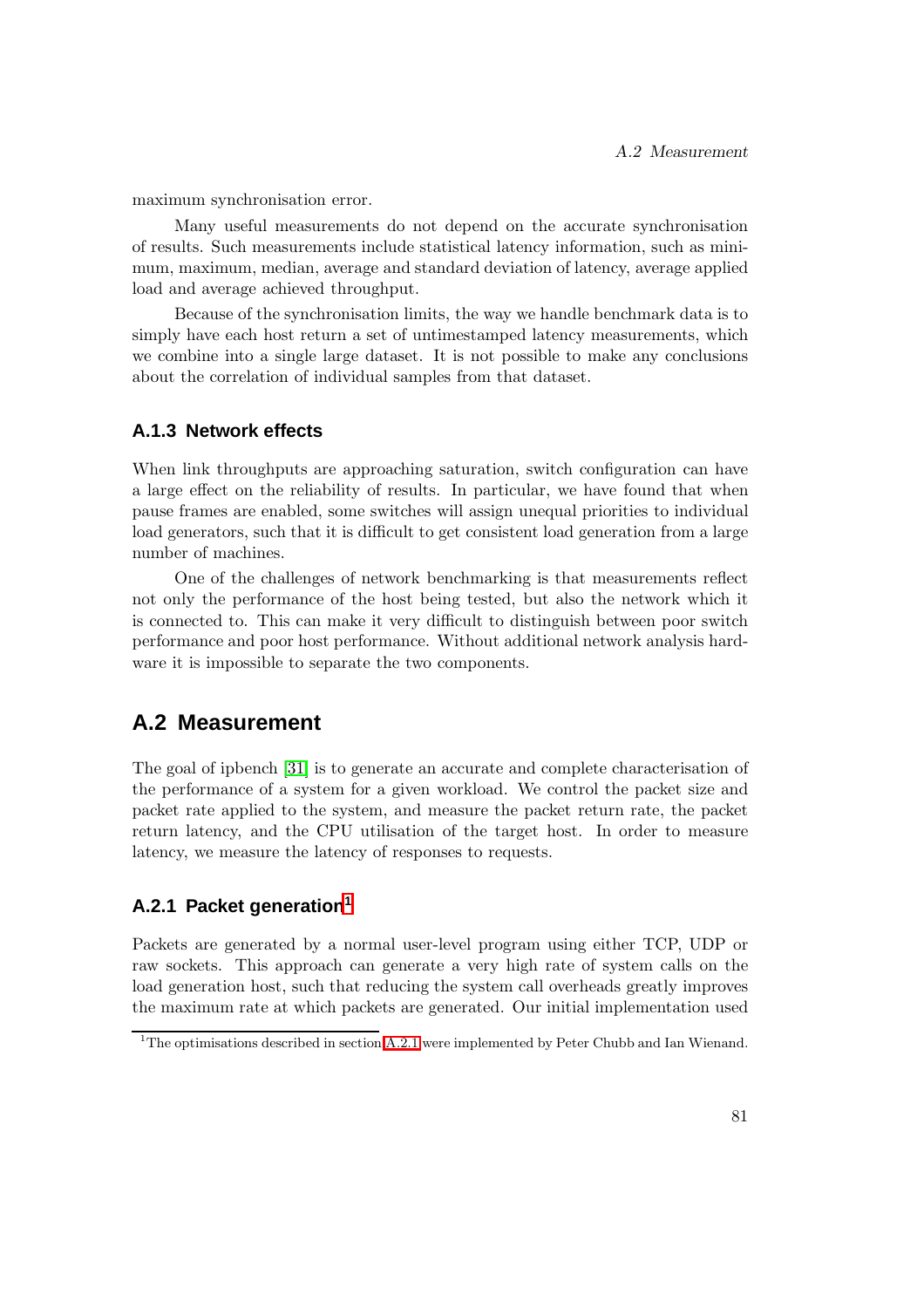maximum synchronisation error.

Many useful measurements do not depend on the accurate synchronisation of results. Such measurements include statistical latency information, such as minimum, maximum, median, average and standard deviation of latency, average applied load and average achieved throughput.

Because of the synchronisation limits, the way we handle benchmark data is to simply have each host return a set of untimestamped latency measurements, which we combine into a single large dataset. It is not possible to make any conclusions about the correlation of individual samples from that dataset.

### A.1.3 Network effects

When link throughputs are approaching saturation, switch configuration can have a large effect on the reliability of results. In particular, we have found that when pause frames are enabled, some switches will assign unequal priorities to individual load generators, such that it is difficult to get consistent load generation from a large number of machines.

One of the challenges of network benchmarking is that measurements reflect not only the performance of the host being tested, but also the network which it is connected to. This can make it very difficult to distinguish between poor switch performance and poor host performance. Without additional network analysis hardware it is impossible to separate the two components.

## A.2 Measurement

The goal of ipbench [31] is to generate an accurate and complete characterisation of the performance of a system for a given workload. We control the packet size and packet rate applied to the system, and measure the packet return rate, the packet return latency, and the CPU utilisation of the target host. In order to measure latency, we measure the latency of responses to requests.

### A.2.1 Packet generation[1]

Packets are generated by a normal user-level program using either TCP, UDP or raw sockets. This approach can generate a very high rate of system calls on the load generation host, such that reducing the system call overheads greatly improves the maximum rate at which packets are generated. Our initial implementation used

[1] The optimisations described in section A.2.1 were implemented by Peter Chubb and Ian Wienand.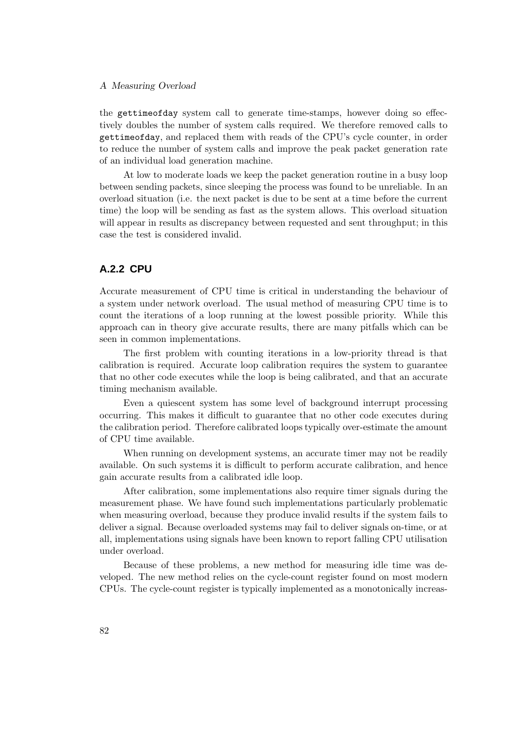the `gettimeofday` system call to generate time-stamps, however doing so effectively doubles the number of system calls required. We therefore removed calls to `gettimeofday`, and replaced them with reads of the CPU's cycle counter, in order to reduce the number of system calls and improve the peak packet generation rate of an individual load generation machine.

At low to moderate loads we keep the packet generation routine in a busy loop between sending packets, since sleeping the process was found to be unreliable. In an overload situation (i.e. the next packet is due to be sent at a time before the current time) the loop will be sending as fast as the system allows. This overload situation will appear in results as discrepancy between requested and sent throughput; in this case the test is considered invalid.

### A.2.2 CPU

Accurate measurement of CPU time is critical in understanding the behaviour of a system under network overload. The usual method of measuring CPU time is to count the iterations of a loop running at the lowest possible priority. While this approach can in theory give accurate results, there are many pitfalls which can be seen in common implementations.

The first problem with counting iterations in a low-priority thread is that calibration is required. Accurate loop calibration requires the system to guarantee that no other code executes while the loop is being calibrated, and that an accurate timing mechanism available.

Even a quiescent system has some level of background interrupt processing occurring. This makes it difficult to guarantee that no other code executes during the calibration period. Therefore calibrated loops typically over-estimate the amount of CPU time available.

When running on development systems, an accurate timer may not be readily available. On such systems it is difficult to perform accurate calibration, and hence gain accurate results from a calibrated idle loop.

After calibration, some implementations also require timer signals during the measurement phase. We have found such implementations particularly problematic when measuring overload, because they produce invalid results if the system fails to deliver a signal. Because overloaded systems may fail to deliver signals on-time, or at all, implementations using signals have been known to report falling CPU utilisation under overload.

Because of these problems, a new method for measuring idle time was developed. The new method relies on the cycle-count register found on most modern CPUs. The cycle-count register is typically implemented as a monotonically increas-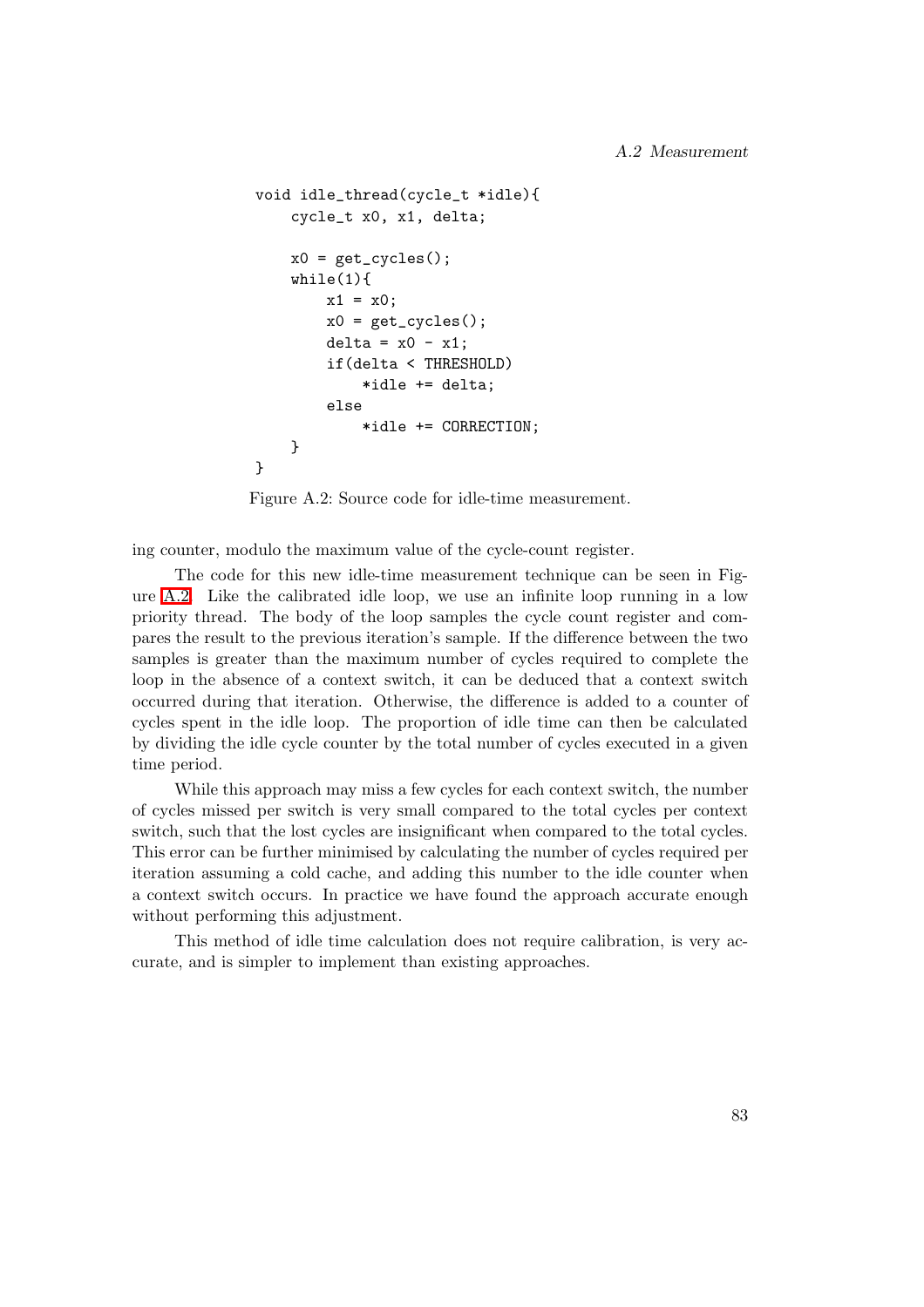```
void idle_thread(cycle_t *idle){
    cycle_t x0, x1, delta;

    x0 = get_cycles();
    while(1){
        x1 = x0;
        x0 = get_cycles();
        delta = x0 - x1;
        if(delta < THRESHOLD)
            *idle += delta;
        else
            *idle += CORRECTION;
    }
}
```

Figure A.2: Source code for idle-time measurement.

ing counter, modulo the maximum value of the cycle-count register.

The code for this new idle-time measurement technique can be seen in Figure A.2. Like the calibrated idle loop, we use an infinite loop running in a low priority thread. The body of the loop samples the cycle count register and compares the result to the previous iteration's sample. If the difference between the two samples is greater than the maximum number of cycles required to complete the loop in the absence of a context switch, it can be deduced that a context switch occurred during that iteration. Otherwise, the difference is added to a counter of cycles spent in the idle loop. The proportion of idle time can then be calculated by dividing the idle cycle counter by the total number of cycles executed in a given time period.

While this approach may miss a few cycles for each context switch, the number of cycles missed per switch is very small compared to the total cycles per context switch, such that the lost cycles are insignificant when compared to the total cycles. This error can be further minimised by calculating the number of cycles required per iteration assuming a cold cache, and adding this number to the idle counter when a context switch occurs. In practice we have found the approach accurate enough without performing this adjustment.

This method of idle time calculation does not require calibration, is very accurate, and is simpler to implement than existing approaches.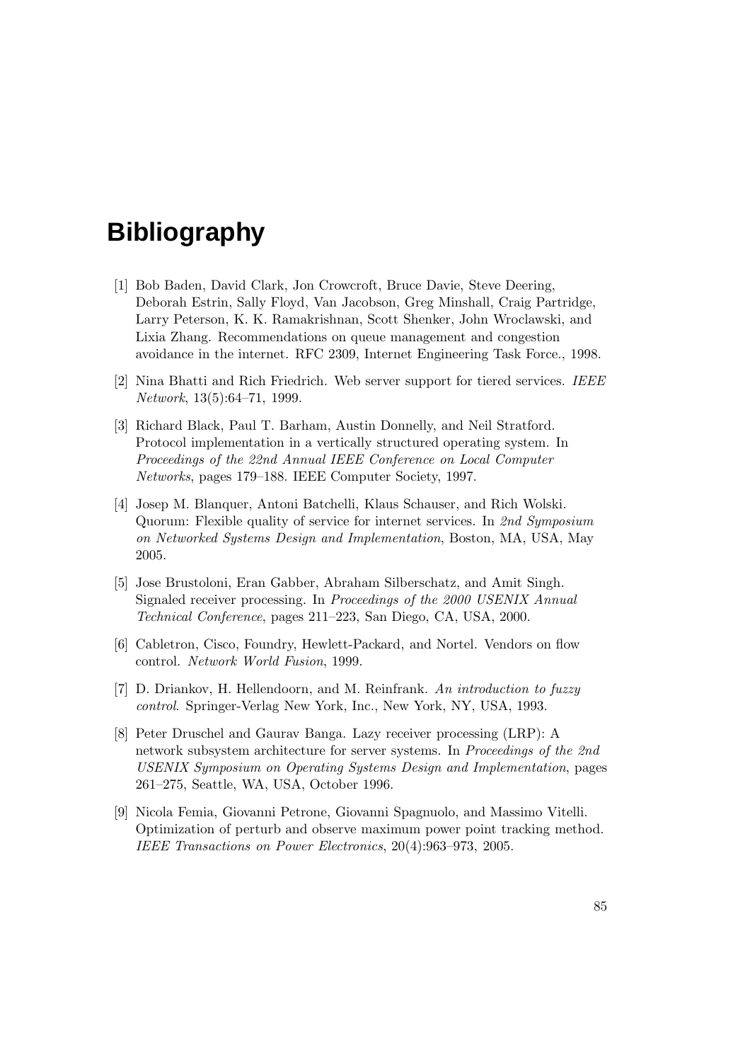# Bibliography

[1] Bob Baden, David Clark, Jon Crowcroft, Bruce Davie, Steve Deering, Deborah Estrin, Sally Floyd, Van Jacobson, Greg Minshall, Craig Partridge, Larry Peterson, K. K. Ramakrishnan, Scott Shenker, John Wroclawski, and Lixia Zhang. Recommendations on queue management and congestion avoidance in the internet. RFC 2309, Internet Engineering Task Force., 1998.

[2] Nina Bhatti and Rich Friedrich. Web server support for tiered services. *IEEE Network*, 13(5):64–71, 1999.

[3] Richard Black, Paul T. Barham, Austin Donnelly, and Neil Stratford. Protocol implementation in a vertically structured operating system. In *Proceedings of the 22nd Annual IEEE Conference on Local Computer Networks*, pages 179–188. IEEE Computer Society, 1997.

[4] Josep M. Blanquer, Antoni Batchelli, Klaus Schauser, and Rich Wolski. Quorum: Flexible quality of service for internet services. In *2nd Symposium on Networked Systems Design and Implementation*, Boston, MA, USA, May 2005.

[5] Jose Brustoloni, Eran Gabber, Abraham Silberschatz, and Amit Singh. Signaled receiver processing. In *Proceedings of the 2000 USENIX Annual Technical Conference*, pages 211–223, San Diego, CA, USA, 2000.

[6] Cabletron, Cisco, Foundry, Hewlett-Packard, and Nortel. Vendors on flow control. *Network World Fusion*, 1999.

[7] D. Driankov, H. Hellendoorn, and M. Reinfrank. *An introduction to fuzzy control*. Springer-Verlag New York, Inc., New York, NY, USA, 1993.

[8] Peter Druschel and Gaurav Banga. Lazy receiver processing (LRP): A network subsystem architecture for server systems. In *Proceedings of the 2nd USENIX Symposium on Operating Systems Design and Implementation*, pages 261–275, Seattle, WA, USA, October 1996.

[9] Nicola Femia, Giovanni Petrone, Giovanni Spagnuolo, and Massimo Vitelli. Optimization of perturb and observe maximum power point tracking method. *IEEE Transactions on Power Electronics*, 20(4):963–973, 2005.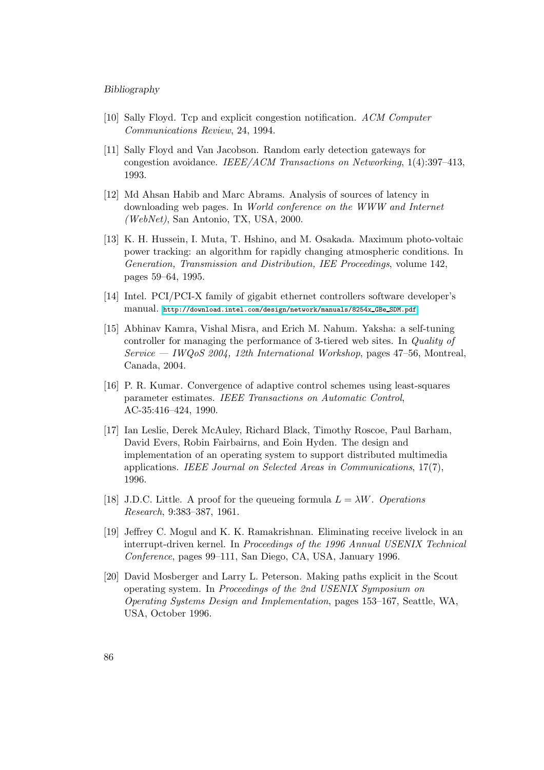[10] Sally Floyd. Tcp and explicit congestion notification. *ACM Computer Communications Review*, 24, 1994.

[11] Sally Floyd and Van Jacobson. Random early detection gateways for congestion avoidance. *IEEE/ACM Transactions on Networking*, 1(4):397–413, 1993.

[12] Md Ahsan Habib and Marc Abrams. Analysis of sources of latency in downloading web pages. In *World conference on the WWW and Internet (WebNet)*, San Antonio, TX, USA, 2000.

[13] K. H. Hussein, I. Muta, T. Hshino, and M. Osakada. Maximum photo-voltaic power tracking: an algorithm for rapidly changing atmospheric conditions. In *Generation, Transmission and Distribution, IEE Proceedings*, volume 142, pages 59–64, 1995.

[14] Intel. PCI/PCI-X family of gigabit ethernet controllers software developer's manual. http://download.intel.com/design/network/manuals/8254x_GBe_SDM.pdf

[15] Abhinav Kamra, Vishal Misra, and Erich M. Nahum. Yaksha: a self-tuning controller for managing the performance of 3-tiered web sites. In *Quality of Service — IWQoS 2004, 12th International Workshop*, pages 47–56, Montreal, Canada, 2004.

[16] P. R. Kumar. Convergence of adaptive control schemes using least-squares parameter estimates. *IEEE Transactions on Automatic Control*, AC-35:416–424, 1990.

[17] Ian Leslie, Derek McAuley, Richard Black, Timothy Roscoe, Paul Barham, David Evers, Robin Fairbairns, and Eoin Hyden. The design and implementation of an operating system to support distributed multimedia applications. *IEEE Journal on Selected Areas in Communications*, 17(7), 1996.

[18] J.D.C. Little. A proof for the queueing formula $L = \lambda W$. *Operations Research*, 9:383–387, 1961.

[19] Jeffrey C. Mogul and K. K. Ramakrishnan. Eliminating receive livelock in an interrupt-driven kernel. In *Proceedings of the 1996 Annual USENIX Technical Conference*, pages 99–111, San Diego, CA, USA, January 1996.

[20] David Mosberger and Larry L. Peterson. Making paths explicit in the Scout operating system. In *Proceedings of the 2nd USENIX Symposium on Operating Systems Design and Implementation*, pages 153–167, Seattle, WA, USA, October 1996.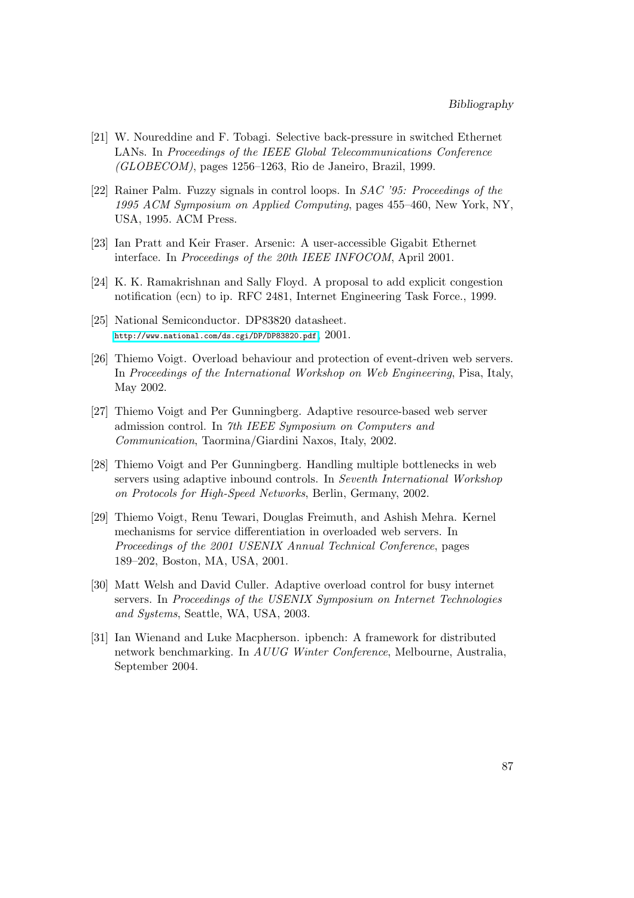[21] W. Noureddine and F. Tobagi. Selective back-pressure in switched Ethernet LANs. In *Proceedings of the IEEE Global Telecommunications Conference (GLOBECOM)*, pages 1256–1263, Rio de Janeiro, Brazil, 1999.

[22] Rainer Palm. Fuzzy signals in control loops. In *SAC '95: Proceedings of the 1995 ACM Symposium on Applied Computing*, pages 455–460, New York, NY, USA, 1995. ACM Press.

[23] Ian Pratt and Keir Fraser. Arsenic: A user-accessible Gigabit Ethernet interface. In *Proceedings of the 20th IEEE INFOCOM*, April 2001.

[24] K. K. Ramakrishnan and Sally Floyd. A proposal to add explicit congestion notification (ecn) to ip. RFC 2481, Internet Engineering Task Force., 1999.

[25] National Semiconductor. DP83820 datasheet. http://www.national.com/ds.cgi/DP/DP83820.pdf, 2001.

[26] Thiemo Voigt. Overload behaviour and protection of event-driven web servers. In *Proceedings of the International Workshop on Web Engineering*, Pisa, Italy, May 2002.

[27] Thiemo Voigt and Per Gunningberg. Adaptive resource-based web server admission control. In *7th IEEE Symposium on Computers and Communication*, Taormina/Giardini Naxos, Italy, 2002.

[28] Thiemo Voigt and Per Gunningberg. Handling multiple bottlenecks in web servers using adaptive inbound controls. In *Seventh International Workshop on Protocols for High-Speed Networks*, Berlin, Germany, 2002.

[29] Thiemo Voigt, Renu Tewari, Douglas Freimuth, and Ashish Mehra. Kernel mechanisms for service differentiation in overloaded web servers. In *Proceedings of the 2001 USENIX Annual Technical Conference*, pages 189–202, Boston, MA, USA, 2001.

[30] Matt Welsh and David Culler. Adaptive overload control for busy internet servers. In *Proceedings of the USENIX Symposium on Internet Technologies and Systems*, Seattle, WA, USA, 2003.

[31] Ian Wienand and Luke Macpherson. ipbench: A framework for distributed network benchmarking. In *AUUG Winter Conference*, Melbourne, Australia, September 2004.